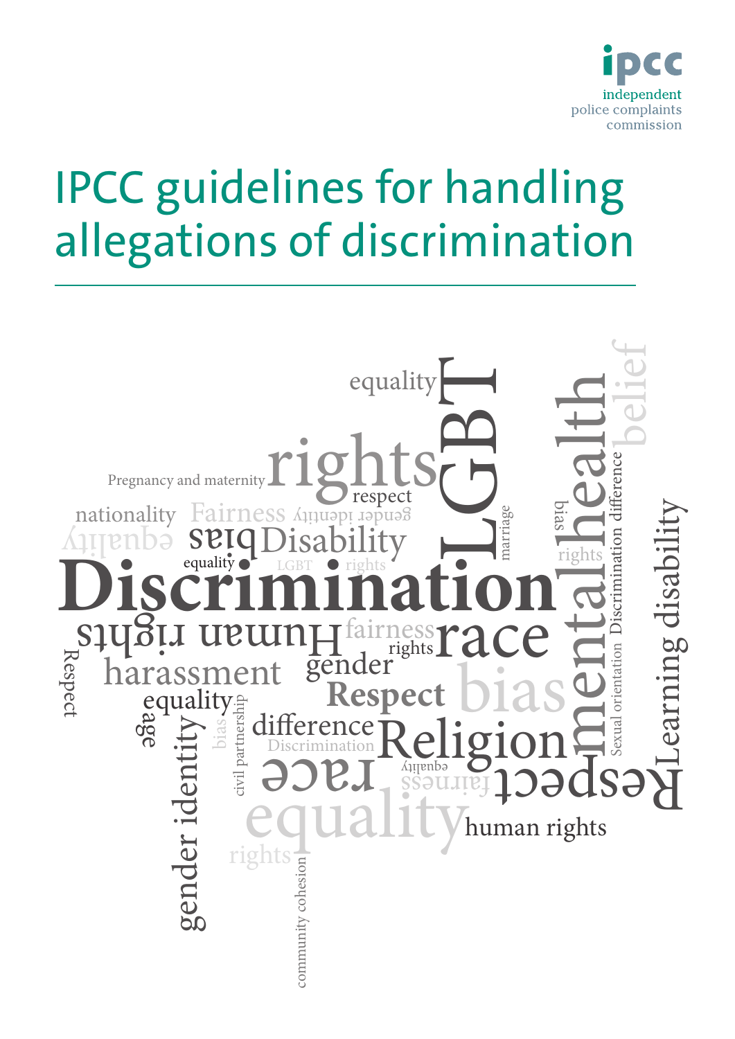ipcc
independent
police complaints
commission

# IPCC guidelines for handling allegations of discrimination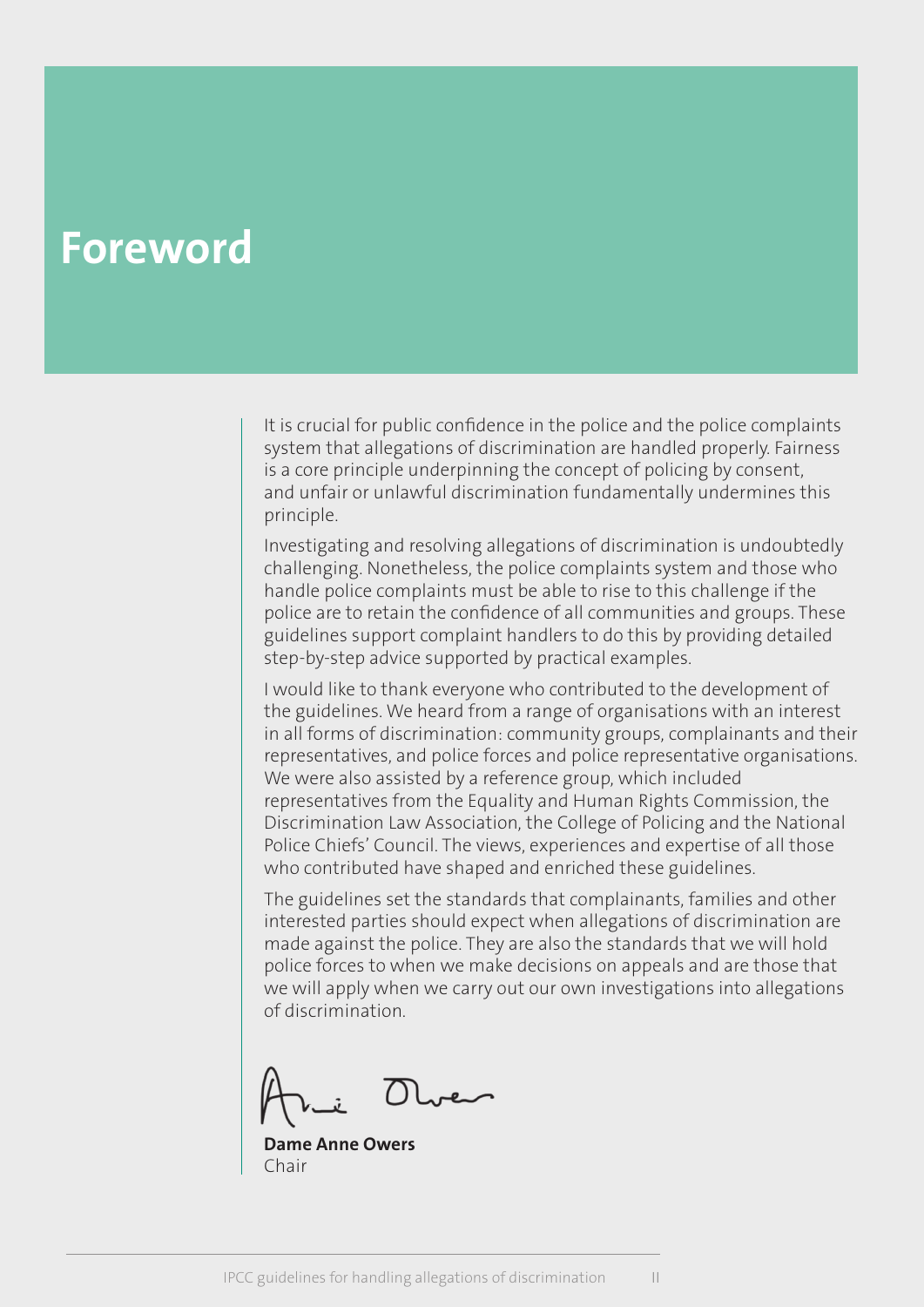# Foreword

It is crucial for public confidence in the police and the police complaints system that allegations of discrimination are handled properly. Fairness is a core principle underpinning the concept of policing by consent, and unfair or unlawful discrimination fundamentally undermines this principle.

Investigating and resolving allegations of discrimination is undoubtedly challenging. Nonetheless, the police complaints system and those who handle police complaints must be able to rise to this challenge if the police are to retain the confidence of all communities and groups. These guidelines support complaint handlers to do this by providing detailed step-by-step advice supported by practical examples.

I would like to thank everyone who contributed to the development of the guidelines. We heard from a range of organisations with an interest in all forms of discrimination: community groups, complainants and their representatives, and police forces and police representative organisations. We were also assisted by a reference group, which included representatives from the Equality and Human Rights Commission, the Discrimination Law Association, the College of Policing and the National Police Chiefs' Council. The views, experiences and expertise of all those who contributed have shaped and enriched these guidelines.

The guidelines set the standards that complainants, families and other interested parties should expect when allegations of discrimination are made against the police. They are also the standards that we will hold police forces to when we make decisions on appeals and are those that we will apply when we carry out our own investigations into allegations of discrimination.

**Dame Anne Owers**
Chair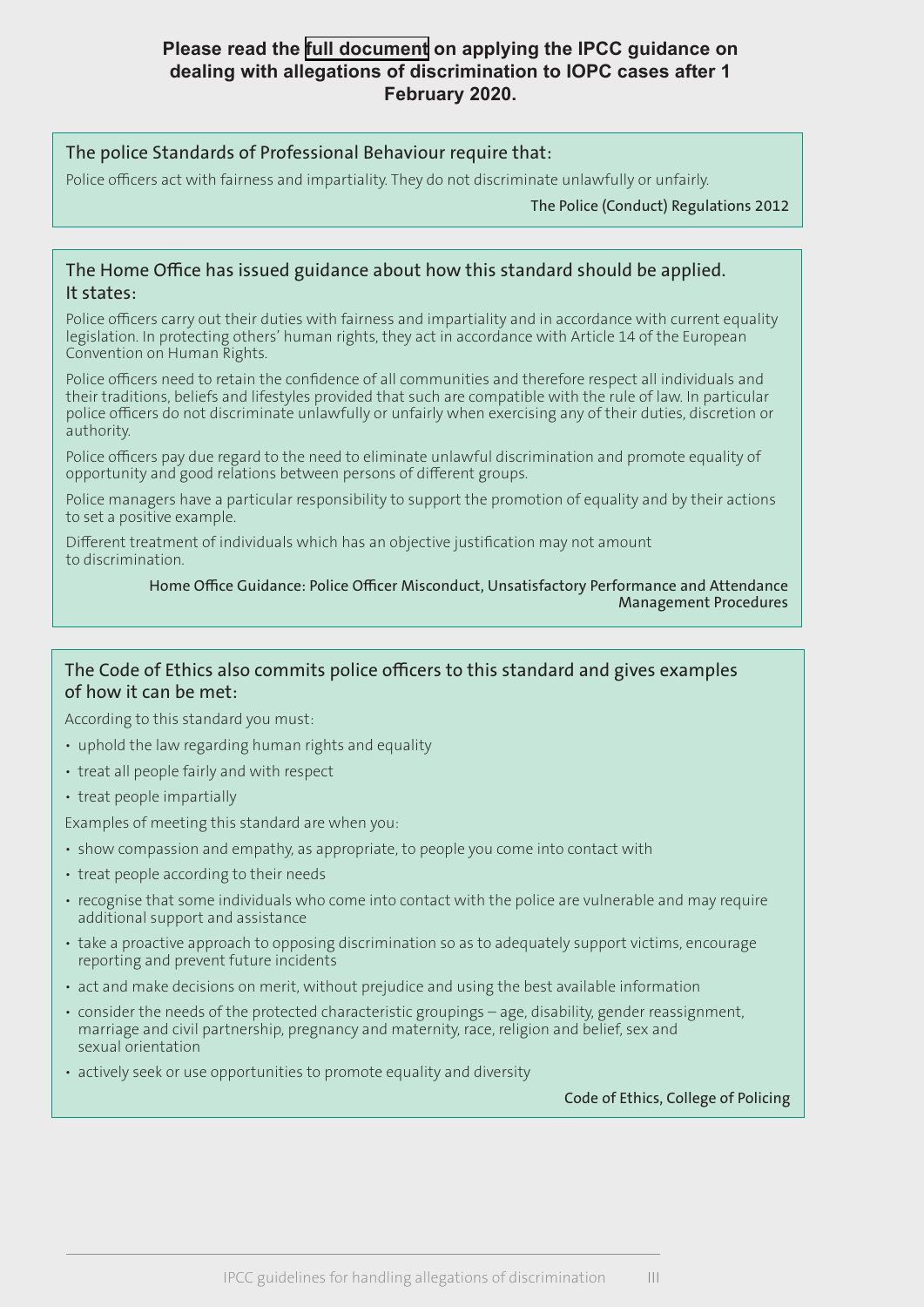**Please read the full document on applying the IPCC guidance on dealing with allegations of discrimination to IOPC cases after 1 February 2020.**

### The police Standards of Professional Behaviour require that:

Police officers act with fairness and impartiality. They do not discriminate unlawfully or unfairly.

The Police (Conduct) Regulations 2012

### The Home Office has issued guidance about how this standard should be applied. It states:

Police officers carry out their duties with fairness and impartiality and in accordance with current equality legislation. In protecting others' human rights, they act in accordance with Article 14 of the European Convention on Human Rights.

Police officers need to retain the confidence of all communities and therefore respect all individuals and their traditions, beliefs and lifestyles provided that such are compatible with the rule of law. In particular police officers do not discriminate unlawfully or unfairly when exercising any of their duties, discretion or authority.

Police officers pay due regard to the need to eliminate unlawful discrimination and promote equality of opportunity and good relations between persons of different groups.

Police managers have a particular responsibility to support the promotion of equality and by their actions to set a positive example.

Different treatment of individuals which has an objective justification may not amount to discrimination.

Home Office Guidance: Police Officer Misconduct, Unsatisfactory Performance and Attendance Management Procedures

### The Code of Ethics also commits police officers to this standard and gives examples of how it can be met:

According to this standard you must:

- uphold the law regarding human rights and equality
- treat all people fairly and with respect
- treat people impartially

Examples of meeting this standard are when you:

- show compassion and empathy, as appropriate, to people you come into contact with
- treat people according to their needs
- recognise that some individuals who come into contact with the police are vulnerable and may require additional support and assistance
- take a proactive approach to opposing discrimination so as to adequately support victims, encourage reporting and prevent future incidents
- act and make decisions on merit, without prejudice and using the best available information
- consider the needs of the protected characteristic groupings – age, disability, gender reassignment, marriage and civil partnership, pregnancy and maternity, race, religion and belief, sex and sexual orientation
- actively seek or use opportunities to promote equality and diversity

Code of Ethics, College of Policing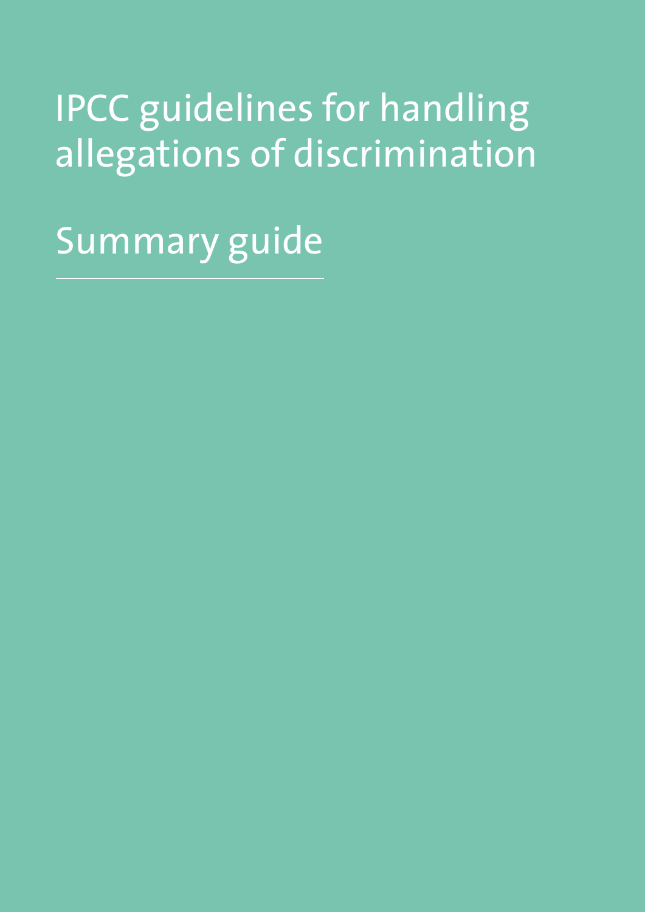# IPCC guidelines for handling allegations of discrimination

## Summary guide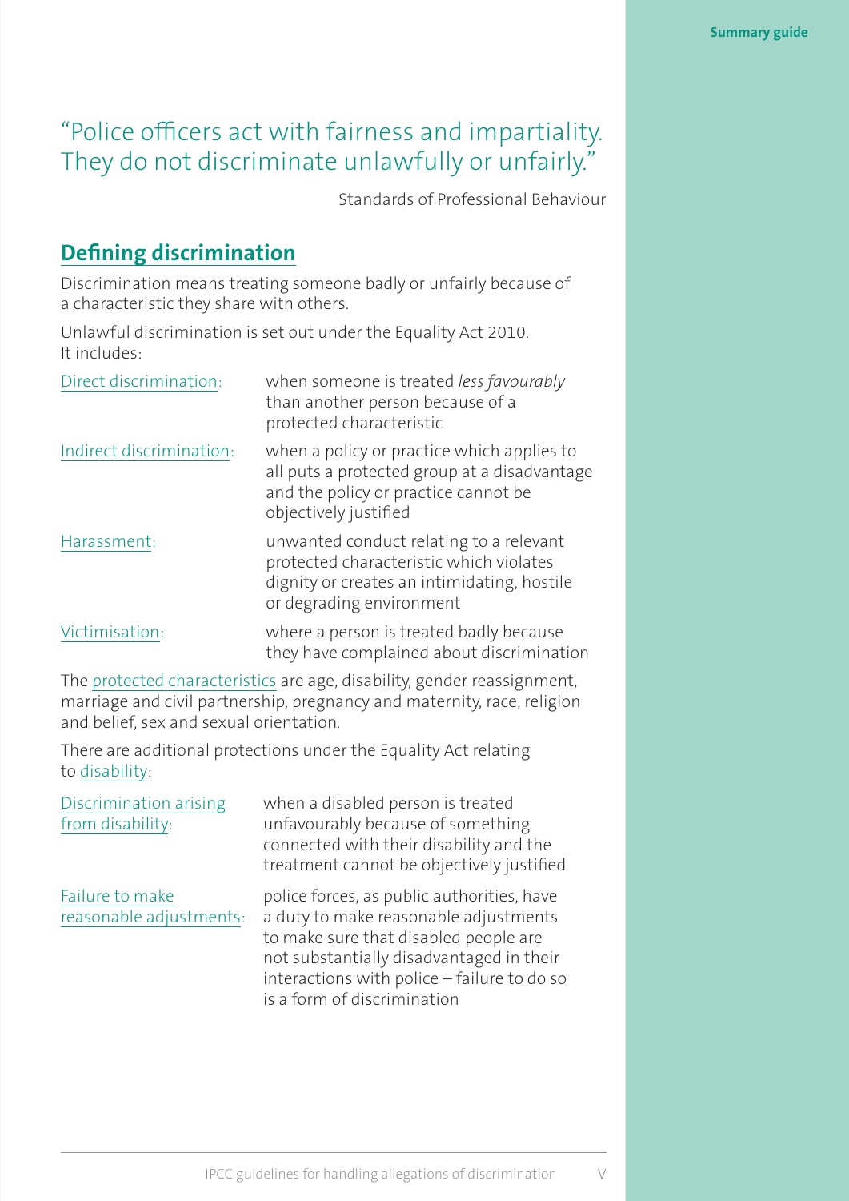"Police officers act with fairness and impartiality. They do not discriminate unlawfully or unfairly."

Standards of Professional Behaviour

## Defining discrimination

Discrimination means treating someone badly or unfairly because of a characteristic they share with others.

Unlawful discrimination is set out under the Equality Act 2010. It includes:

| | |
|---|---|
| Direct discrimination: | when someone is treated *less favourably* than another person because of a protected characteristic |
| Indirect discrimination: | when a policy or practice which applies to all puts a protected group at a disadvantage and the policy or practice cannot be objectively justified |
| Harassment: | unwanted conduct relating to a relevant protected characteristic which violates dignity or creates an intimidating, hostile or degrading environment |
| Victimisation: | where a person is treated badly because they have complained about discrimination |

The protected characteristics are age, disability, gender reassignment, marriage and civil partnership, pregnancy and maternity, race, religion and belief, sex and sexual orientation.

There are additional protections under the Equality Act relating to disability:

| | |
|---|---|
| Discrimination arising from disability: | when a disabled person is treated unfavourably because of something connected with their disability and the treatment cannot be objectively justified |
| Failure to make reasonable adjustments: | police forces, as public authorities, have a duty to make reasonable adjustments to make sure that disabled people are not substantially disadvantaged in their interactions with police – failure to do so is a form of discrimination |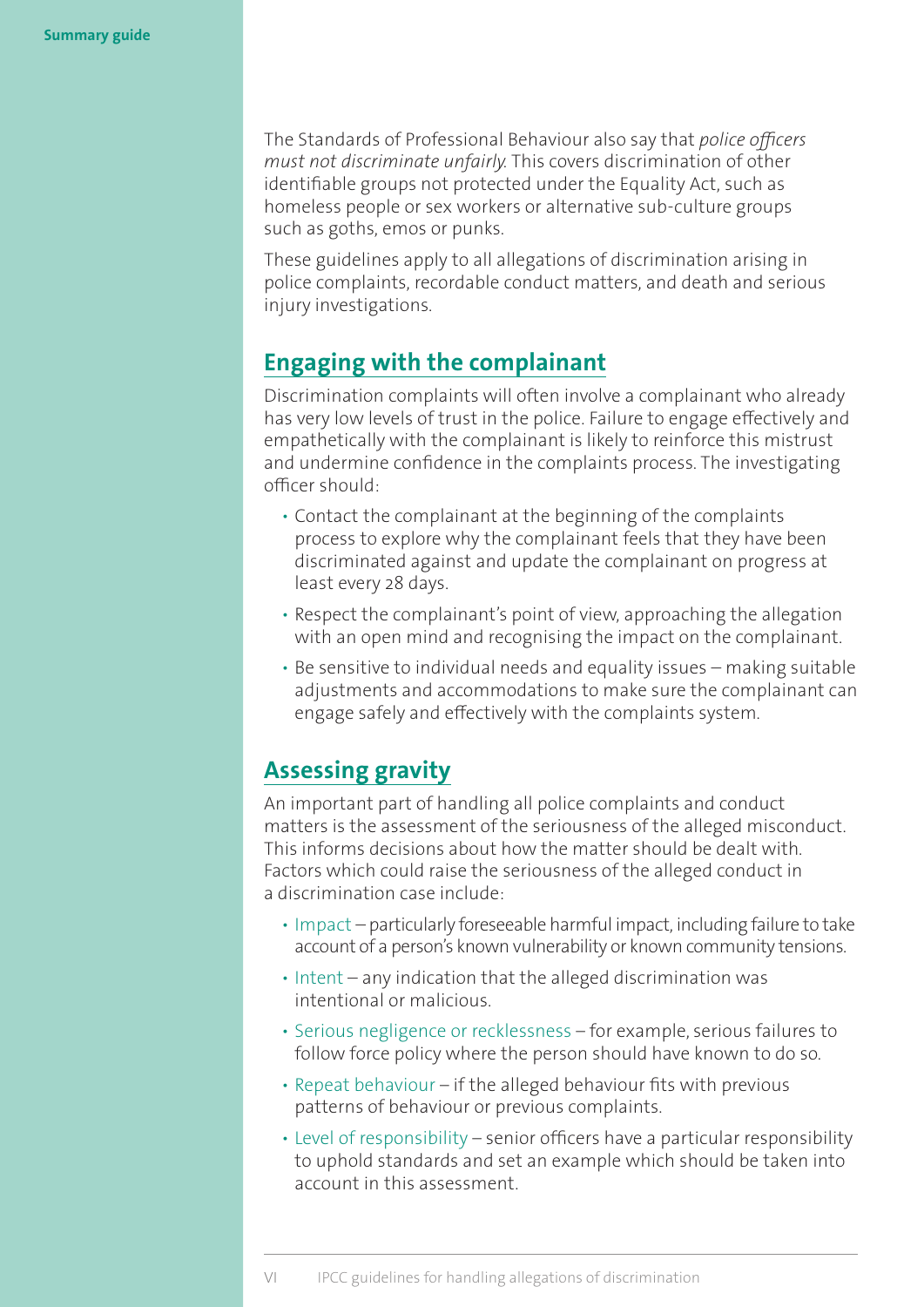The Standards of Professional Behaviour also say that *police officers must not discriminate unfairly*. This covers discrimination of other identifiable groups not protected under the Equality Act, such as homeless people or sex workers or alternative sub-culture groups such as goths, emos or punks.

These guidelines apply to all allegations of discrimination arising in police complaints, recordable conduct matters, and death and serious injury investigations.

## Engaging with the complainant

Discrimination complaints will often involve a complainant who already has very low levels of trust in the police. Failure to engage effectively and empathetically with the complainant is likely to reinforce this mistrust and undermine confidence in the complaints process. The investigating officer should:

- Contact the complainant at the beginning of the complaints process to explore why the complainant feels that they have been discriminated against and update the complainant on progress at least every 28 days.
- Respect the complainant's point of view, approaching the allegation with an open mind and recognising the impact on the complainant.
- Be sensitive to individual needs and equality issues – making suitable adjustments and accommodations to make sure the complainant can engage safely and effectively with the complaints system.

## Assessing gravity

An important part of handling all police complaints and conduct matters is the assessment of the seriousness of the alleged misconduct. This informs decisions about how the matter should be dealt with. Factors which could raise the seriousness of the alleged conduct in a discrimination case include:

- Impact – particularly foreseeable harmful impact, including failure to take account of a person's known vulnerability or known community tensions.
- Intent – any indication that the alleged discrimination was intentional or malicious.
- Serious negligence or recklessness – for example, serious failures to follow force policy where the person should have known to do so.
- Repeat behaviour – if the alleged behaviour fits with previous patterns of behaviour or previous complaints.
- Level of responsibility – senior officers have a particular responsibility to uphold standards and set an example which should be taken into account in this assessment.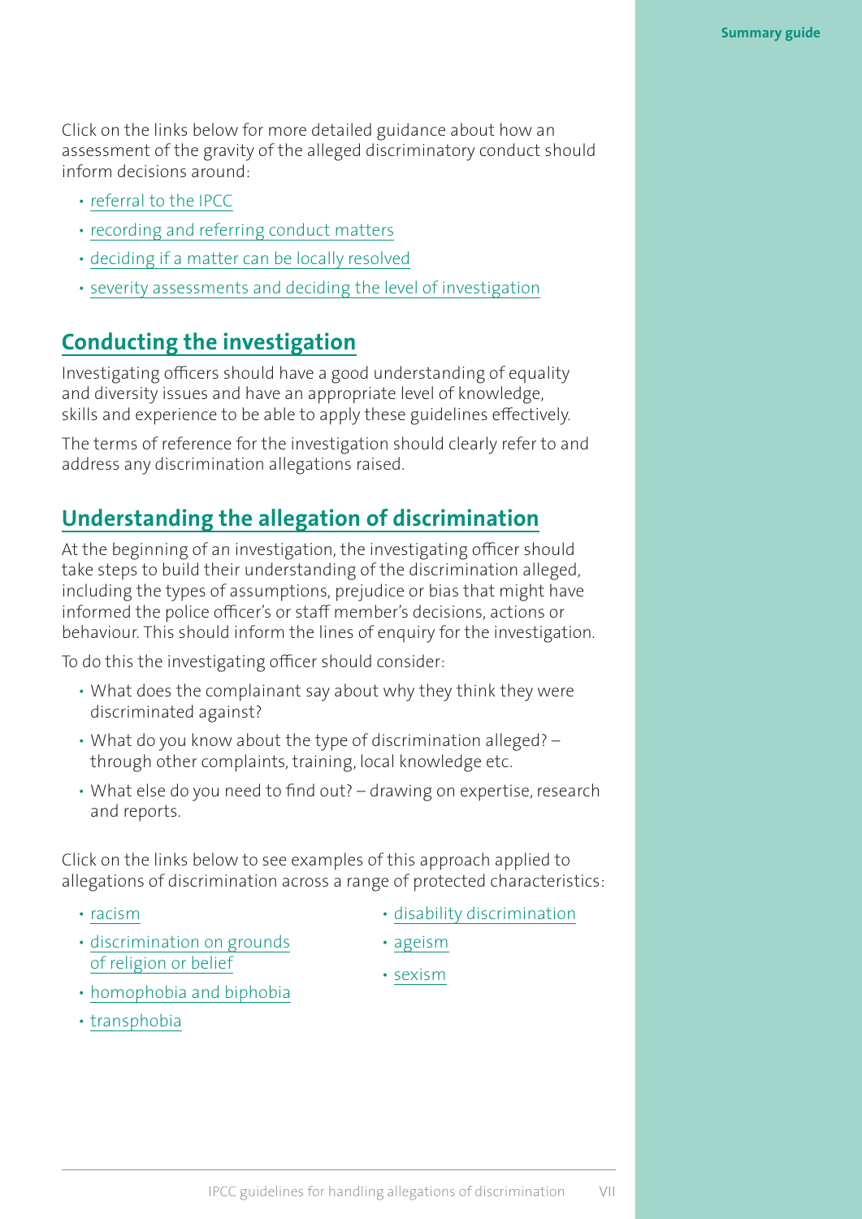Click on the links below for more detailed guidance about how an assessment of the gravity of the alleged discriminatory conduct should inform decisions around:

- referral to the IPCC
- recording and referring conduct matters
- deciding if a matter can be locally resolved
- severity assessments and deciding the level of investigation

## Conducting the investigation

Investigating officers should have a good understanding of equality and diversity issues and have an appropriate level of knowledge, skills and experience to be able to apply these guidelines effectively.

The terms of reference for the investigation should clearly refer to and address any discrimination allegations raised.

## Understanding the allegation of discrimination

At the beginning of an investigation, the investigating officer should take steps to build their understanding of the discrimination alleged, including the types of assumptions, prejudice or bias that might have informed the police officer's or staff member's decisions, actions or behaviour. This should inform the lines of enquiry for the investigation.

To do this the investigating officer should consider:

- What does the complainant say about why they think they were discriminated against?
- What do you know about the type of discrimination alleged? – through other complaints, training, local knowledge etc.
- What else do you need to find out? – drawing on expertise, research and reports.

Click on the links below to see examples of this approach applied to allegations of discrimination across a range of protected characteristics:

- racism
- discrimination on grounds of religion or belief
- homophobia and biphobia
- transphobia
- disability discrimination
- ageism
- sexism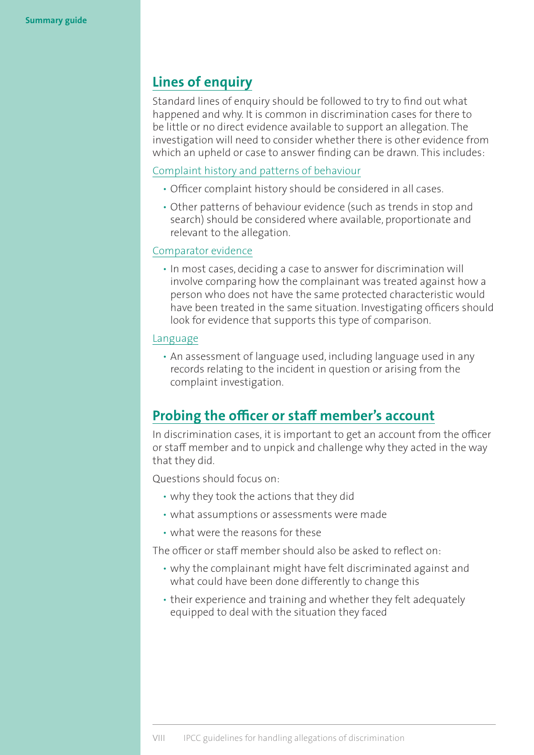## Lines of enquiry

Standard lines of enquiry should be followed to try to find out what happened and why. It is common in discrimination cases for there to be little or no direct evidence available to support an allegation. The investigation will need to consider whether there is other evidence from which an upheld or case to answer finding can be drawn. This includes:

### Complaint history and patterns of behaviour

- Officer complaint history should be considered in all cases.
- Other patterns of behaviour evidence (such as trends in stop and search) should be considered where available, proportionate and relevant to the allegation.

### Comparator evidence

- In most cases, deciding a case to answer for discrimination will involve comparing how the complainant was treated against how a person who does not have the same protected characteristic would have been treated in the same situation. Investigating officers should look for evidence that supports this type of comparison.

### Language

- An assessment of language used, including language used in any records relating to the incident in question or arising from the complaint investigation.

## Probing the officer or staff member's account

In discrimination cases, it is important to get an account from the officer or staff member and to unpick and challenge why they acted in the way that they did.

Questions should focus on:

- why they took the actions that they did
- what assumptions or assessments were made
- what were the reasons for these

The officer or staff member should also be asked to reflect on:

- why the complainant might have felt discriminated against and what could have been done differently to change this
- their experience and training and whether they felt adequately equipped to deal with the situation they faced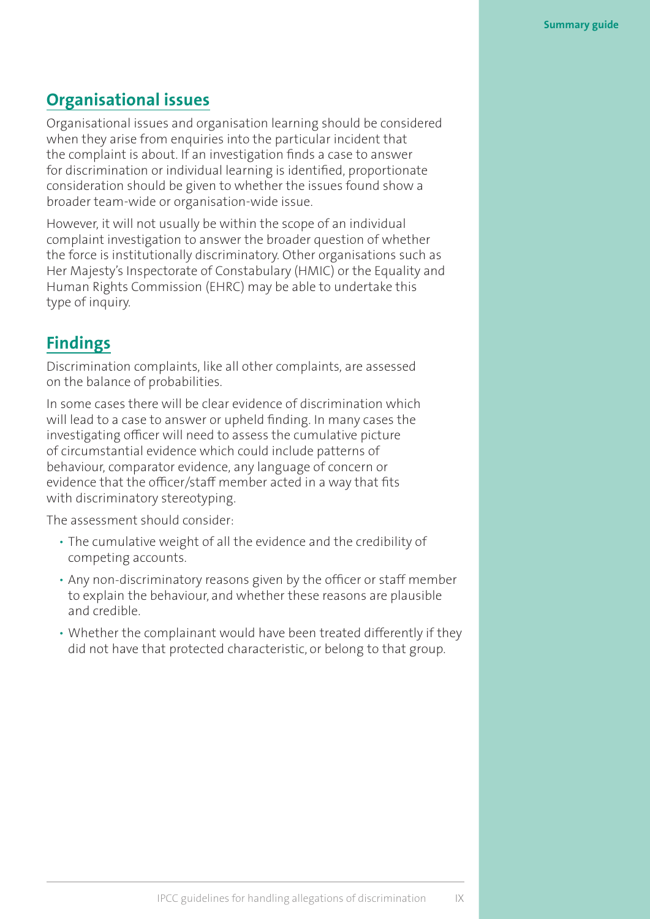## Organisational issues

Organisational issues and organisation learning should be considered when they arise from enquiries into the particular incident that the complaint is about. If an investigation finds a case to answer for discrimination or individual learning is identified, proportionate consideration should be given to whether the issues found show a broader team-wide or organisation-wide issue.

However, it will not usually be within the scope of an individual complaint investigation to answer the broader question of whether the force is institutionally discriminatory. Other organisations such as Her Majesty's Inspectorate of Constabulary (HMIC) or the Equality and Human Rights Commission (EHRC) may be able to undertake this type of inquiry.

## Findings

Discrimination complaints, like all other complaints, are assessed on the balance of probabilities.

In some cases there will be clear evidence of discrimination which will lead to a case to answer or upheld finding. In many cases the investigating officer will need to assess the cumulative picture of circumstantial evidence which could include patterns of behaviour, comparator evidence, any language of concern or evidence that the officer/staff member acted in a way that fits with discriminatory stereotyping.

The assessment should consider:

- The cumulative weight of all the evidence and the credibility of competing accounts.
- Any non-discriminatory reasons given by the officer or staff member to explain the behaviour, and whether these reasons are plausible and credible.
- Whether the complainant would have been treated differently if they did not have that protected characteristic, or belong to that group.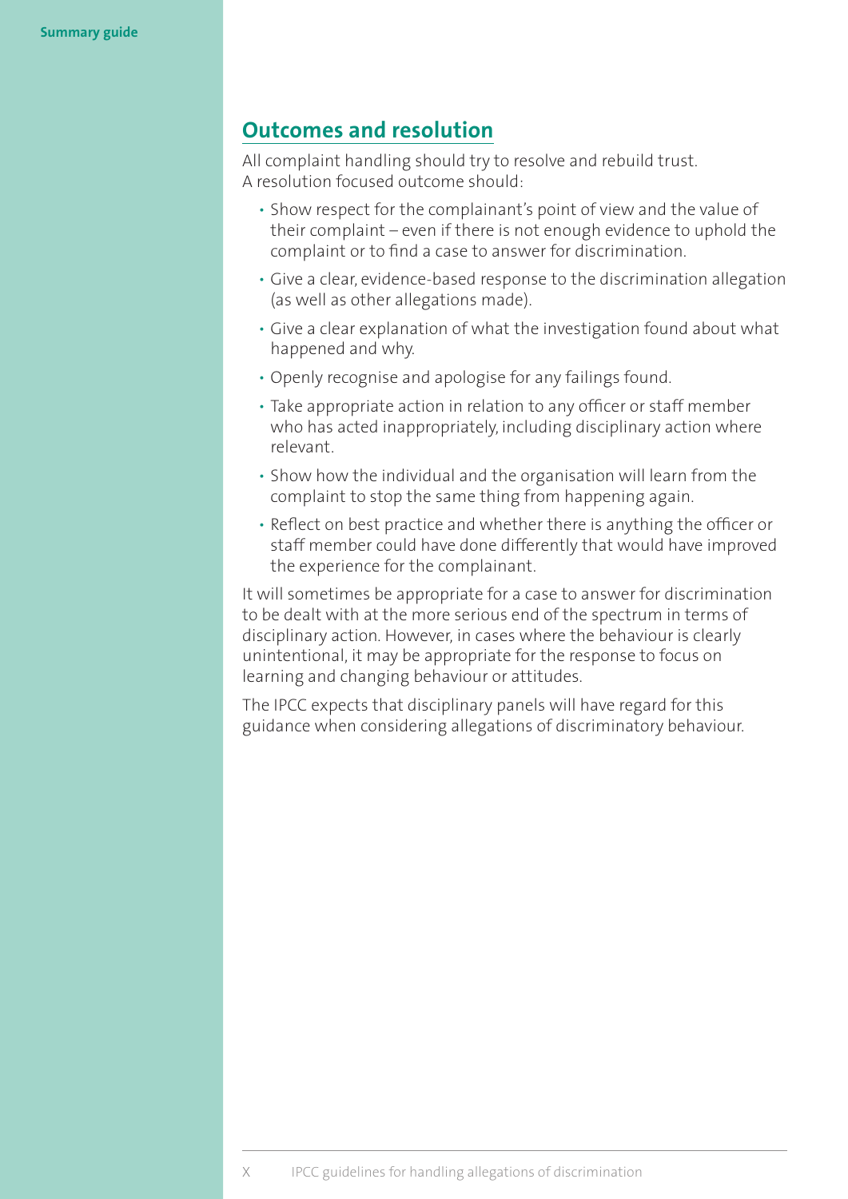## Outcomes and resolution

All complaint handling should try to resolve and rebuild trust.
A resolution focused outcome should:

- Show respect for the complainant's point of view and the value of their complaint – even if there is not enough evidence to uphold the complaint or to find a case to answer for discrimination.
- Give a clear, evidence-based response to the discrimination allegation (as well as other allegations made).
- Give a clear explanation of what the investigation found about what happened and why.
- Openly recognise and apologise for any failings found.
- Take appropriate action in relation to any officer or staff member who has acted inappropriately, including disciplinary action where relevant.
- Show how the individual and the organisation will learn from the complaint to stop the same thing from happening again.
- Reflect on best practice and whether there is anything the officer or staff member could have done differently that would have improved the experience for the complainant.

It will sometimes be appropriate for a case to answer for discrimination to be dealt with at the more serious end of the spectrum in terms of disciplinary action. However, in cases where the behaviour is clearly unintentional, it may be appropriate for the response to focus on learning and changing behaviour or attitudes.

The IPCC expects that disciplinary panels will have regard for this guidance when considering allegations of discriminatory behaviour.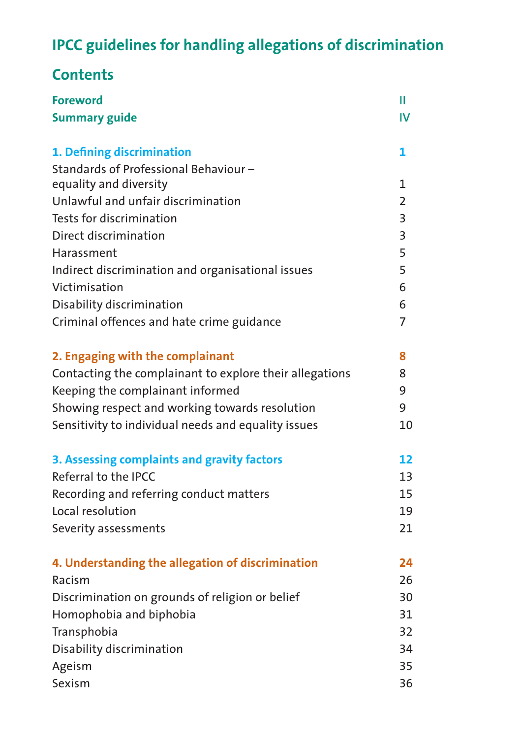# IPCC guidelines for handling allegations of discrimination

## Contents

| | |
|---|---|
| **Foreword** | **II** |
| **Summary guide** | **IV** |
| | |
| **1. Defining discrimination** | **1** |
| Standards of Professional Behaviour – equality and diversity | 1 |
| Unlawful and unfair discrimination | 2 |
| Tests for discrimination | 3 |
| Direct discrimination | 3 |
| Harassment | 5 |
| Indirect discrimination and organisational issues | 5 |
| Victimisation | 6 |
| Disability discrimination | 6 |
| Criminal offences and hate crime guidance | 7 |
| | |
| **2. Engaging with the complainant** | **8** |
| Contacting the complainant to explore their allegations | 8 |
| Keeping the complainant informed | 9 |
| Showing respect and working towards resolution | 9 |
| Sensitivity to individual needs and equality issues | 10 |
| | |
| **3. Assessing complaints and gravity factors** | **12** |
| Referral to the IPCC | 13 |
| Recording and referring conduct matters | 15 |
| Local resolution | 19 |
| Severity assessments | 21 |
| | |
| **4. Understanding the allegation of discrimination** | **24** |
| Racism | 26 |
| Discrimination on grounds of religion or belief | 30 |
| Homophobia and biphobia | 31 |
| Transphobia | 32 |
| Disability discrimination | 34 |
| Ageism | 35 |
| Sexism | 36 |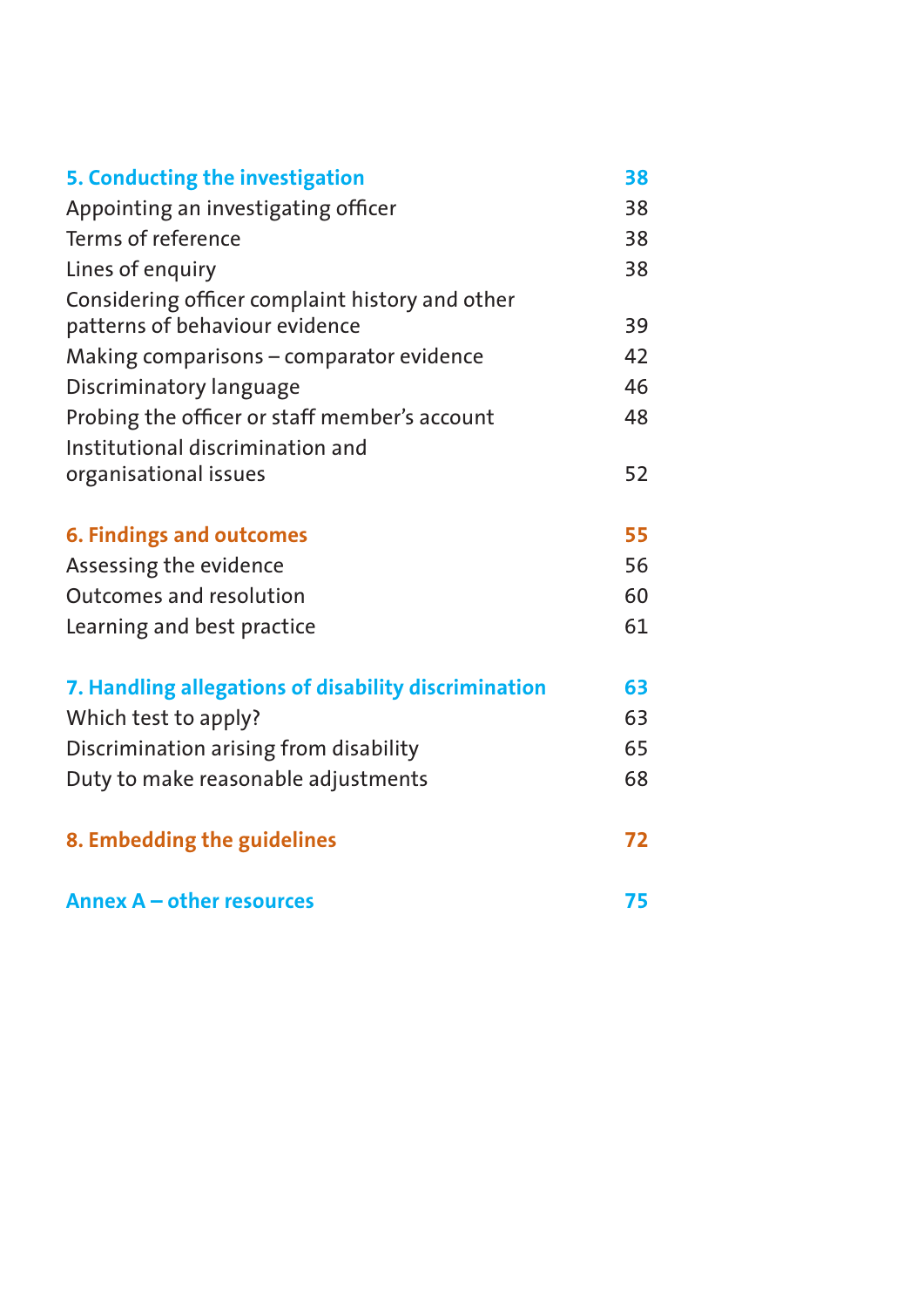| | |
|---|---|
| **5. Conducting the investigation** | **38** |
| Appointing an investigating officer | 38 |
| Terms of reference | 38 |
| Lines of enquiry | 38 |
| Considering officer complaint history and other patterns of behaviour evidence | 39 |
| Making comparisons – comparator evidence | 42 |
| Discriminatory language | 46 |
| Probing the officer or staff member's account | 48 |
| Institutional discrimination and organisational issues | 52 |
| **6. Findings and outcomes** | **55** |
| Assessing the evidence | 56 |
| Outcomes and resolution | 60 |
| Learning and best practice | 61 |
| **7. Handling allegations of disability discrimination** | **63** |
| Which test to apply? | 63 |
| Discrimination arising from disability | 65 |
| Duty to make reasonable adjustments | 68 |
| **8. Embedding the guidelines** | **72** |
| **Annex A – other resources** | **75** |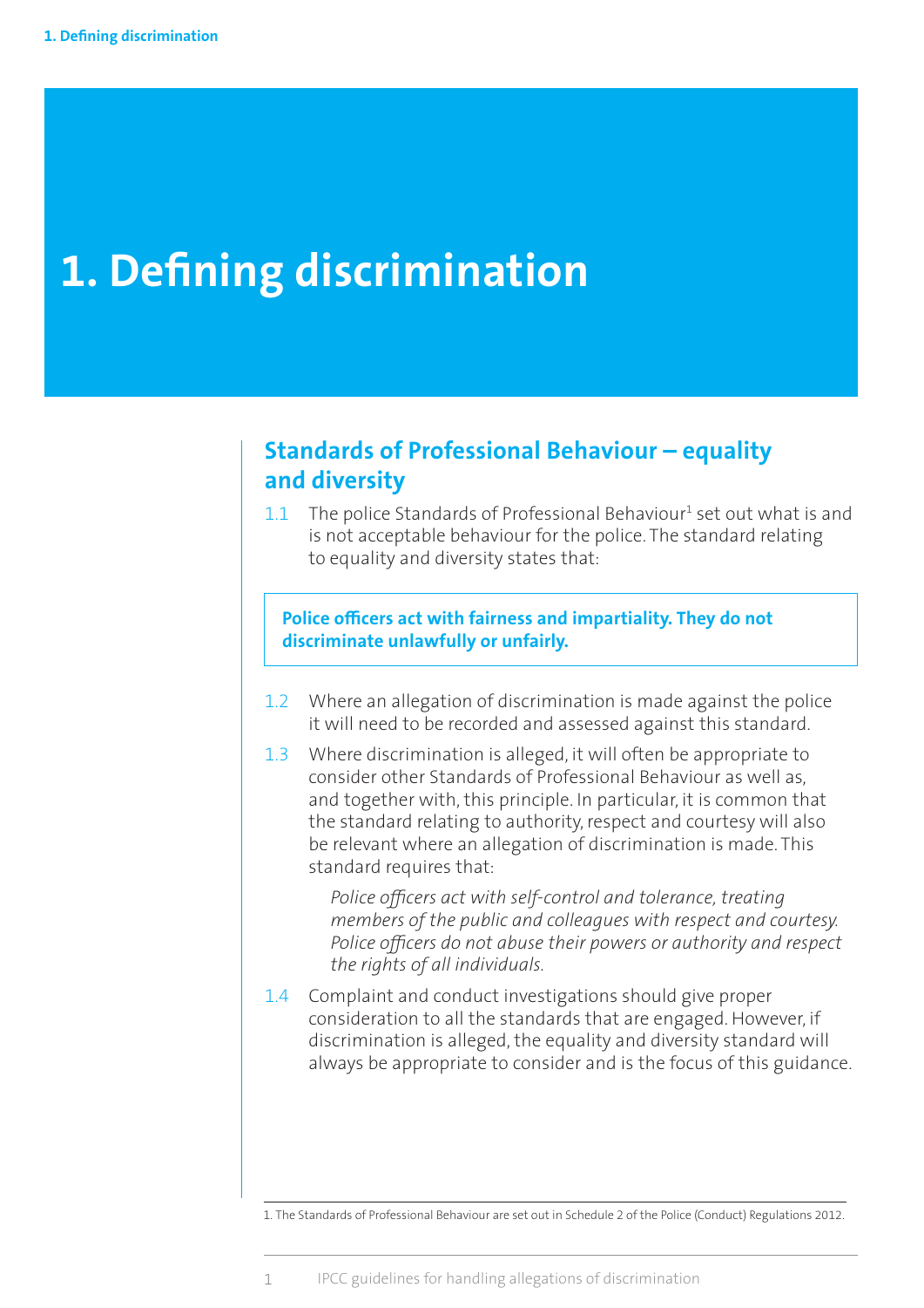# 1. Defining discrimination

## Standards of Professional Behaviour – equality and diversity

1.1 The police Standards of Professional Behaviour[1] set out what is and is not acceptable behaviour for the police. The standard relating to equality and diversity states that:

> **Police officers act with fairness and impartiality. They do not discriminate unlawfully or unfairly.**

1.2 Where an allegation of discrimination is made against the police it will need to be recorded and assessed against this standard.

1.3 Where discrimination is alleged, it will often be appropriate to consider other Standards of Professional Behaviour as well as, and together with, this principle. In particular, it is common that the standard relating to authority, respect and courtesy will also be relevant where an allegation of discrimination is made. This standard requires that:

> *Police officers act with self-control and tolerance, treating members of the public and colleagues with respect and courtesy. Police officers do not abuse their powers or authority and respect the rights of all individuals.*

1.4 Complaint and conduct investigations should give proper consideration to all the standards that are engaged. However, if discrimination is alleged, the equality and diversity standard will always be appropriate to consider and is the focus of this guidance.

---

1. The Standards of Professional Behaviour are set out in Schedule 2 of the Police (Conduct) Regulations 2012.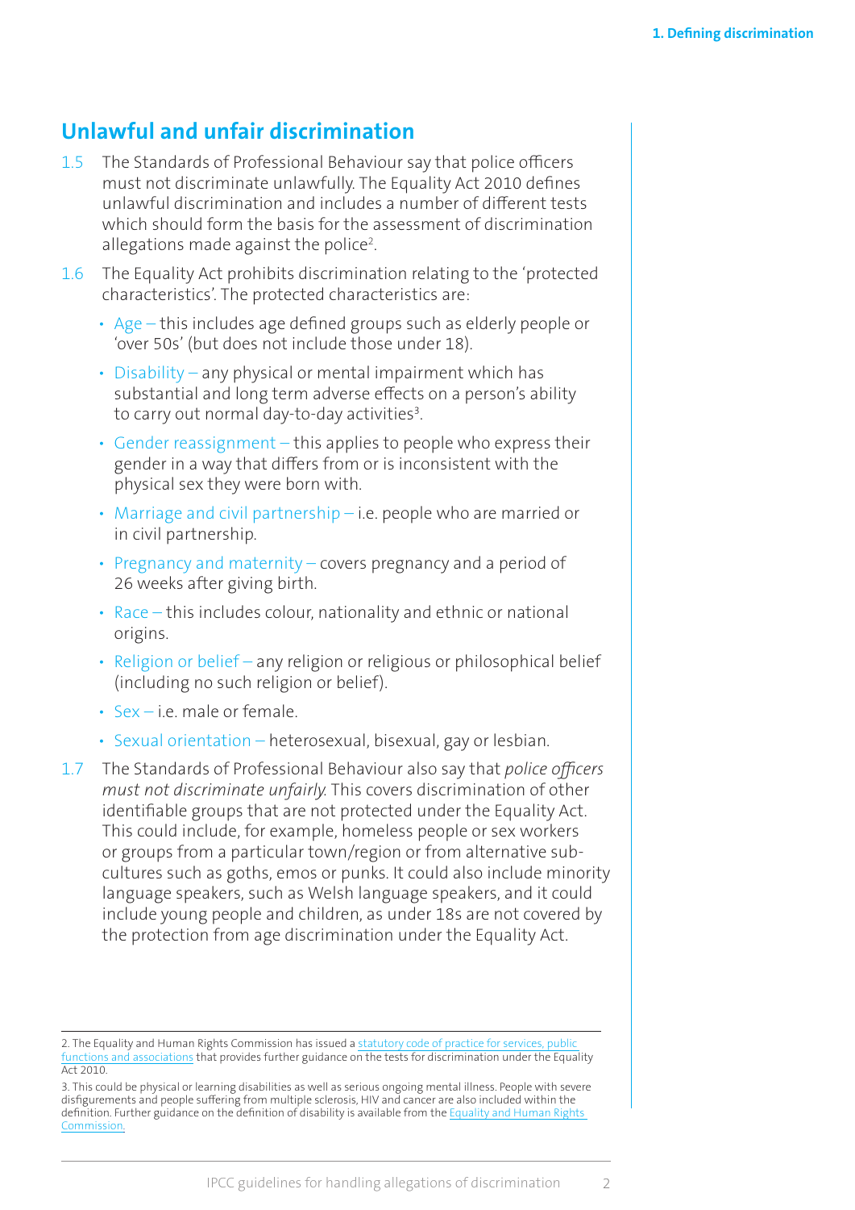## Unlawful and unfair discrimination

1.5 The Standards of Professional Behaviour say that police officers must not discriminate unlawfully. The Equality Act 2010 defines unlawful discrimination and includes a number of different tests which should form the basis for the assessment of discrimination allegations made against the police[2].

1.6 The Equality Act prohibits discrimination relating to the 'protected characteristics'. The protected characteristics are:

- Age – this includes age defined groups such as elderly people or 'over 50s' (but does not include those under 18).
- Disability – any physical or mental impairment which has substantial and long term adverse effects on a person's ability to carry out normal day-to-day activities[3].
- Gender reassignment – this applies to people who express their gender in a way that differs from or is inconsistent with the physical sex they were born with.
- Marriage and civil partnership – i.e. people who are married or in civil partnership.
- Pregnancy and maternity – covers pregnancy and a period of 26 weeks after giving birth.
- Race – this includes colour, nationality and ethnic or national origins.
- Religion or belief – any religion or religious or philosophical belief (including no such religion or belief).
- Sex – i.e. male or female.
- Sexual orientation – heterosexual, bisexual, gay or lesbian.

1.7 The Standards of Professional Behaviour also say that *police officers must not discriminate unfairly.* This covers discrimination of other identifiable groups that are not protected under the Equality Act. This could include, for example, homeless people or sex workers or groups from a particular town/region or from alternative sub-cultures such as goths, emos or punks. It could also include minority language speakers, such as Welsh language speakers, and it could include young people and children, as under 18s are not covered by the protection from age discrimination under the Equality Act.

---

2. The Equality and Human Rights Commission has issued a statutory code of practice for services, public functions and associations that provides further guidance on the tests for discrimination under the Equality Act 2010.

3. This could be physical or learning disabilities as well as serious ongoing mental illness. People with severe disfigurements and people suffering from multiple sclerosis, HIV and cancer are also included within the definition. Further guidance on the definition of disability is available from the Equality and Human Rights Commission.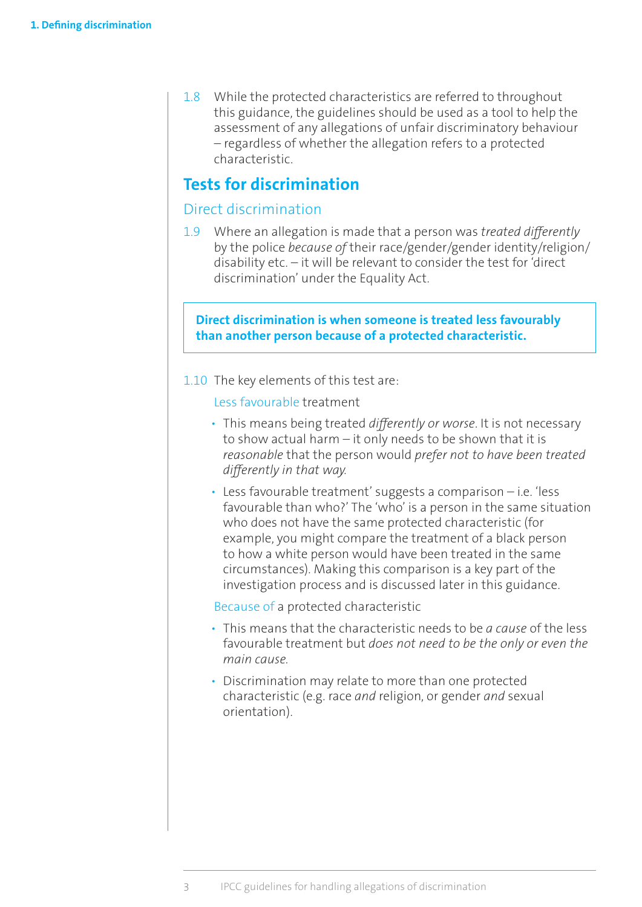1.8 While the protected characteristics are referred to throughout this guidance, the guidelines should be used as a tool to help the assessment of any allegations of unfair discriminatory behaviour – regardless of whether the allegation refers to a protected characteristic.

## Tests for discrimination

### Direct discrimination

1.9 Where an allegation is made that a person was *treated differently* by the police *because of* their race/gender/gender identity/religion/disability etc. – it will be relevant to consider the test for 'direct discrimination' under the Equality Act.

> **Direct discrimination is when someone is treated less favourably than another person because of a protected characteristic.**

1.10 The key elements of this test are:

Less favourable treatment

- This means being treated *differently or worse*. It is not necessary to show actual harm – it only needs to be shown that it is *reasonable* that the person would *prefer not to have been treated differently in that way.*
- Less favourable treatment' suggests a comparison – i.e. 'less favourable than who?' The 'who' is a person in the same situation who does not have the same protected characteristic (for example, you might compare the treatment of a black person to how a white person would have been treated in the same circumstances). Making this comparison is a key part of the investigation process and is discussed later in this guidance.

Because of a protected characteristic

- This means that the characteristic needs to be *a cause* of the less favourable treatment but *does not need to be the only or even the main cause.*
- Discrimination may relate to more than one protected characteristic (e.g. race *and* religion, or gender *and* sexual orientation).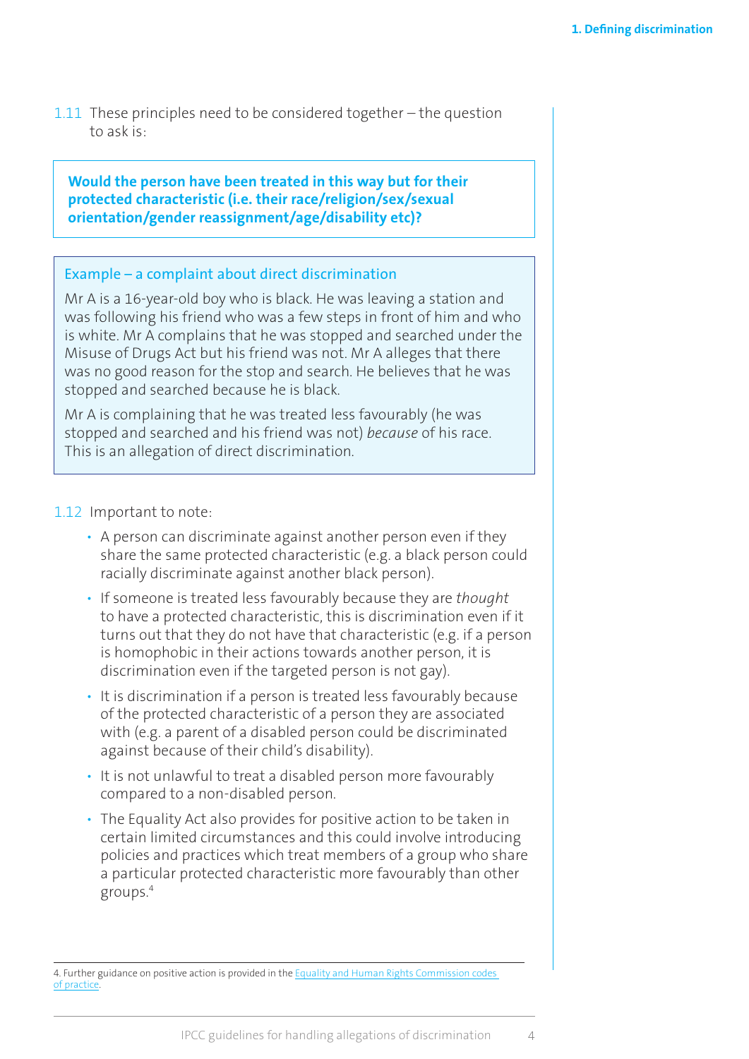1.11 These principles need to be considered together – the question to ask is:

**Would the person have been treated in this way but for their protected characteristic (i.e. their race/religion/sex/sexual orientation/gender reassignment/age/disability etc)?**

### Example – a complaint about direct discrimination

Mr A is a 16-year-old boy who is black. He was leaving a station and was following his friend who was a few steps in front of him and who is white. Mr A complains that he was stopped and searched under the Misuse of Drugs Act but his friend was not. Mr A alleges that there was no good reason for the stop and search. He believes that he was stopped and searched because he is black.

Mr A is complaining that he was treated less favourably (he was stopped and searched and his friend was not) *because* of his race. This is an allegation of direct discrimination.

1.12 Important to note:

- A person can discriminate against another person even if they share the same protected characteristic (e.g. a black person could racially discriminate against another black person).
- If someone is treated less favourably because they are *thought* to have a protected characteristic, this is discrimination even if it turns out that they do not have that characteristic (e.g. if a person is homophobic in their actions towards another person, it is discrimination even if the targeted person is not gay).
- It is discrimination if a person is treated less favourably because of the protected characteristic of a person they are associated with (e.g. a parent of a disabled person could be discriminated against because of their child's disability).
- It is not unlawful to treat a disabled person more favourably compared to a non-disabled person.
- The Equality Act also provides for positive action to be taken in certain limited circumstances and this could involve introducing policies and practices which treat members of a group who share a particular protected characteristic more favourably than other groups.[4]

---

4. Further guidance on positive action is provided in the Equality and Human Rights Commission codes of practice.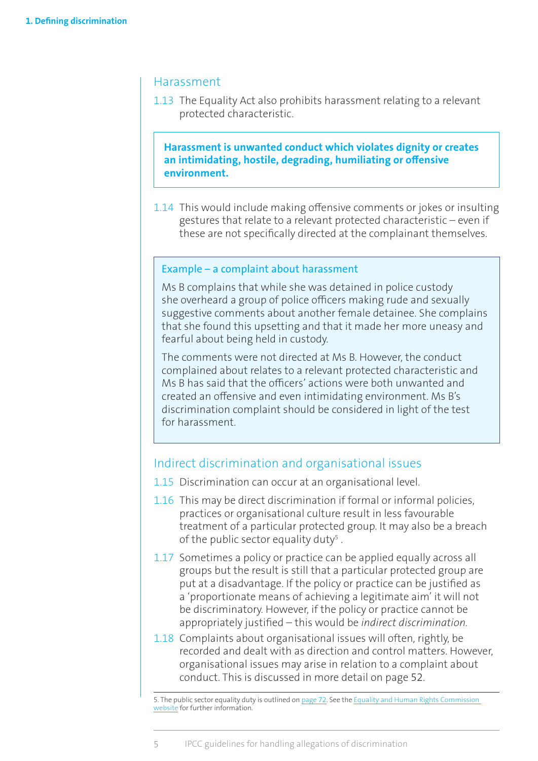## Harassment

1.13 The Equality Act also prohibits harassment relating to a relevant protected characteristic.

> **Harassment is unwanted conduct which violates dignity or creates an intimidating, hostile, degrading, humiliating or offensive environment.**

1.14 This would include making offensive comments or jokes or insulting gestures that relate to a relevant protected characteristic – even if these are not specifically directed at the complainant themselves.

> **Example – a complaint about harassment**
>
> Ms B complains that while she was detained in police custody she overheard a group of police officers making rude and sexually suggestive comments about another female detainee. She complains that she found this upsetting and that it made her more uneasy and fearful about being held in custody.
>
> The comments were not directed at Ms B. However, the conduct complained about relates to a relevant protected characteristic and Ms B has said that the officers' actions were both unwanted and created an offensive and even intimidating environment. Ms B's discrimination complaint should be considered in light of the test for harassment.

## Indirect discrimination and organisational issues

1.15 Discrimination can occur at an organisational level.

1.16 This may be direct discrimination if formal or informal policies, practices or organisational culture result in less favourable treatment of a particular protected group. It may also be a breach of the public sector equality duty[5] .

1.17 Sometimes a policy or practice can be applied equally across all groups but the result is still that a particular protected group are put at a disadvantage. If the policy or practice can be justified as a 'proportionate means of achieving a legitimate aim' it will not be discriminatory. However, if the policy or practice cannot be appropriately justified – this would be *indirect discrimination.*

1.18 Complaints about organisational issues will often, rightly, be recorded and dealt with as direction and control matters. However, organisational issues may arise in relation to a complaint about conduct. This is discussed in more detail on page 52.

---

5. The public sector equality duty is outlined on page 72. See the Equality and Human Rights Commission website for further information.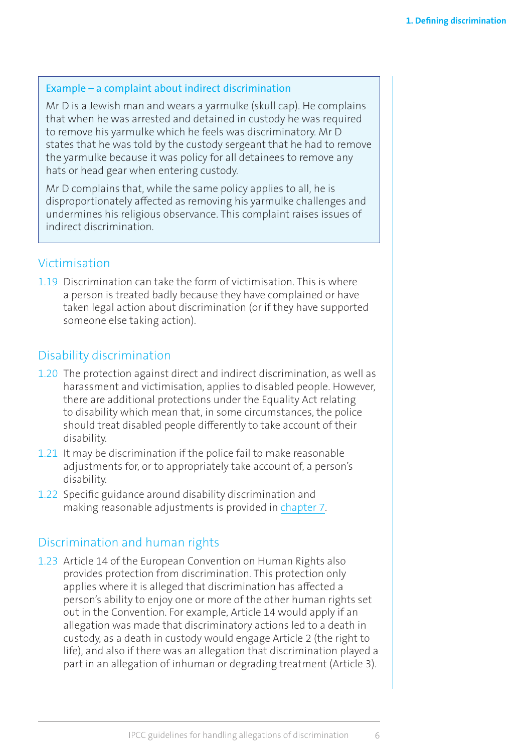> **Example – a complaint about indirect discrimination**
>
> Mr D is a Jewish man and wears a yarmulke (skull cap). He complains that when he was arrested and detained in custody he was required to remove his yarmulke which he feels was discriminatory. Mr D states that he was told by the custody sergeant that he had to remove the yarmulke because it was policy for all detainees to remove any hats or head gear when entering custody.
>
> Mr D complains that, while the same policy applies to all, he is disproportionately affected as removing his yarmulke challenges and undermines his religious observance. This complaint raises issues of indirect discrimination.

## Victimisation

1.19 Discrimination can take the form of victimisation. This is where a person is treated badly because they have complained or have taken legal action about discrimination (or if they have supported someone else taking action).

## Disability discrimination

1.20 The protection against direct and indirect discrimination, as well as harassment and victimisation, applies to disabled people. However, there are additional protections under the Equality Act relating to disability which mean that, in some circumstances, the police should treat disabled people differently to take account of their disability.

1.21 It may be discrimination if the police fail to make reasonable adjustments for, or to appropriately take account of, a person's disability.

1.22 Specific guidance around disability discrimination and making reasonable adjustments is provided in chapter 7.

## Discrimination and human rights

1.23 Article 14 of the European Convention on Human Rights also provides protection from discrimination. This protection only applies where it is alleged that discrimination has affected a person's ability to enjoy one or more of the other human rights set out in the Convention. For example, Article 14 would apply if an allegation was made that discriminatory actions led to a death in custody, as a death in custody would engage Article 2 (the right to life), and also if there was an allegation that discrimination played a part in an allegation of inhuman or degrading treatment (Article 3).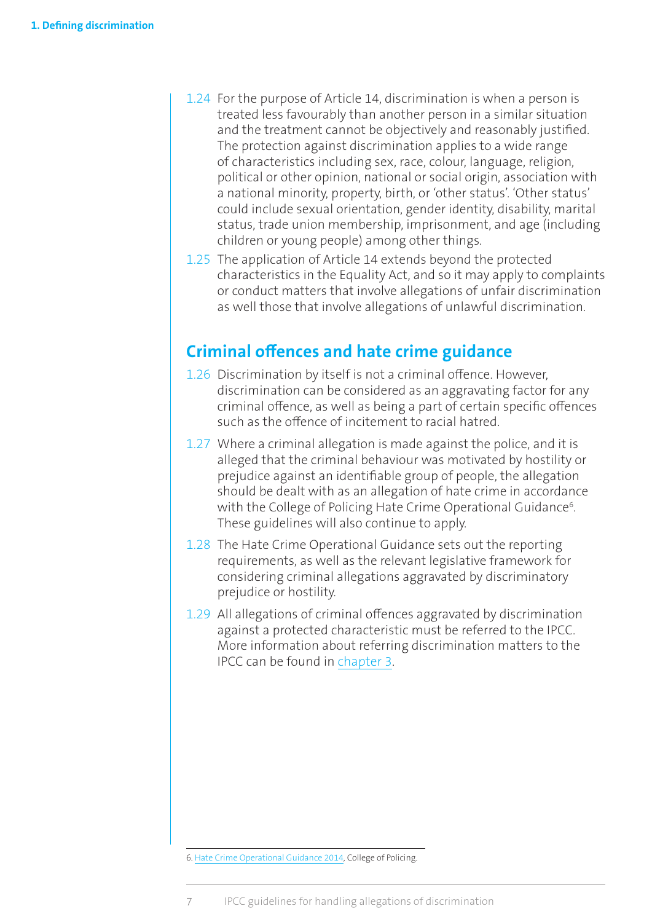1.24 For the purpose of Article 14, discrimination is when a person is treated less favourably than another person in a similar situation and the treatment cannot be objectively and reasonably justified. The protection against discrimination applies to a wide range of characteristics including sex, race, colour, language, religion, political or other opinion, national or social origin, association with a national minority, property, birth, or 'other status'. 'Other status' could include sexual orientation, gender identity, disability, marital status, trade union membership, imprisonment, and age (including children or young people) among other things.

1.25 The application of Article 14 extends beyond the protected characteristics in the Equality Act, and so it may apply to complaints or conduct matters that involve allegations of unfair discrimination as well those that involve allegations of unlawful discrimination.

## Criminal offences and hate crime guidance

1.26 Discrimination by itself is not a criminal offence. However, discrimination can be considered as an aggravating factor for any criminal offence, as well as being a part of certain specific offences such as the offence of incitement to racial hatred.

1.27 Where a criminal allegation is made against the police, and it is alleged that the criminal behaviour was motivated by hostility or prejudice against an identifiable group of people, the allegation should be dealt with as an allegation of hate crime in accordance with the College of Policing Hate Crime Operational Guidance[6]. These guidelines will also continue to apply.

1.28 The Hate Crime Operational Guidance sets out the reporting requirements, as well as the relevant legislative framework for considering criminal allegations aggravated by discriminatory prejudice or hostility.

1.29 All allegations of criminal offences aggravated by discrimination against a protected characteristic must be referred to the IPCC. More information about referring discrimination matters to the IPCC can be found in chapter 3.

---

6. Hate Crime Operational Guidance 2014, College of Policing.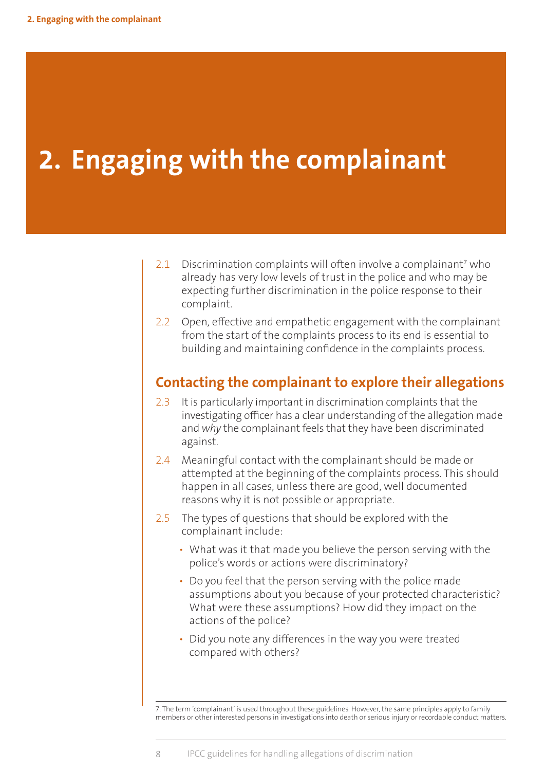# 2. Engaging with the complainant

2.1 Discrimination complaints will often involve a complainant[7] who already has very low levels of trust in the police and who may be expecting further discrimination in the police response to their complaint.

2.2 Open, effective and empathetic engagement with the complainant from the start of the complaints process to its end is essential to building and maintaining confidence in the complaints process.

## Contacting the complainant to explore their allegations

2.3 It is particularly important in discrimination complaints that the investigating officer has a clear understanding of the allegation made and *why* the complainant feels that they have been discriminated against.

2.4 Meaningful contact with the complainant should be made or attempted at the beginning of the complaints process. This should happen in all cases, unless there are good, well documented reasons why it is not possible or appropriate.

2.5 The types of questions that should be explored with the complainant include:

- What was it that made you believe the person serving with the police's words or actions were discriminatory?
- Do you feel that the person serving with the police made assumptions about you because of your protected characteristic? What were these assumptions? How did they impact on the actions of the police?
- Did you note any differences in the way you were treated compared with others?

7. The term 'complainant' is used throughout these guidelines. However, the same principles apply to family members or other interested persons in investigations into death or serious injury or recordable conduct matters.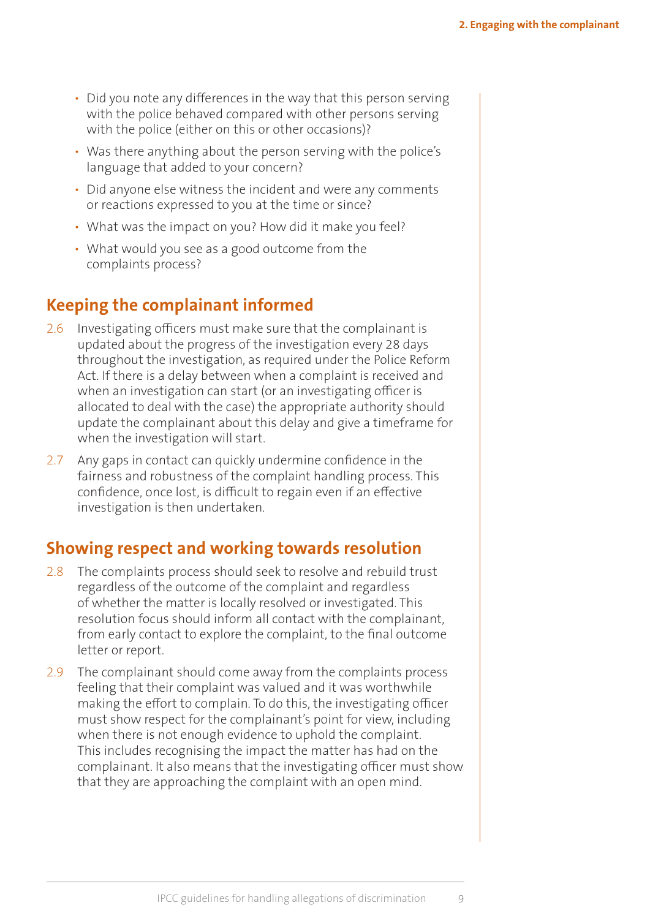- Did you note any differences in the way that this person serving with the police behaved compared with other persons serving with the police (either on this or other occasions)?
- Was there anything about the person serving with the police's language that added to your concern?
- Did anyone else witness the incident and were any comments or reactions expressed to you at the time or since?
- What was the impact on you? How did it make you feel?
- What would you see as a good outcome from the complaints process?

## Keeping the complainant informed

2.6 Investigating officers must make sure that the complainant is updated about the progress of the investigation every 28 days throughout the investigation, as required under the Police Reform Act. If there is a delay between when a complaint is received and when an investigation can start (or an investigating officer is allocated to deal with the case) the appropriate authority should update the complainant about this delay and give a timeframe for when the investigation will start.

2.7 Any gaps in contact can quickly undermine confidence in the fairness and robustness of the complaint handling process. This confidence, once lost, is difficult to regain even if an effective investigation is then undertaken.

## Showing respect and working towards resolution

2.8 The complaints process should seek to resolve and rebuild trust regardless of the outcome of the complaint and regardless of whether the matter is locally resolved or investigated. This resolution focus should inform all contact with the complainant, from early contact to explore the complaint, to the final outcome letter or report.

2.9 The complainant should come away from the complaints process feeling that their complaint was valued and it was worthwhile making the effort to complain. To do this, the investigating officer must show respect for the complainant's point for view, including when there is not enough evidence to uphold the complaint. This includes recognising the impact the matter has had on the complainant. It also means that the investigating officer must show that they are approaching the complaint with an open mind.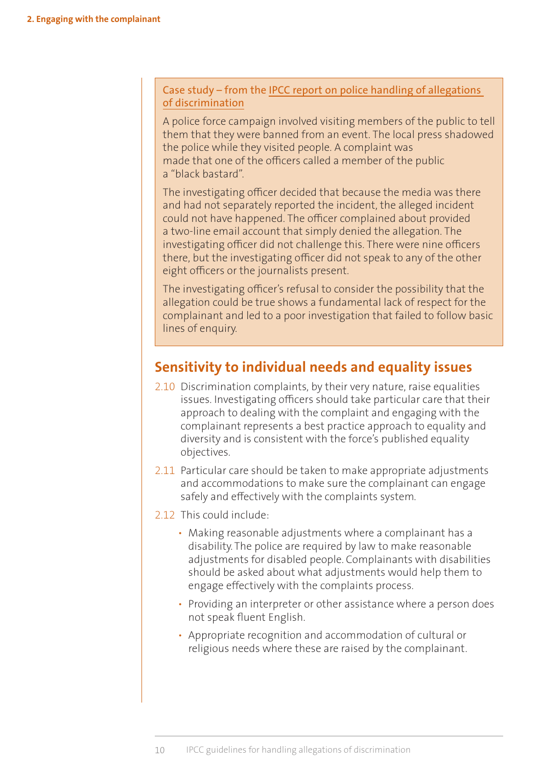**Case study – from the [IPCC report on police handling of allegations of discrimination]**

A police force campaign involved visiting members of the public to tell them that they were banned from an event. The local press shadowed the police while they visited people. A complaint was made that one of the officers called a member of the public a "black bastard".

The investigating officer decided that because the media was there and had not separately reported the incident, the alleged incident could not have happened. The officer complained about provided a two-line email account that simply denied the allegation. The investigating officer did not challenge this. There were nine officers there, but the investigating officer did not speak to any of the other eight officers or the journalists present.

The investigating officer's refusal to consider the possibility that the allegation could be true shows a fundamental lack of respect for the complainant and led to a poor investigation that failed to follow basic lines of enquiry.

## Sensitivity to individual needs and equality issues

2.10 Discrimination complaints, by their very nature, raise equalities issues. Investigating officers should take particular care that their approach to dealing with the complaint and engaging with the complainant represents a best practice approach to equality and diversity and is consistent with the force's published equality objectives.

2.11 Particular care should be taken to make appropriate adjustments and accommodations to make sure the complainant can engage safely and effectively with the complaints system.

2.12 This could include:

- Making reasonable adjustments where a complainant has a disability. The police are required by law to make reasonable adjustments for disabled people. Complainants with disabilities should be asked about what adjustments would help them to engage effectively with the complaints process.
- Providing an interpreter or other assistance where a person does not speak fluent English.
- Appropriate recognition and accommodation of cultural or religious needs where these are raised by the complainant.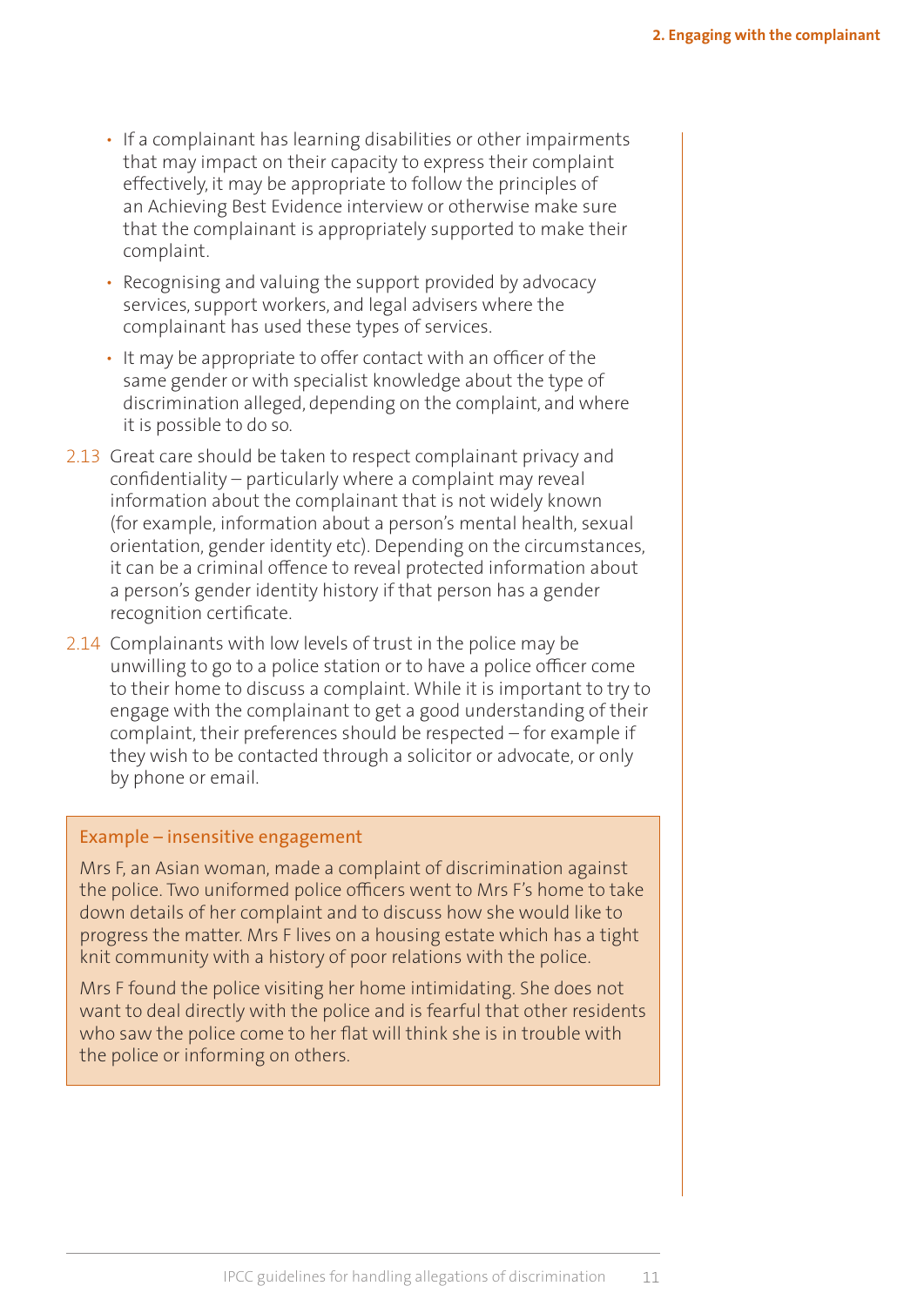- If a complainant has learning disabilities or other impairments that may impact on their capacity to express their complaint effectively, it may be appropriate to follow the principles of an Achieving Best Evidence interview or otherwise make sure that the complainant is appropriately supported to make their complaint.
- Recognising and valuing the support provided by advocacy services, support workers, and legal advisers where the complainant has used these types of services.
- It may be appropriate to offer contact with an officer of the same gender or with specialist knowledge about the type of discrimination alleged, depending on the complaint, and where it is possible to do so.

2.13 Great care should be taken to respect complainant privacy and confidentiality – particularly where a complaint may reveal information about the complainant that is not widely known (for example, information about a person's mental health, sexual orientation, gender identity etc). Depending on the circumstances, it can be a criminal offence to reveal protected information about a person's gender identity history if that person has a gender recognition certificate.

2.14 Complainants with low levels of trust in the police may be unwilling to go to a police station or to have a police officer come to their home to discuss a complaint. While it is important to try to engage with the complainant to get a good understanding of their complaint, their preferences should be respected – for example if they wish to be contacted through a solicitor or advocate, or only by phone or email.

**Example – insensitive engagement**

Mrs F, an Asian woman, made a complaint of discrimination against the police. Two uniformed police officers went to Mrs F's home to take down details of her complaint and to discuss how she would like to progress the matter. Mrs F lives on a housing estate which has a tight knit community with a history of poor relations with the police.

Mrs F found the police visiting her home intimidating. She does not want to deal directly with the police and is fearful that other residents who saw the police come to her flat will think she is in trouble with the police or informing on others.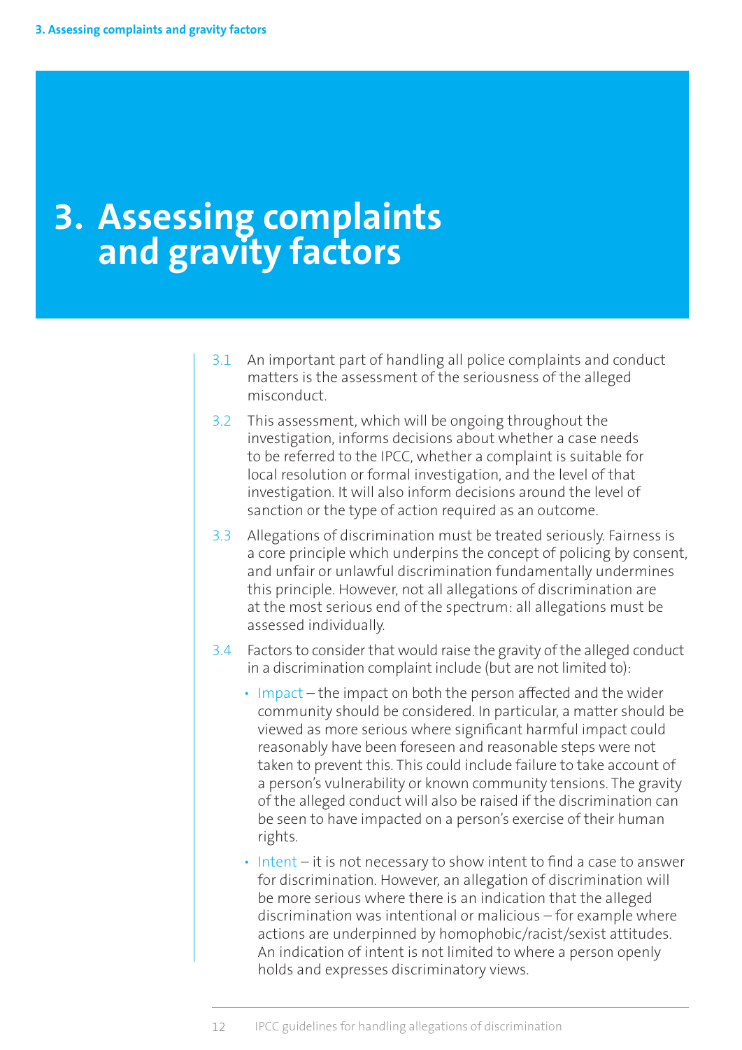# 3. Assessing complaints and gravity factors

3.1 An important part of handling all police complaints and conduct matters is the assessment of the seriousness of the alleged misconduct.

3.2 This assessment, which will be ongoing throughout the investigation, informs decisions about whether a case needs to be referred to the IPCC, whether a complaint is suitable for local resolution or formal investigation, and the level of that investigation. It will also inform decisions around the level of sanction or the type of action required as an outcome.

3.3 Allegations of discrimination must be treated seriously. Fairness is a core principle which underpins the concept of policing by consent, and unfair or unlawful discrimination fundamentally undermines this principle. However, not all allegations of discrimination are at the most serious end of the spectrum: all allegations must be assessed individually.

3.4 Factors to consider that would raise the gravity of the alleged conduct in a discrimination complaint include (but are not limited to):

- Impact – the impact on both the person affected and the wider community should be considered. In particular, a matter should be viewed as more serious where significant harmful impact could reasonably have been foreseen and reasonable steps were not taken to prevent this. This could include failure to take account of a person's vulnerability or known community tensions. The gravity of the alleged conduct will also be raised if the discrimination can be seen to have impacted on a person's exercise of their human rights.
- Intent – it is not necessary to show intent to find a case to answer for discrimination. However, an allegation of discrimination will be more serious where there is an indication that the alleged discrimination was intentional or malicious – for example where actions are underpinned by homophobic/racist/sexist attitudes. An indication of intent is not limited to where a person openly holds and expresses discriminatory views.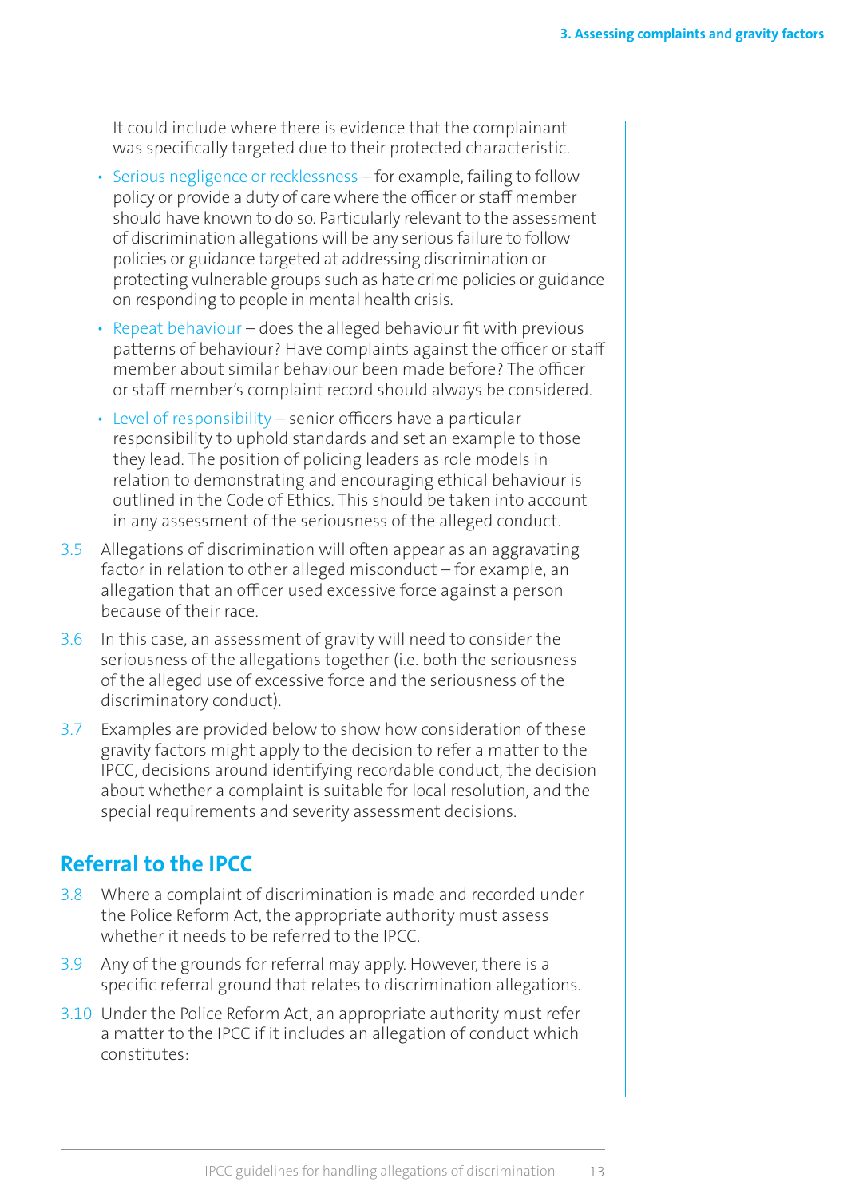It could include where there is evidence that the complainant was specifically targeted due to their protected characteristic.

- Serious negligence or recklessness – for example, failing to follow policy or provide a duty of care where the officer or staff member should have known to do so. Particularly relevant to the assessment of discrimination allegations will be any serious failure to follow policies or guidance targeted at addressing discrimination or protecting vulnerable groups such as hate crime policies or guidance on responding to people in mental health crisis.
- Repeat behaviour – does the alleged behaviour fit with previous patterns of behaviour? Have complaints against the officer or staff member about similar behaviour been made before? The officer or staff member's complaint record should always be considered.
- Level of responsibility – senior officers have a particular responsibility to uphold standards and set an example to those they lead. The position of policing leaders as role models in relation to demonstrating and encouraging ethical behaviour is outlined in the Code of Ethics. This should be taken into account in any assessment of the seriousness of the alleged conduct.

3.5 Allegations of discrimination will often appear as an aggravating factor in relation to other alleged misconduct – for example, an allegation that an officer used excessive force against a person because of their race.

3.6 In this case, an assessment of gravity will need to consider the seriousness of the allegations together (i.e. both the seriousness of the alleged use of excessive force and the seriousness of the discriminatory conduct).

3.7 Examples are provided below to show how consideration of these gravity factors might apply to the decision to refer a matter to the IPCC, decisions around identifying recordable conduct, the decision about whether a complaint is suitable for local resolution, and the special requirements and severity assessment decisions.

## Referral to the IPCC

3.8 Where a complaint of discrimination is made and recorded under the Police Reform Act, the appropriate authority must assess whether it needs to be referred to the IPCC.

3.9 Any of the grounds for referral may apply. However, there is a specific referral ground that relates to discrimination allegations.

3.10 Under the Police Reform Act, an appropriate authority must refer a matter to the IPCC if it includes an allegation of conduct which constitutes: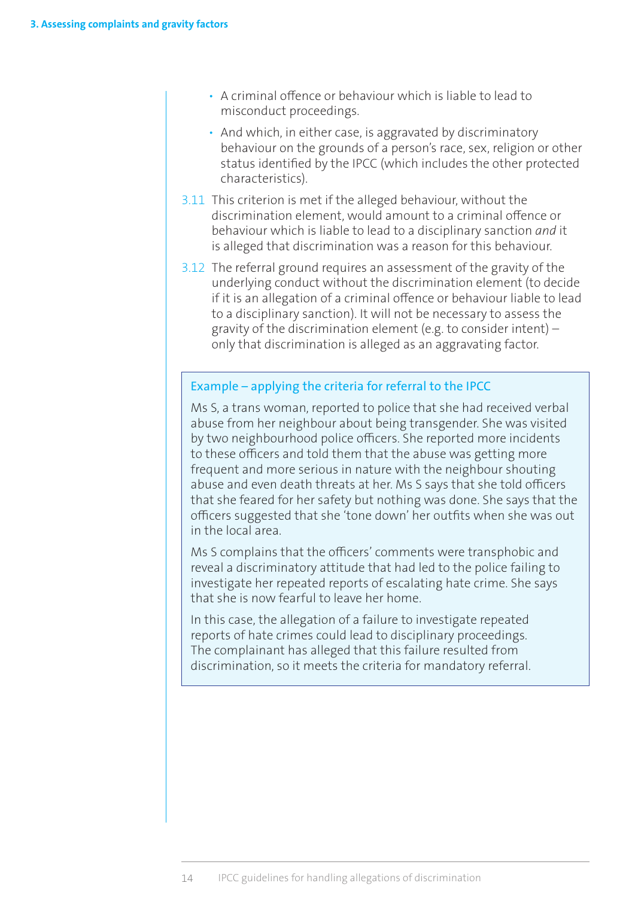- A criminal offence or behaviour which is liable to lead to misconduct proceedings.
- And which, in either case, is aggravated by discriminatory behaviour on the grounds of a person's race, sex, religion or other status identified by the IPCC (which includes the other protected characteristics).

3.11 This criterion is met if the alleged behaviour, without the discrimination element, would amount to a criminal offence or behaviour which is liable to lead to a disciplinary sanction *and* it is alleged that discrimination was a reason for this behaviour.

3.12 The referral ground requires an assessment of the gravity of the underlying conduct without the discrimination element (to decide if it is an allegation of a criminal offence or behaviour liable to lead to a disciplinary sanction). It will not be necessary to assess the gravity of the discrimination element (e.g. to consider intent) – only that discrimination is alleged as an aggravating factor.

> **Example – applying the criteria for referral to the IPCC**
>
> Ms S, a trans woman, reported to police that she had received verbal abuse from her neighbour about being transgender. She was visited by two neighbourhood police officers. She reported more incidents to these officers and told them that the abuse was getting more frequent and more serious in nature with the neighbour shouting abuse and even death threats at her. Ms S says that she told officers that she feared for her safety but nothing was done. She says that the officers suggested that she 'tone down' her outfits when she was out in the local area.
>
> Ms S complains that the officers' comments were transphobic and reveal a discriminatory attitude that had led to the police failing to investigate her repeated reports of escalating hate crime. She says that she is now fearful to leave her home.
>
> In this case, the allegation of a failure to investigate repeated reports of hate crimes could lead to disciplinary proceedings. The complainant has alleged that this failure resulted from discrimination, so it meets the criteria for mandatory referral.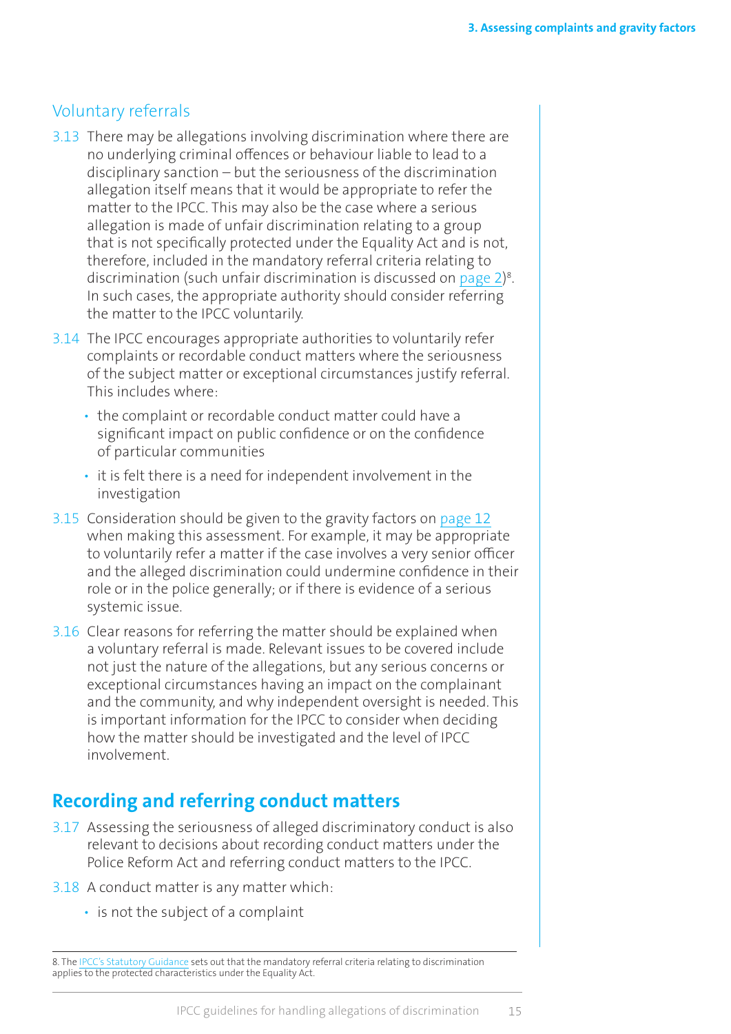## Voluntary referrals

3.13 There may be allegations involving discrimination where there are no underlying criminal offences or behaviour liable to lead to a disciplinary sanction – but the seriousness of the discrimination allegation itself means that it would be appropriate to refer the matter to the IPCC. This may also be the case where a serious allegation is made of unfair discrimination relating to a group that is not specifically protected under the Equality Act and is not, therefore, included in the mandatory referral criteria relating to discrimination (such unfair discrimination is discussed on page 2)[8]. In such cases, the appropriate authority should consider referring the matter to the IPCC voluntarily.

3.14 The IPCC encourages appropriate authorities to voluntarily refer complaints or recordable conduct matters where the seriousness of the subject matter or exceptional circumstances justify referral. This includes where:

- the complaint or recordable conduct matter could have a significant impact on public confidence or on the confidence of particular communities
- it is felt there is a need for independent involvement in the investigation

3.15 Consideration should be given to the gravity factors on page 12 when making this assessment. For example, it may be appropriate to voluntarily refer a matter if the case involves a very senior officer and the alleged discrimination could undermine confidence in their role or in the police generally; or if there is evidence of a serious systemic issue.

3.16 Clear reasons for referring the matter should be explained when a voluntary referral is made. Relevant issues to be covered include not just the nature of the allegations, but any serious concerns or exceptional circumstances having an impact on the complainant and the community, and why independent oversight is needed. This is important information for the IPCC to consider when deciding how the matter should be investigated and the level of IPCC involvement.

## Recording and referring conduct matters

3.17 Assessing the seriousness of alleged discriminatory conduct is also relevant to decisions about recording conduct matters under the Police Reform Act and referring conduct matters to the IPCC.

3.18 A conduct matter is any matter which:

- is not the subject of a complaint

8. The IPCC's Statutory Guidance sets out that the mandatory referral criteria relating to discrimination applies to the protected characteristics under the Equality Act.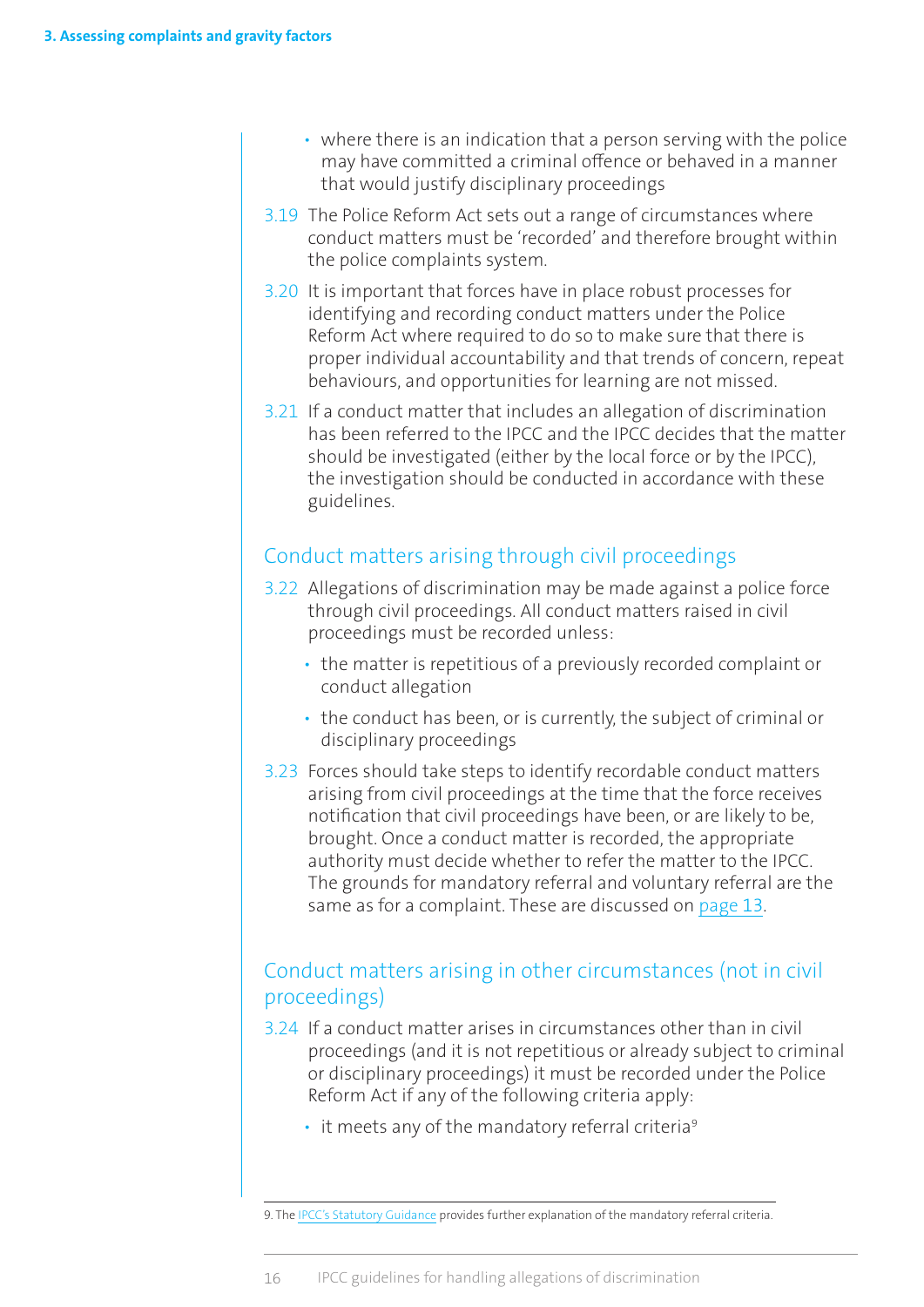- where there is an indication that a person serving with the police may have committed a criminal offence or behaved in a manner that would justify disciplinary proceedings

3.19 The Police Reform Act sets out a range of circumstances where conduct matters must be 'recorded' and therefore brought within the police complaints system.

3.20 It is important that forces have in place robust processes for identifying and recording conduct matters under the Police Reform Act where required to do so to make sure that there is proper individual accountability and that trends of concern, repeat behaviours, and opportunities for learning are not missed.

3.21 If a conduct matter that includes an allegation of discrimination has been referred to the IPCC and the IPCC decides that the matter should be investigated (either by the local force or by the IPCC), the investigation should be conducted in accordance with these guidelines.

## Conduct matters arising through civil proceedings

3.22 Allegations of discrimination may be made against a police force through civil proceedings. All conduct matters raised in civil proceedings must be recorded unless:

- the matter is repetitious of a previously recorded complaint or conduct allegation
- the conduct has been, or is currently, the subject of criminal or disciplinary proceedings

3.23 Forces should take steps to identify recordable conduct matters arising from civil proceedings at the time that the force receives notification that civil proceedings have been, or are likely to be, brought. Once a conduct matter is recorded, the appropriate authority must decide whether to refer the matter to the IPCC. The grounds for mandatory referral and voluntary referral are the same as for a complaint. These are discussed on page 13.

## Conduct matters arising in other circumstances (not in civil proceedings)

3.24 If a conduct matter arises in circumstances other than in civil proceedings (and it is not repetitious or already subject to criminal or disciplinary proceedings) it must be recorded under the Police Reform Act if any of the following criteria apply:

- it meets any of the mandatory referral criteria[9]

9. The IPCC's Statutory Guidance provides further explanation of the mandatory referral criteria.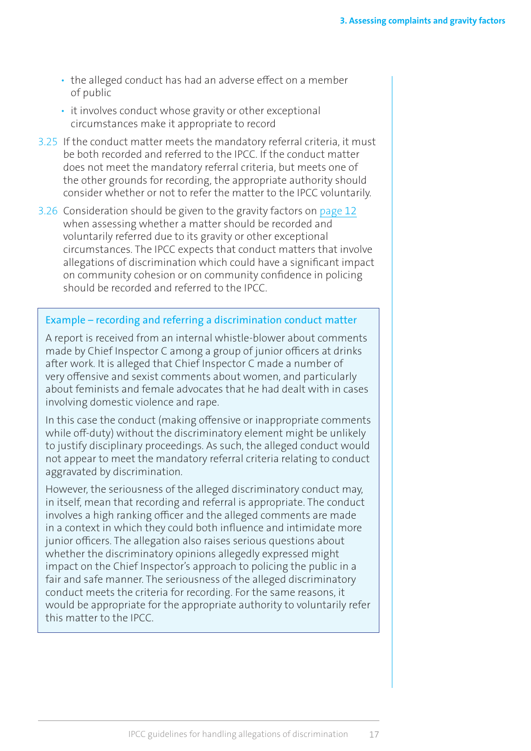- the alleged conduct has had an adverse effect on a member of public
- it involves conduct whose gravity or other exceptional circumstances make it appropriate to record

3.25 If the conduct matter meets the mandatory referral criteria, it must be both recorded and referred to the IPCC. If the conduct matter does not meet the mandatory referral criteria, but meets one of the other grounds for recording, the appropriate authority should consider whether or not to refer the matter to the IPCC voluntarily.

3.26 Consideration should be given to the gravity factors on page 12 when assessing whether a matter should be recorded and voluntarily referred due to its gravity or other exceptional circumstances. The IPCC expects that conduct matters that involve allegations of discrimination which could have a significant impact on community cohesion or on community confidence in policing should be recorded and referred to the IPCC.

### Example – recording and referring a discrimination conduct matter

A report is received from an internal whistle-blower about comments made by Chief Inspector C among a group of junior officers at drinks after work. It is alleged that Chief Inspector C made a number of very offensive and sexist comments about women, and particularly about feminists and female advocates that he had dealt with in cases involving domestic violence and rape.

In this case the conduct (making offensive or inappropriate comments while off-duty) without the discriminatory element might be unlikely to justify disciplinary proceedings. As such, the alleged conduct would not appear to meet the mandatory referral criteria relating to conduct aggravated by discrimination.

However, the seriousness of the alleged discriminatory conduct may, in itself, mean that recording and referral is appropriate. The conduct involves a high ranking officer and the alleged comments are made in a context in which they could both influence and intimidate more junior officers. The allegation also raises serious questions about whether the discriminatory opinions allegedly expressed might impact on the Chief Inspector's approach to policing the public in a fair and safe manner. The seriousness of the alleged discriminatory conduct meets the criteria for recording. For the same reasons, it would be appropriate for the appropriate authority to voluntarily refer this matter to the IPCC.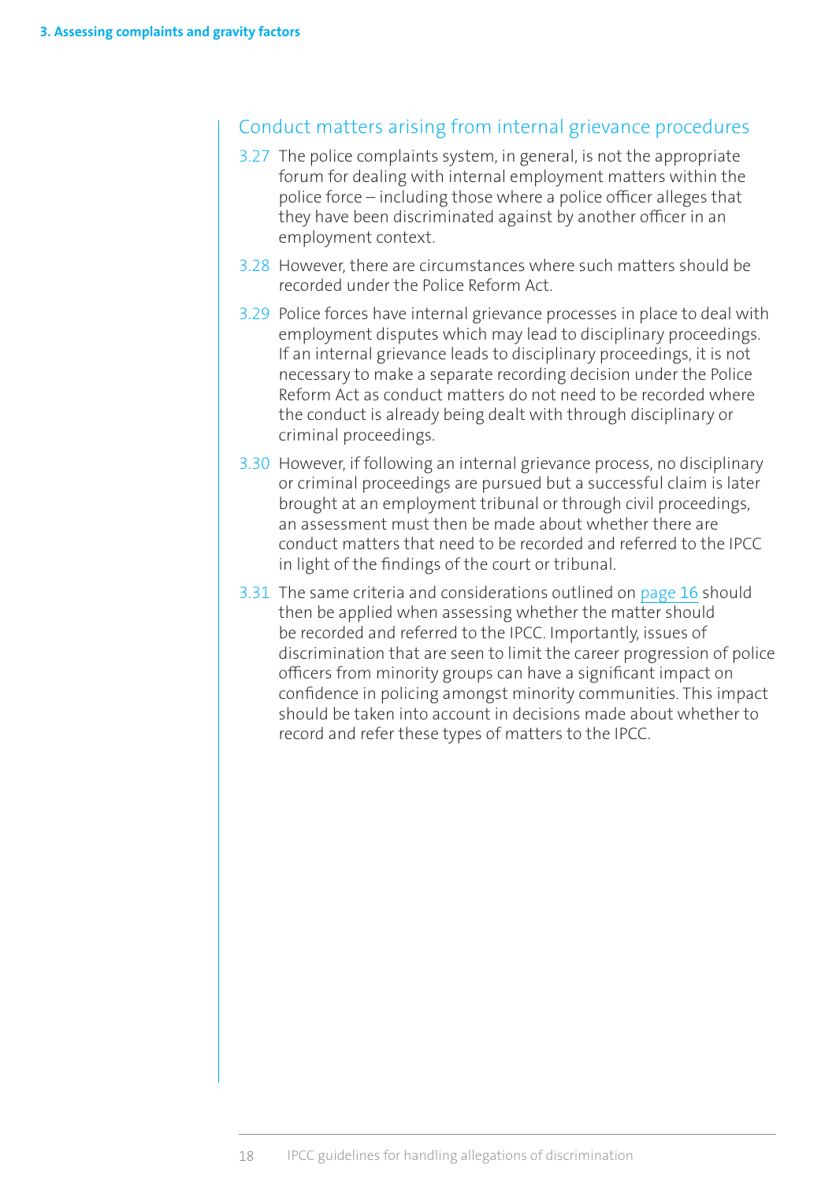## Conduct matters arising from internal grievance procedures

3.27 The police complaints system, in general, is not the appropriate forum for dealing with internal employment matters within the police force – including those where a police officer alleges that they have been discriminated against by another officer in an employment context.

3.28 However, there are circumstances where such matters should be recorded under the Police Reform Act.

3.29 Police forces have internal grievance processes in place to deal with employment disputes which may lead to disciplinary proceedings. If an internal grievance leads to disciplinary proceedings, it is not necessary to make a separate recording decision under the Police Reform Act as conduct matters do not need to be recorded where the conduct is already being dealt with through disciplinary or criminal proceedings.

3.30 However, if following an internal grievance process, no disciplinary or criminal proceedings are pursued but a successful claim is later brought at an employment tribunal or through civil proceedings, an assessment must then be made about whether there are conduct matters that need to be recorded and referred to the IPCC in light of the findings of the court or tribunal.

3.31 The same criteria and considerations outlined on page 16 should then be applied when assessing whether the matter should be recorded and referred to the IPCC. Importantly, issues of discrimination that are seen to limit the career progression of police officers from minority groups can have a significant impact on confidence in policing amongst minority communities. This impact should be taken into account in decisions made about whether to record and refer these types of matters to the IPCC.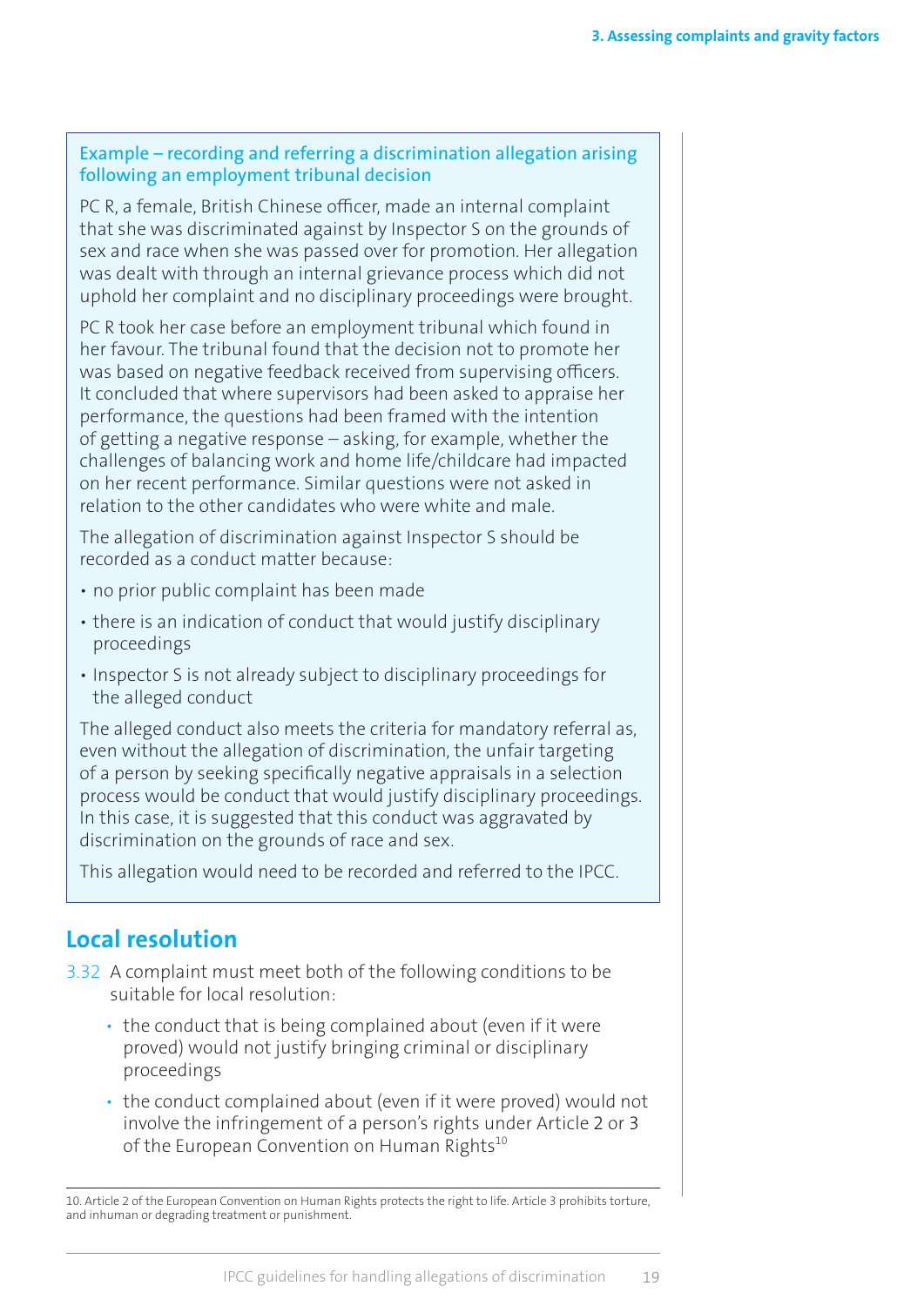### Example – recording and referring a discrimination allegation arising following an employment tribunal decision

PC R, a female, British Chinese officer, made an internal complaint that she was discriminated against by Inspector S on the grounds of sex and race when she was passed over for promotion. Her allegation was dealt with through an internal grievance process which did not uphold her complaint and no disciplinary proceedings were brought.

PC R took her case before an employment tribunal which found in her favour. The tribunal found that the decision not to promote her was based on negative feedback received from supervising officers. It concluded that where supervisors had been asked to appraise her performance, the questions had been framed with the intention of getting a negative response – asking, for example, whether the challenges of balancing work and home life/childcare had impacted on her recent performance. Similar questions were not asked in relation to the other candidates who were white and male.

The allegation of discrimination against Inspector S should be recorded as a conduct matter because:

- no prior public complaint has been made
- there is an indication of conduct that would justify disciplinary proceedings
- Inspector S is not already subject to disciplinary proceedings for the alleged conduct

The alleged conduct also meets the criteria for mandatory referral as, even without the allegation of discrimination, the unfair targeting of a person by seeking specifically negative appraisals in a selection process would be conduct that would justify disciplinary proceedings. In this case, it is suggested that this conduct was aggravated by discrimination on the grounds of race and sex.

This allegation would need to be recorded and referred to the IPCC.

## Local resolution

3.32 A complaint must meet both of the following conditions to be suitable for local resolution:

- the conduct that is being complained about (even if it were proved) would not justify bringing criminal or disciplinary proceedings
- the conduct complained about (even if it were proved) would not involve the infringement of a person's rights under Article 2 or 3 of the European Convention on Human Rights[10]

10. Article 2 of the European Convention on Human Rights protects the right to life. Article 3 prohibits torture, and inhuman or degrading treatment or punishment.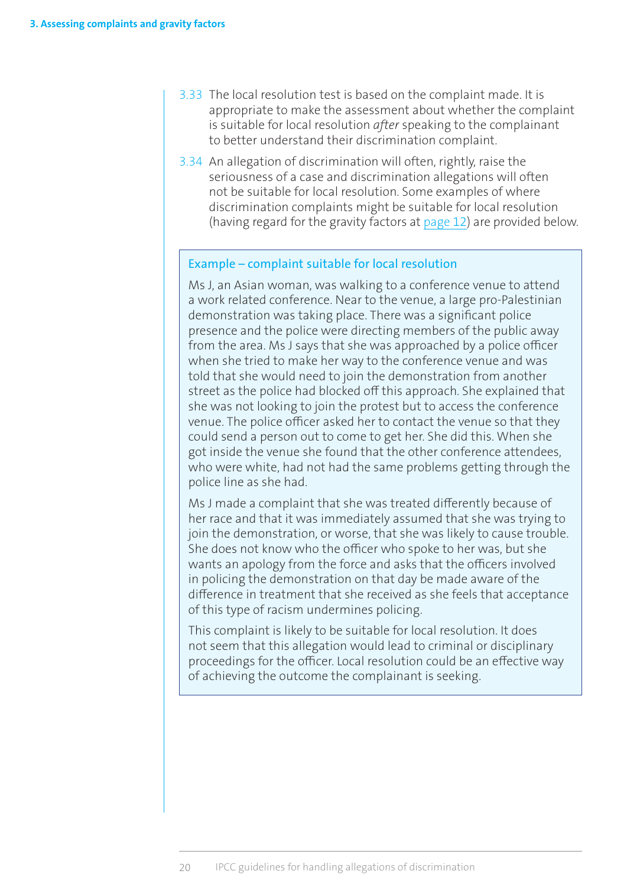3.33 The local resolution test is based on the complaint made. It is appropriate to make the assessment about whether the complaint is suitable for local resolution *after* speaking to the complainant to better understand their discrimination complaint.

3.34 An allegation of discrimination will often, rightly, raise the seriousness of a case and discrimination allegations will often not be suitable for local resolution. Some examples of where discrimination complaints might be suitable for local resolution (having regard for the gravity factors at page 12) are provided below.

### Example – complaint suitable for local resolution

Ms J, an Asian woman, was walking to a conference venue to attend a work related conference. Near to the venue, a large pro-Palestinian demonstration was taking place. There was a significant police presence and the police were directing members of the public away from the area. Ms J says that she was approached by a police officer when she tried to make her way to the conference venue and was told that she would need to join the demonstration from another street as the police had blocked off this approach. She explained that she was not looking to join the protest but to access the conference venue. The police officer asked her to contact the venue so that they could send a person out to come to get her. She did this. When she got inside the venue she found that the other conference attendees, who were white, had not had the same problems getting through the police line as she had.

Ms J made a complaint that she was treated differently because of her race and that it was immediately assumed that she was trying to join the demonstration, or worse, that she was likely to cause trouble. She does not know who the officer who spoke to her was, but she wants an apology from the force and asks that the officers involved in policing the demonstration on that day be made aware of the difference in treatment that she received as she feels that acceptance of this type of racism undermines policing.

This complaint is likely to be suitable for local resolution. It does not seem that this allegation would lead to criminal or disciplinary proceedings for the officer. Local resolution could be an effective way of achieving the outcome the complainant is seeking.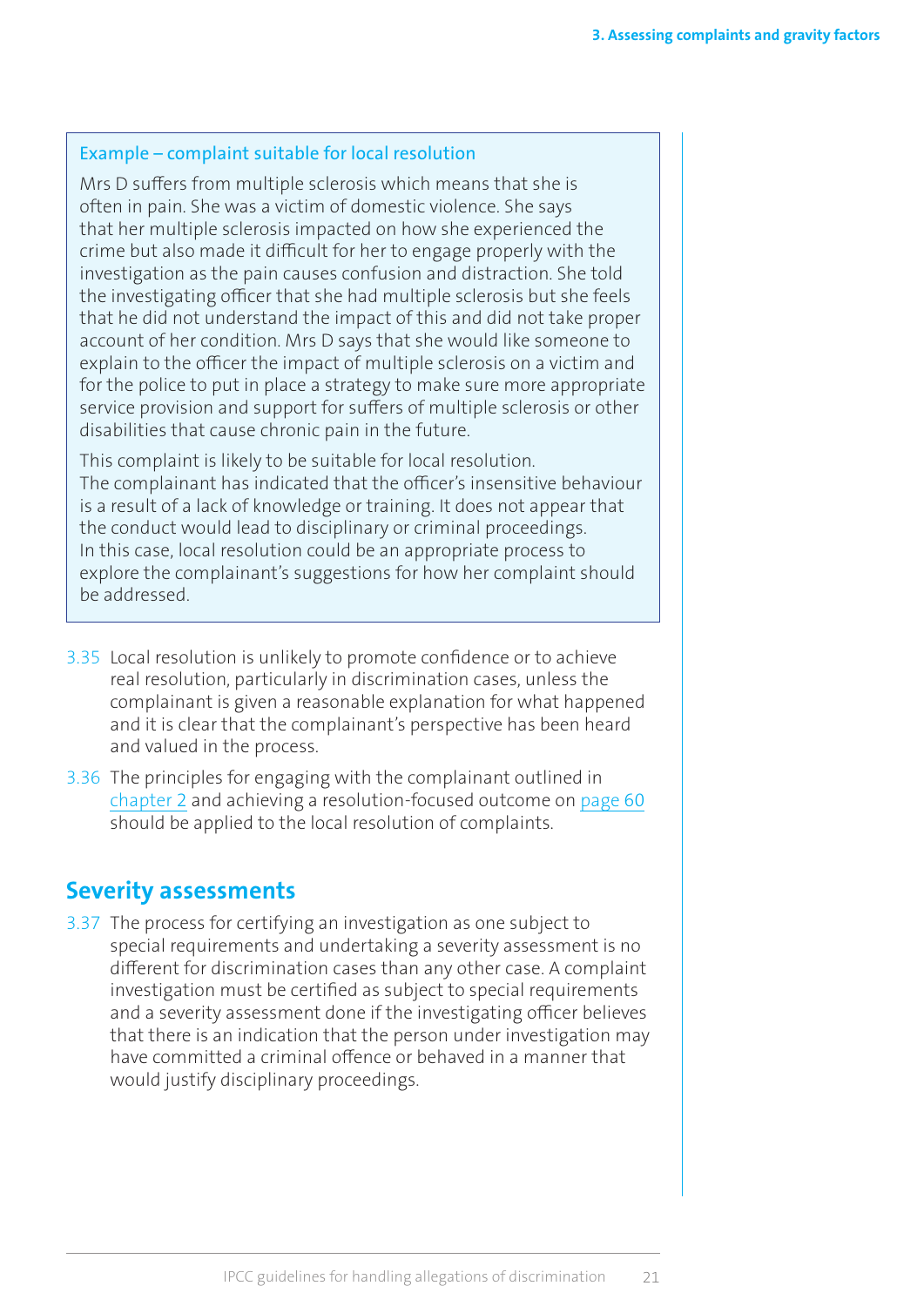**Example – complaint suitable for local resolution**

Mrs D suffers from multiple sclerosis which means that she is often in pain. She was a victim of domestic violence. She says that her multiple sclerosis impacted on how she experienced the crime but also made it difficult for her to engage properly with the investigation as the pain causes confusion and distraction. She told the investigating officer that she had multiple sclerosis but she feels that he did not understand the impact of this and did not take proper account of her condition. Mrs D says that she would like someone to explain to the officer the impact of multiple sclerosis on a victim and for the police to put in place a strategy to make sure more appropriate service provision and support for suffers of multiple sclerosis or other disabilities that cause chronic pain in the future.

This complaint is likely to be suitable for local resolution. The complainant has indicated that the officer's insensitive behaviour is a result of a lack of knowledge or training. It does not appear that the conduct would lead to disciplinary or criminal proceedings. In this case, local resolution could be an appropriate process to explore the complainant's suggestions for how her complaint should be addressed.

3.35 Local resolution is unlikely to promote confidence or to achieve real resolution, particularly in discrimination cases, unless the complainant is given a reasonable explanation for what happened and it is clear that the complainant's perspective has been heard and valued in the process.

3.36 The principles for engaging with the complainant outlined in chapter 2 and achieving a resolution-focused outcome on page 60 should be applied to the local resolution of complaints.

## Severity assessments

3.37 The process for certifying an investigation as one subject to special requirements and undertaking a severity assessment is no different for discrimination cases than any other case. A complaint investigation must be certified as subject to special requirements and a severity assessment done if the investigating officer believes that there is an indication that the person under investigation may have committed a criminal offence or behaved in a manner that would justify disciplinary proceedings.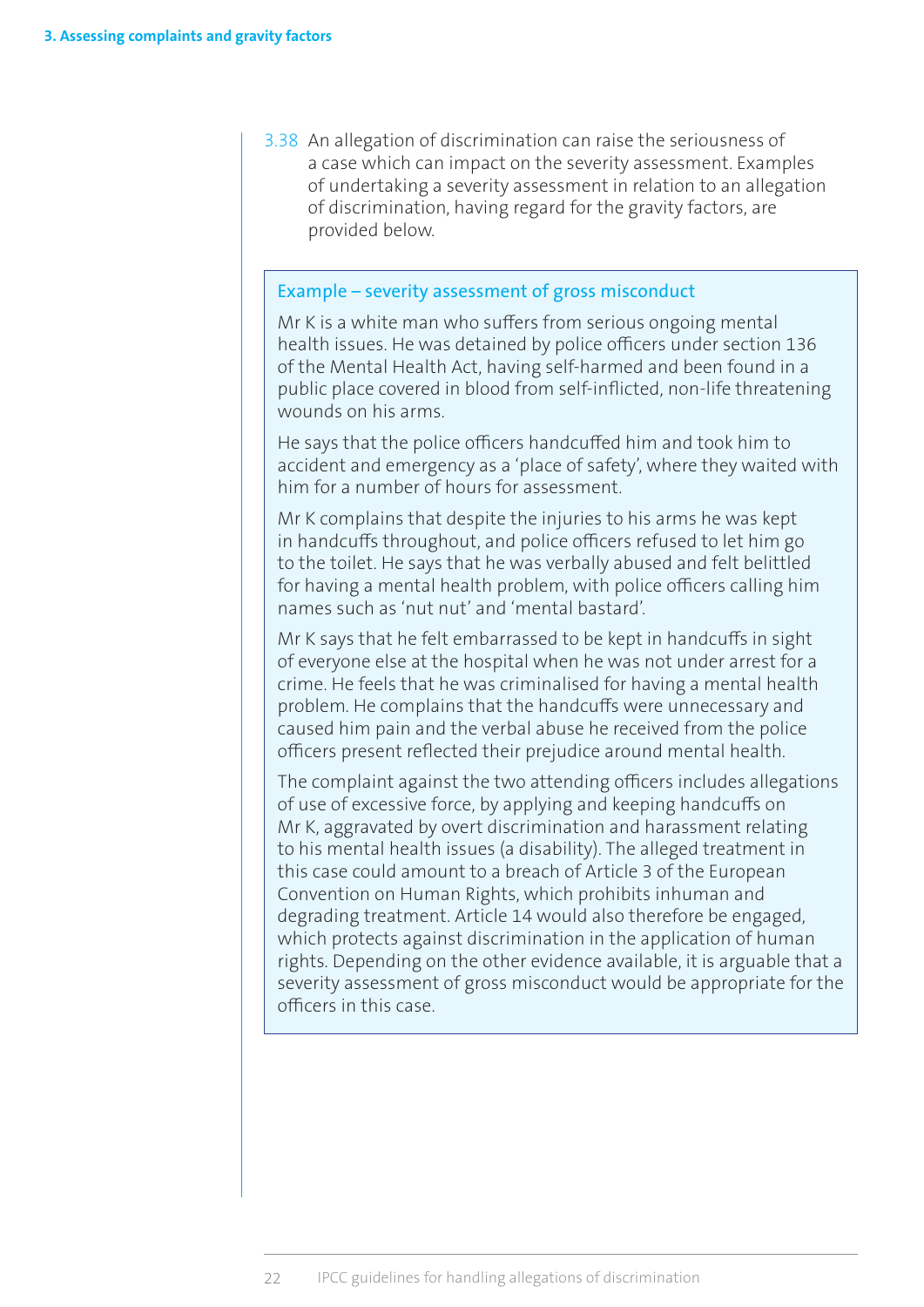3.38 An allegation of discrimination can raise the seriousness of a case which can impact on the severity assessment. Examples of undertaking a severity assessment in relation to an allegation of discrimination, having regard for the gravity factors, are provided below.

> **Example – severity assessment of gross misconduct**
>
> Mr K is a white man who suffers from serious ongoing mental health issues. He was detained by police officers under section 136 of the Mental Health Act, having self-harmed and been found in a public place covered in blood from self-inflicted, non-life threatening wounds on his arms.
>
> He says that the police officers handcuffed him and took him to accident and emergency as a 'place of safety', where they waited with him for a number of hours for assessment.
>
> Mr K complains that despite the injuries to his arms he was kept in handcuffs throughout, and police officers refused to let him go to the toilet. He says that he was verbally abused and felt belittled for having a mental health problem, with police officers calling him names such as 'nut nut' and 'mental bastard'.
>
> Mr K says that he felt embarrassed to be kept in handcuffs in sight of everyone else at the hospital when he was not under arrest for a crime. He feels that he was criminalised for having a mental health problem. He complains that the handcuffs were unnecessary and caused him pain and the verbal abuse he received from the police officers present reflected their prejudice around mental health.
>
> The complaint against the two attending officers includes allegations of use of excessive force, by applying and keeping handcuffs on Mr K, aggravated by overt discrimination and harassment relating to his mental health issues (a disability). The alleged treatment in this case could amount to a breach of Article 3 of the European Convention on Human Rights, which prohibits inhuman and degrading treatment. Article 14 would also therefore be engaged, which protects against discrimination in the application of human rights. Depending on the other evidence available, it is arguable that a severity assessment of gross misconduct would be appropriate for the officers in this case.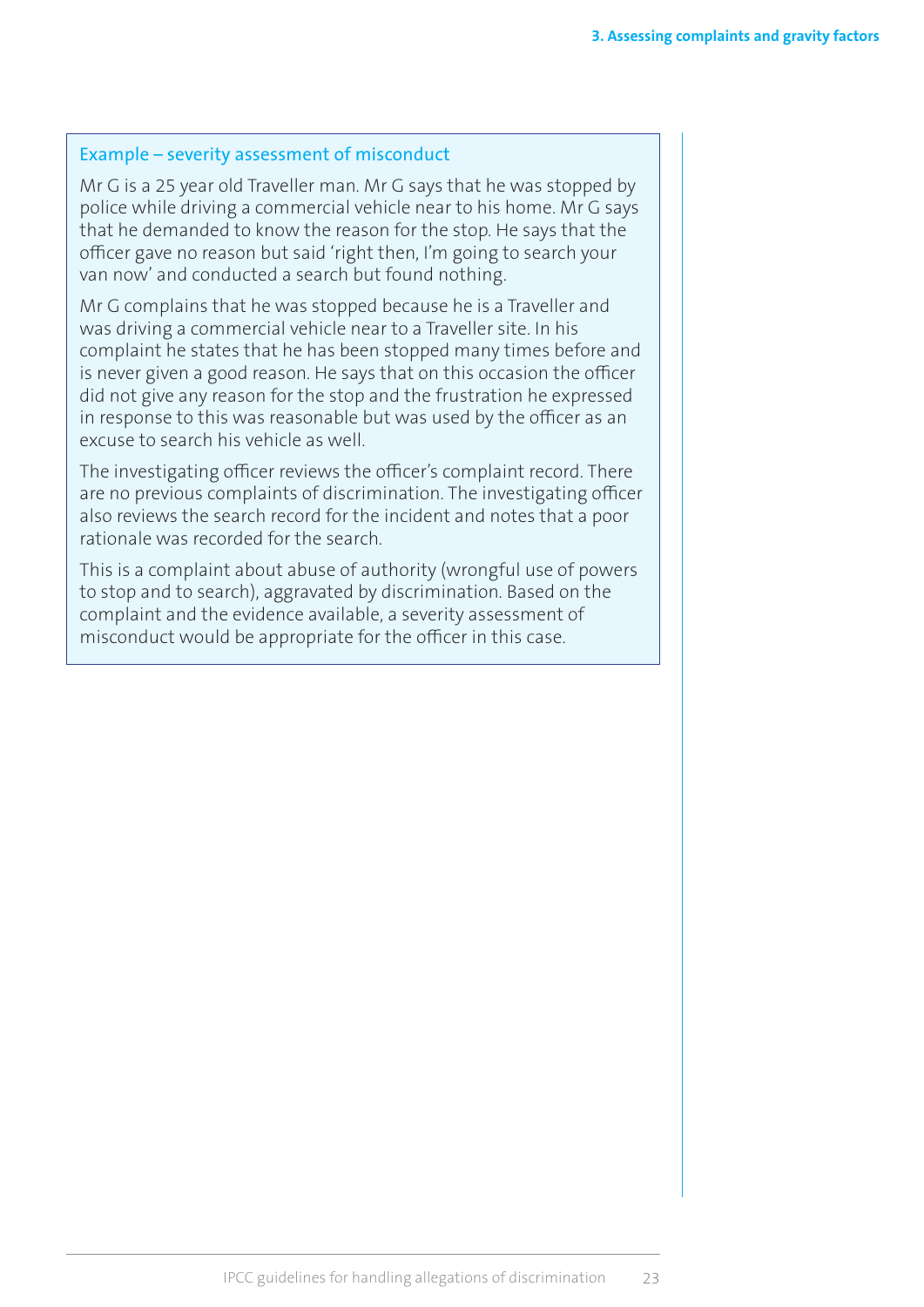### Example – severity assessment of misconduct

Mr G is a 25 year old Traveller man. Mr G says that he was stopped by police while driving a commercial vehicle near to his home. Mr G says that he demanded to know the reason for the stop. He says that the officer gave no reason but said 'right then, I'm going to search your van now' and conducted a search but found nothing.

Mr G complains that he was stopped because he is a Traveller and was driving a commercial vehicle near to a Traveller site. In his complaint he states that he has been stopped many times before and is never given a good reason. He says that on this occasion the officer did not give any reason for the stop and the frustration he expressed in response to this was reasonable but was used by the officer as an excuse to search his vehicle as well.

The investigating officer reviews the officer's complaint record. There are no previous complaints of discrimination. The investigating officer also reviews the search record for the incident and notes that a poor rationale was recorded for the search.

This is a complaint about abuse of authority (wrongful use of powers to stop and to search), aggravated by discrimination. Based on the complaint and the evidence available, a severity assessment of misconduct would be appropriate for the officer in this case.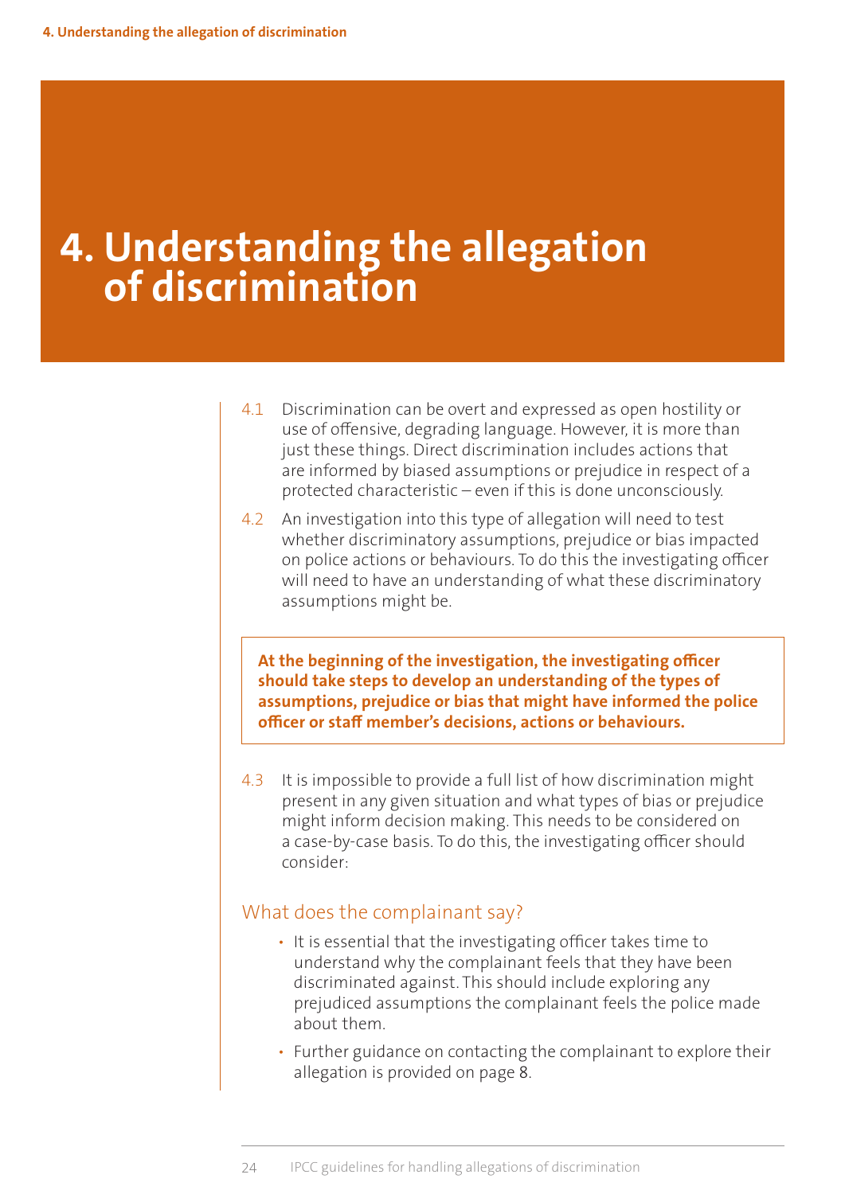# 4. Understanding the allegation of discrimination

4.1 Discrimination can be overt and expressed as open hostility or use of offensive, degrading language. However, it is more than just these things. Direct discrimination includes actions that are informed by biased assumptions or prejudice in respect of a protected characteristic – even if this is done unconsciously.

4.2 An investigation into this type of allegation will need to test whether discriminatory assumptions, prejudice or bias impacted on police actions or behaviours. To do this the investigating officer will need to have an understanding of what these discriminatory assumptions might be.

**At the beginning of the investigation, the investigating officer should take steps to develop an understanding of the types of assumptions, prejudice or bias that might have informed the police officer or staff member's decisions, actions or behaviours.**

4.3 It is impossible to provide a full list of how discrimination might present in any given situation and what types of bias or prejudice might inform decision making. This needs to be considered on a case-by-case basis. To do this, the investigating officer should consider:

## What does the complainant say?

- It is essential that the investigating officer takes time to understand why the complainant feels that they have been discriminated against. This should include exploring any prejudiced assumptions the complainant feels the police made about them.
- Further guidance on contacting the complainant to explore their allegation is provided on page 8.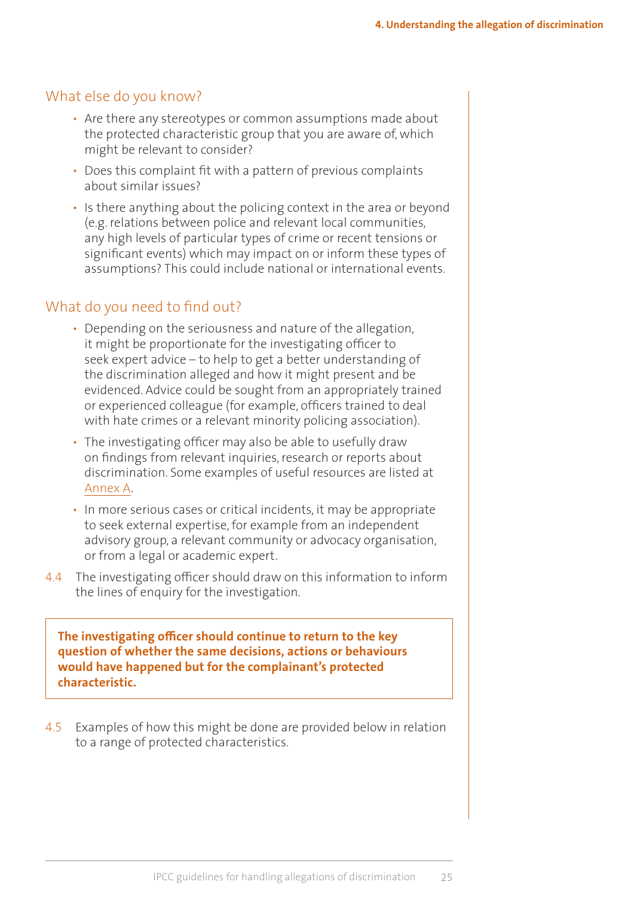## What else do you know?

- Are there any stereotypes or common assumptions made about the protected characteristic group that you are aware of, which might be relevant to consider?
- Does this complaint fit with a pattern of previous complaints about similar issues?
- Is there anything about the policing context in the area or beyond (e.g. relations between police and relevant local communities, any high levels of particular types of crime or recent tensions or significant events) which may impact on or inform these types of assumptions? This could include national or international events.

## What do you need to find out?

- Depending on the seriousness and nature of the allegation, it might be proportionate for the investigating officer to seek expert advice – to help to get a better understanding of the discrimination alleged and how it might present and be evidenced. Advice could be sought from an appropriately trained or experienced colleague (for example, officers trained to deal with hate crimes or a relevant minority policing association).
- The investigating officer may also be able to usefully draw on findings from relevant inquiries, research or reports about discrimination. Some examples of useful resources are listed at Annex A.
- In more serious cases or critical incidents, it may be appropriate to seek external expertise, for example from an independent advisory group, a relevant community or advocacy organisation, or from a legal or academic expert.

4.4 The investigating officer should draw on this information to inform the lines of enquiry for the investigation.

> **The investigating officer should continue to return to the key question of whether the same decisions, actions or behaviours would have happened but for the complainant's protected characteristic.**

4.5 Examples of how this might be done are provided below in relation to a range of protected characteristics.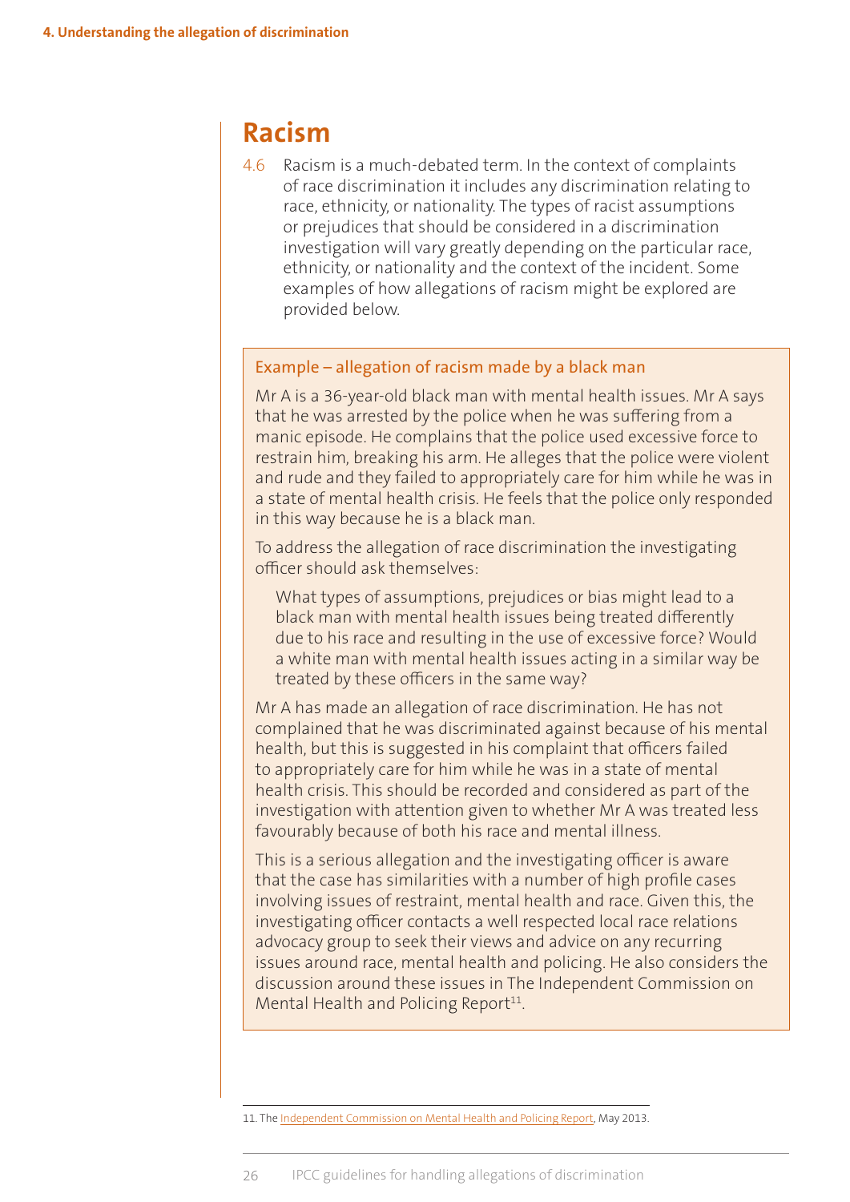## Racism

4.6 Racism is a much-debated term. In the context of complaints of race discrimination it includes any discrimination relating to race, ethnicity, or nationality. The types of racist assumptions or prejudices that should be considered in a discrimination investigation will vary greatly depending on the particular race, ethnicity, or nationality and the context of the incident. Some examples of how allegations of racism might be explored are provided below.

### Example – allegation of racism made by a black man

Mr A is a 36-year-old black man with mental health issues. Mr A says that he was arrested by the police when he was suffering from a manic episode. He complains that the police used excessive force to restrain him, breaking his arm. He alleges that the police were violent and rude and they failed to appropriately care for him while he was in a state of mental health crisis. He feels that the police only responded in this way because he is a black man.

To address the allegation of race discrimination the investigating officer should ask themselves:

> What types of assumptions, prejudices or bias might lead to a black man with mental health issues being treated differently due to his race and resulting in the use of excessive force? Would a white man with mental health issues acting in a similar way be treated by these officers in the same way?

Mr A has made an allegation of race discrimination. He has not complained that he was discriminated against because of his mental health, but this is suggested in his complaint that officers failed to appropriately care for him while he was in a state of mental health crisis. This should be recorded and considered as part of the investigation with attention given to whether Mr A was treated less favourably because of both his race and mental illness.

This is a serious allegation and the investigating officer is aware that the case has similarities with a number of high profile cases involving issues of restraint, mental health and race. Given this, the investigating officer contacts a well respected local race relations advocacy group to seek their views and advice on any recurring issues around race, mental health and policing. He also considers the discussion around these issues in The Independent Commission on Mental Health and Policing Report[11].

---

11. The Independent Commission on Mental Health and Policing Report, May 2013.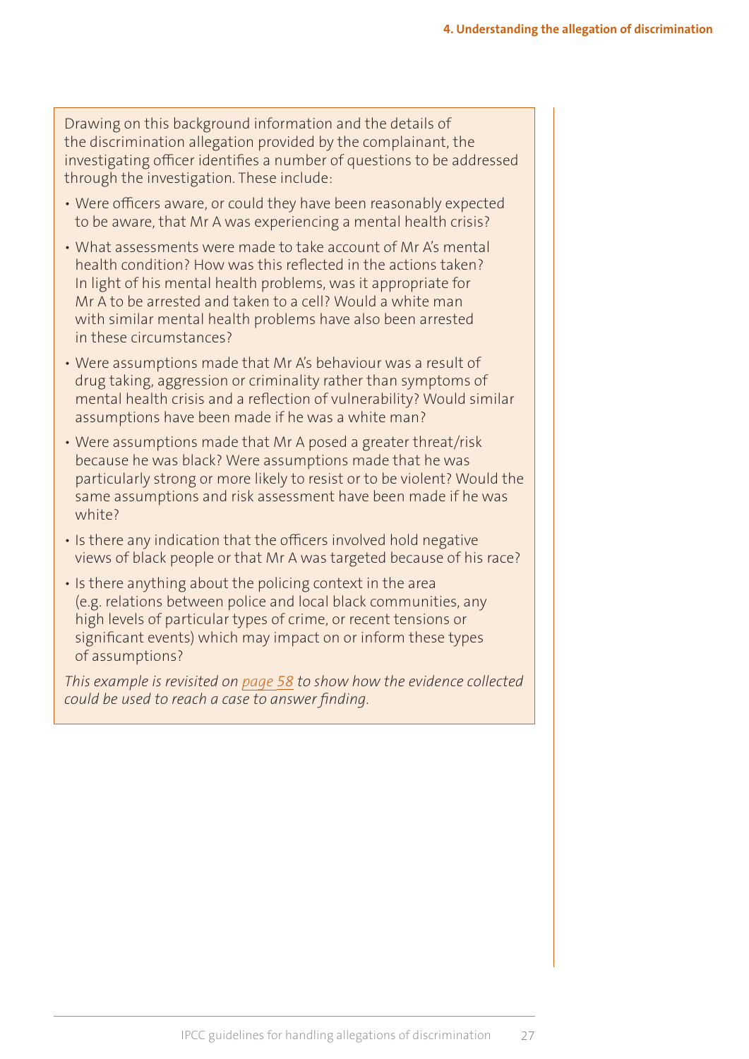Drawing on this background information and the details of the discrimination allegation provided by the complainant, the investigating officer identifies a number of questions to be addressed through the investigation. These include:

- Were officers aware, or could they have been reasonably expected to be aware, that Mr A was experiencing a mental health crisis?
- What assessments were made to take account of Mr A's mental health condition? How was this reflected in the actions taken? In light of his mental health problems, was it appropriate for Mr A to be arrested and taken to a cell? Would a white man with similar mental health problems have also been arrested in these circumstances?
- Were assumptions made that Mr A's behaviour was a result of drug taking, aggression or criminality rather than symptoms of mental health crisis and a reflection of vulnerability? Would similar assumptions have been made if he was a white man?
- Were assumptions made that Mr A posed a greater threat/risk because he was black? Were assumptions made that he was particularly strong or more likely to resist or to be violent? Would the same assumptions and risk assessment have been made if he was white?
- Is there any indication that the officers involved hold negative views of black people or that Mr A was targeted because of his race?
- Is there anything about the policing context in the area (e.g. relations between police and local black communities, any high levels of particular types of crime, or recent tensions or significant events) which may impact on or inform these types of assumptions?

*This example is revisited on page 58 to show how the evidence collected could be used to reach a case to answer finding.*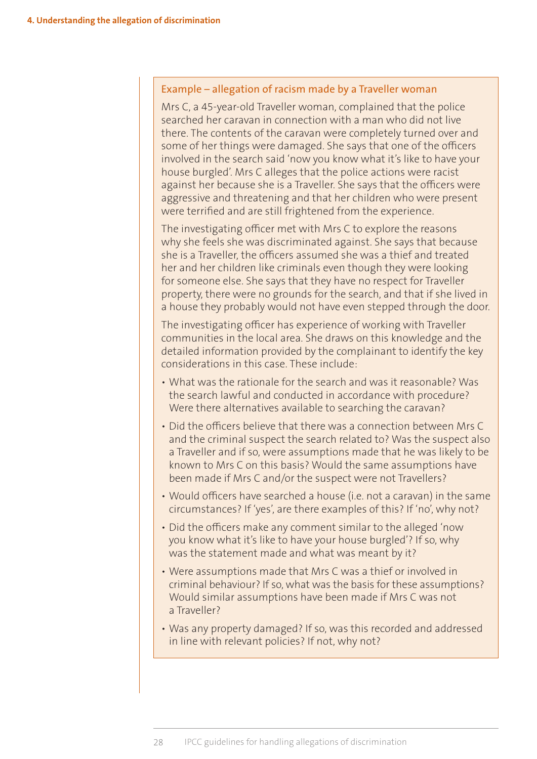### Example – allegation of racism made by a Traveller woman

Mrs C, a 45-year-old Traveller woman, complained that the police searched her caravan in connection with a man who did not live there. The contents of the caravan were completely turned over and some of her things were damaged. She says that one of the officers involved in the search said 'now you know what it's like to have your house burgled'. Mrs C alleges that the police actions were racist against her because she is a Traveller. She says that the officers were aggressive and threatening and that her children who were present were terrified and are still frightened from the experience.

The investigating officer met with Mrs C to explore the reasons why she feels she was discriminated against. She says that because she is a Traveller, the officers assumed she was a thief and treated her and her children like criminals even though they were looking for someone else. She says that they have no respect for Traveller property, there were no grounds for the search, and that if she lived in a house they probably would not have even stepped through the door.

The investigating officer has experience of working with Traveller communities in the local area. She draws on this knowledge and the detailed information provided by the complainant to identify the key considerations in this case. These include:

- What was the rationale for the search and was it reasonable? Was the search lawful and conducted in accordance with procedure? Were there alternatives available to searching the caravan?
- Did the officers believe that there was a connection between Mrs C and the criminal suspect the search related to? Was the suspect also a Traveller and if so, were assumptions made that he was likely to be known to Mrs C on this basis? Would the same assumptions have been made if Mrs C and/or the suspect were not Travellers?
- Would officers have searched a house (i.e. not a caravan) in the same circumstances? If 'yes', are there examples of this? If 'no', why not?
- Did the officers make any comment similar to the alleged 'now you know what it's like to have your house burgled'? If so, why was the statement made and what was meant by it?
- Were assumptions made that Mrs C was a thief or involved in criminal behaviour? If so, what was the basis for these assumptions? Would similar assumptions have been made if Mrs C was not a Traveller?
- Was any property damaged? If so, was this recorded and addressed in line with relevant policies? If not, why not?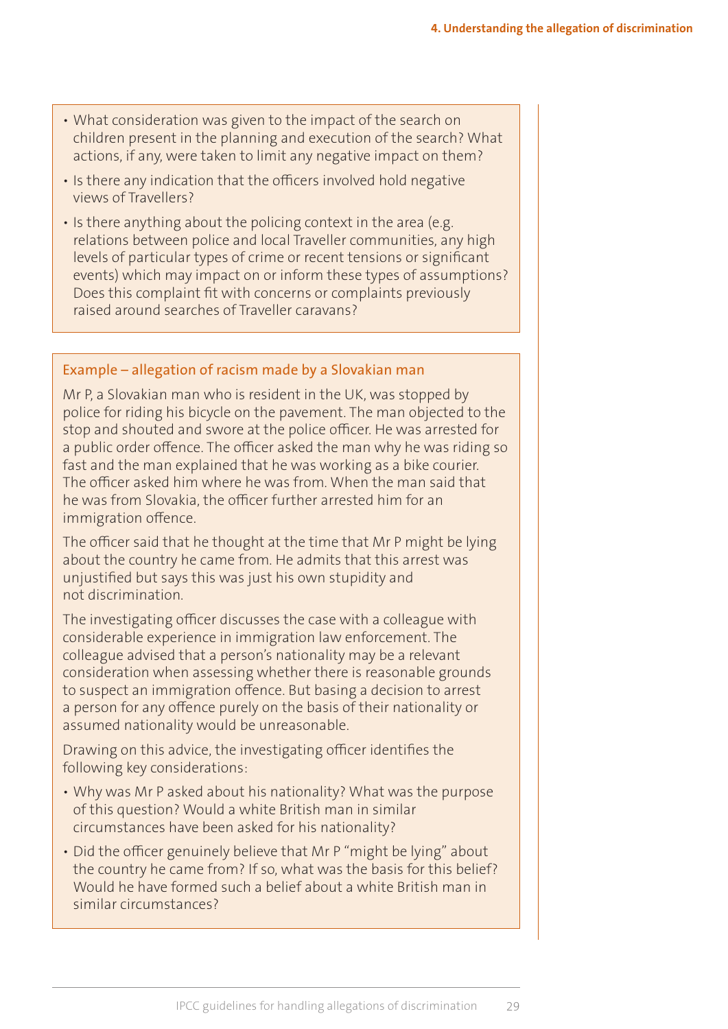- What consideration was given to the impact of the search on children present in the planning and execution of the search? What actions, if any, were taken to limit any negative impact on them?
- Is there any indication that the officers involved hold negative views of Travellers?
- Is there anything about the policing context in the area (e.g. relations between police and local Traveller communities, any high levels of particular types of crime or recent tensions or significant events) which may impact on or inform these types of assumptions? Does this complaint fit with concerns or complaints previously raised around searches of Traveller caravans?

### Example – allegation of racism made by a Slovakian man

Mr P, a Slovakian man who is resident in the UK, was stopped by police for riding his bicycle on the pavement. The man objected to the stop and shouted and swore at the police officer. He was arrested for a public order offence. The officer asked the man why he was riding so fast and the man explained that he was working as a bike courier. The officer asked him where he was from. When the man said that he was from Slovakia, the officer further arrested him for an immigration offence.

The officer said that he thought at the time that Mr P might be lying about the country he came from. He admits that this arrest was unjustified but says this was just his own stupidity and not discrimination.

The investigating officer discusses the case with a colleague with considerable experience in immigration law enforcement. The colleague advised that a person's nationality may be a relevant consideration when assessing whether there is reasonable grounds to suspect an immigration offence. But basing a decision to arrest a person for any offence purely on the basis of their nationality or assumed nationality would be unreasonable.

Drawing on this advice, the investigating officer identifies the following key considerations:

- Why was Mr P asked about his nationality? What was the purpose of this question? Would a white British man in similar circumstances have been asked for his nationality?
- Did the officer genuinely believe that Mr P "might be lying" about the country he came from? If so, what was the basis for this belief? Would he have formed such a belief about a white British man in similar circumstances?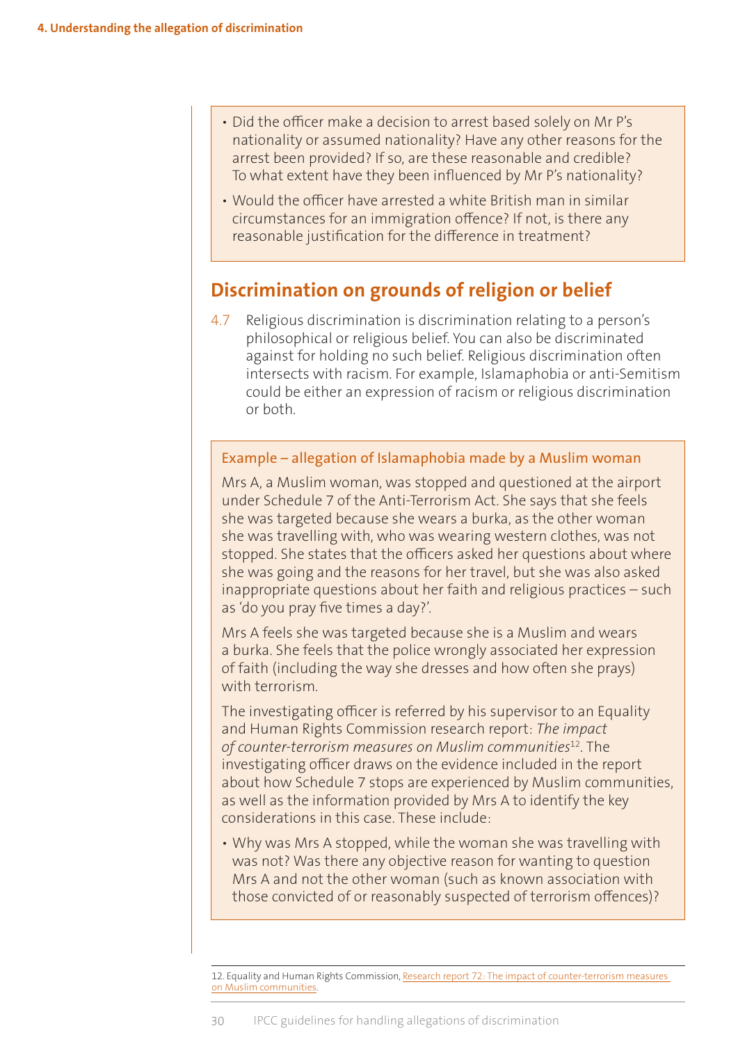- Did the officer make a decision to arrest based solely on Mr P's nationality or assumed nationality? Have any other reasons for the arrest been provided? If so, are these reasonable and credible? To what extent have they been influenced by Mr P's nationality?
- Would the officer have arrested a white British man in similar circumstances for an immigration offence? If not, is there any reasonable justification for the difference in treatment?

## Discrimination on grounds of religion or belief

4.7 Religious discrimination is discrimination relating to a person's philosophical or religious belief. You can also be discriminated against for holding no such belief. Religious discrimination often intersects with racism. For example, Islamaphobia or anti-Semitism could be either an expression of racism or religious discrimination or both.

### Example – allegation of Islamaphobia made by a Muslim woman

Mrs A, a Muslim woman, was stopped and questioned at the airport under Schedule 7 of the Anti-Terrorism Act. She says that she feels she was targeted because she wears a burka, as the other woman she was travelling with, who was wearing western clothes, was not stopped. She states that the officers asked her questions about where she was going and the reasons for her travel, but she was also asked inappropriate questions about her faith and religious practices – such as 'do you pray five times a day?'.

Mrs A feels she was targeted because she is a Muslim and wears a burka. She feels that the police wrongly associated her expression of faith (including the way she dresses and how often she prays) with terrorism.

The investigating officer is referred by his supervisor to an Equality and Human Rights Commission research report: *The impact of counter-terrorism measures on Muslim communities*[12]. The investigating officer draws on the evidence included in the report about how Schedule 7 stops are experienced by Muslim communities, as well as the information provided by Mrs A to identify the key considerations in this case. These include:

- Why was Mrs A stopped, while the woman she was travelling with was not? Was there any objective reason for wanting to question Mrs A and not the other woman (such as known association with those convicted of or reasonably suspected of terrorism offences)?

12. Equality and Human Rights Commission, Research report 72: The impact of counter-terrorism measures on Muslim communities.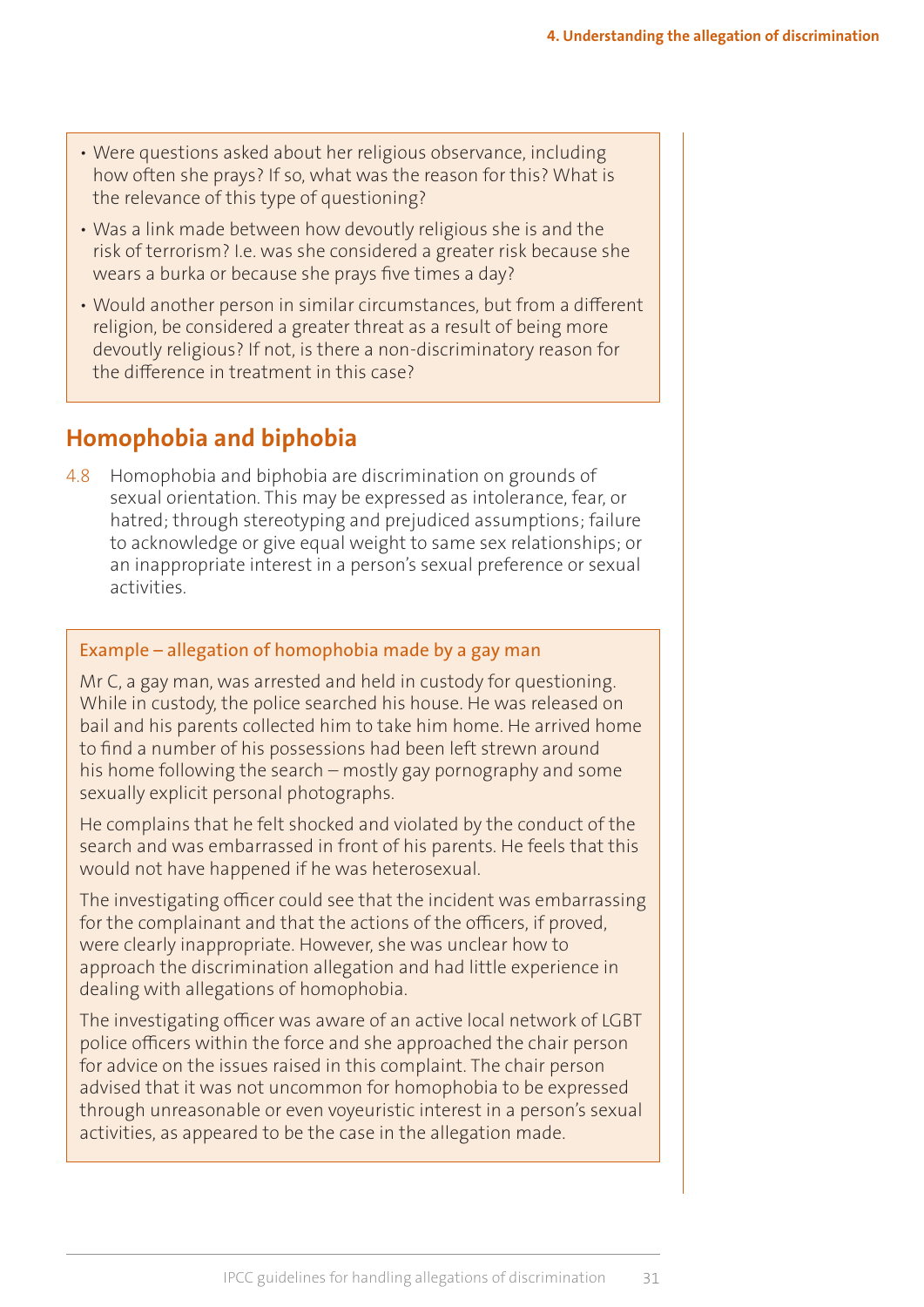- Were questions asked about her religious observance, including how often she prays? If so, what was the reason for this? What is the relevance of this type of questioning?
- Was a link made between how devoutly religious she is and the risk of terrorism? I.e. was she considered a greater risk because she wears a burka or because she prays five times a day?
- Would another person in similar circumstances, but from a different religion, be considered a greater threat as a result of being more devoutly religious? If not, is there a non-discriminatory reason for the difference in treatment in this case?

## Homophobia and biphobia

4.8 Homophobia and biphobia are discrimination on grounds of sexual orientation. This may be expressed as intolerance, fear, or hatred; through stereotyping and prejudiced assumptions; failure to acknowledge or give equal weight to same sex relationships; or an inappropriate interest in a person's sexual preference or sexual activities.

**Example – allegation of homophobia made by a gay man**

Mr C, a gay man, was arrested and held in custody for questioning. While in custody, the police searched his house. He was released on bail and his parents collected him to take him home. He arrived home to find a number of his possessions had been left strewn around his home following the search – mostly gay pornography and some sexually explicit personal photographs.

He complains that he felt shocked and violated by the conduct of the search and was embarrassed in front of his parents. He feels that this would not have happened if he was heterosexual.

The investigating officer could see that the incident was embarrassing for the complainant and that the actions of the officers, if proved, were clearly inappropriate. However, she was unclear how to approach the discrimination allegation and had little experience in dealing with allegations of homophobia.

The investigating officer was aware of an active local network of LGBT police officers within the force and she approached the chair person for advice on the issues raised in this complaint. The chair person advised that it was not uncommon for homophobia to be expressed through unreasonable or even voyeuristic interest in a person's sexual activities, as appeared to be the case in the allegation made.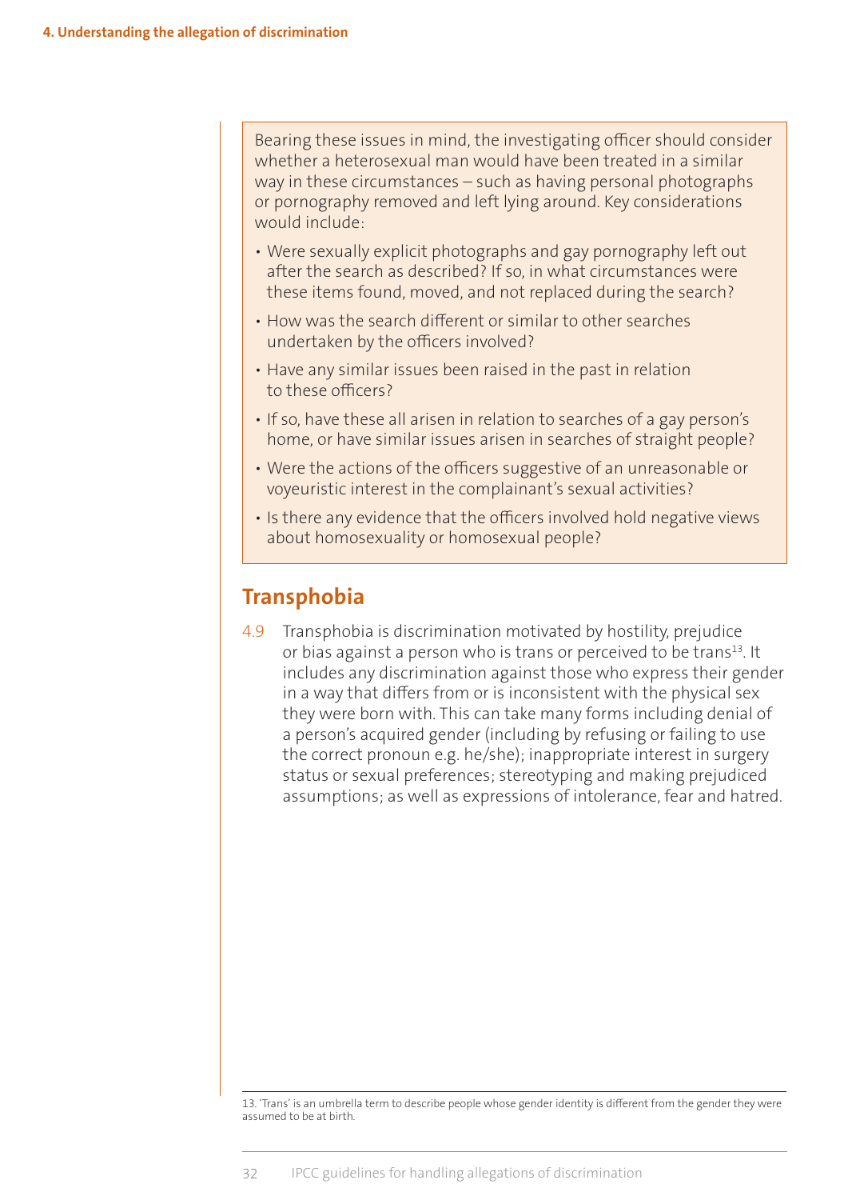Bearing these issues in mind, the investigating officer should consider whether a heterosexual man would have been treated in a similar way in these circumstances – such as having personal photographs or pornography removed and left lying around. Key considerations would include:

- Were sexually explicit photographs and gay pornography left out after the search as described? If so, in what circumstances were these items found, moved, and not replaced during the search?
- How was the search different or similar to other searches undertaken by the officers involved?
- Have any similar issues been raised in the past in relation to these officers?
- If so, have these all arisen in relation to searches of a gay person's home, or have similar issues arisen in searches of straight people?
- Were the actions of the officers suggestive of an unreasonable or voyeuristic interest in the complainant's sexual activities?
- Is there any evidence that the officers involved hold negative views about homosexuality or homosexual people?

## Transphobia

4.9 Transphobia is discrimination motivated by hostility, prejudice or bias against a person who is trans or perceived to be trans[13]. It includes any discrimination against those who express their gender in a way that differs from or is inconsistent with the physical sex they were born with. This can take many forms including denial of a person's acquired gender (including by refusing or failing to use the correct pronoun e.g. he/she); inappropriate interest in surgery status or sexual preferences; stereotyping and making prejudiced assumptions; as well as expressions of intolerance, fear and hatred.

13. 'Trans' is an umbrella term to describe people whose gender identity is different from the gender they were assumed to be at birth.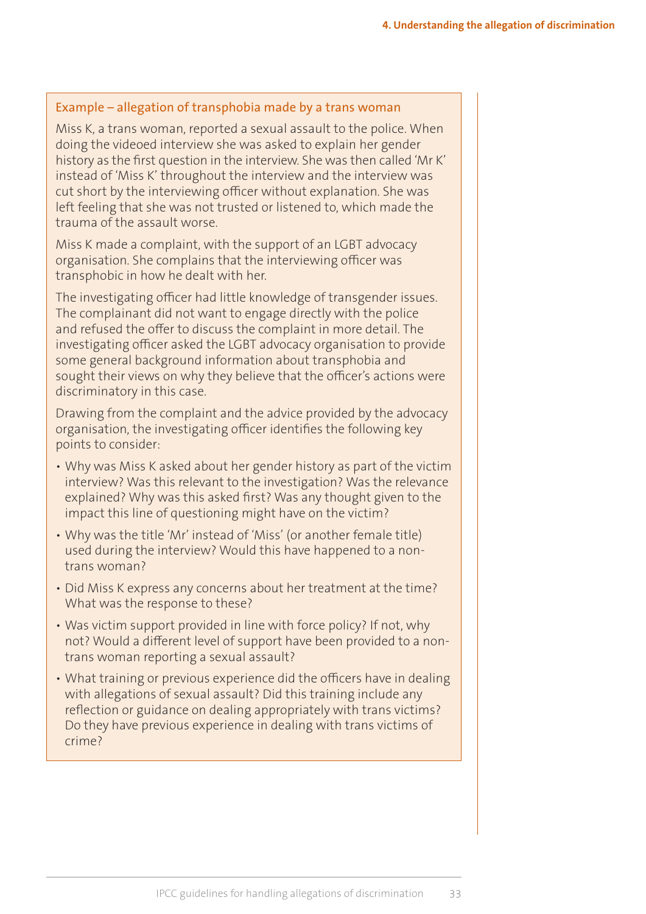### Example – allegation of transphobia made by a trans woman

Miss K, a trans woman, reported a sexual assault to the police. When doing the videoed interview she was asked to explain her gender history as the first question in the interview. She was then called 'Mr K' instead of 'Miss K' throughout the interview and the interview was cut short by the interviewing officer without explanation. She was left feeling that she was not trusted or listened to, which made the trauma of the assault worse.

Miss K made a complaint, with the support of an LGBT advocacy organisation. She complains that the interviewing officer was transphobic in how he dealt with her.

The investigating officer had little knowledge of transgender issues. The complainant did not want to engage directly with the police and refused the offer to discuss the complaint in more detail. The investigating officer asked the LGBT advocacy organisation to provide some general background information about transphobia and sought their views on why they believe that the officer's actions were discriminatory in this case.

Drawing from the complaint and the advice provided by the advocacy organisation, the investigating officer identifies the following key points to consider:

- Why was Miss K asked about her gender history as part of the victim interview? Was this relevant to the investigation? Was the relevance explained? Why was this asked first? Was any thought given to the impact this line of questioning might have on the victim?
- Why was the title 'Mr' instead of 'Miss' (or another female title) used during the interview? Would this have happened to a non-trans woman?
- Did Miss K express any concerns about her treatment at the time? What was the response to these?
- Was victim support provided in line with force policy? If not, why not? Would a different level of support have been provided to a non-trans woman reporting a sexual assault?
- What training or previous experience did the officers have in dealing with allegations of sexual assault? Did this training include any reflection or guidance on dealing appropriately with trans victims? Do they have previous experience in dealing with trans victims of crime?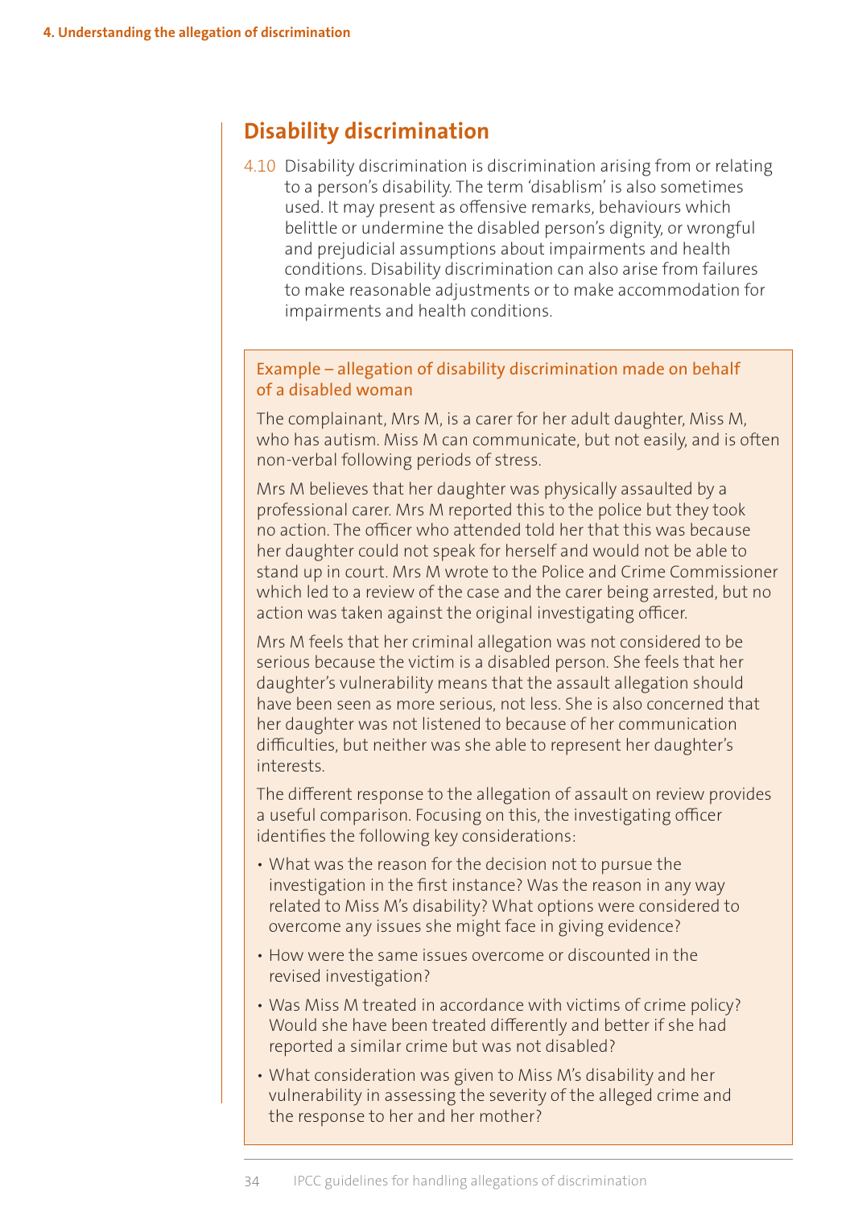## Disability discrimination

4.10 Disability discrimination is discrimination arising from or relating to a person's disability. The term 'disablism' is also sometimes used. It may present as offensive remarks, behaviours which belittle or undermine the disabled person's dignity, or wrongful and prejudicial assumptions about impairments and health conditions. Disability discrimination can also arise from failures to make reasonable adjustments or to make accommodation for impairments and health conditions.

### Example – allegation of disability discrimination made on behalf of a disabled woman

The complainant, Mrs M, is a carer for her adult daughter, Miss M, who has autism. Miss M can communicate, but not easily, and is often non-verbal following periods of stress.

Mrs M believes that her daughter was physically assaulted by a professional carer. Mrs M reported this to the police but they took no action. The officer who attended told her that this was because her daughter could not speak for herself and would not be able to stand up in court. Mrs M wrote to the Police and Crime Commissioner which led to a review of the case and the carer being arrested, but no action was taken against the original investigating officer.

Mrs M feels that her criminal allegation was not considered to be serious because the victim is a disabled person. She feels that her daughter's vulnerability means that the assault allegation should have been seen as more serious, not less. She is also concerned that her daughter was not listened to because of her communication difficulties, but neither was she able to represent her daughter's interests.

The different response to the allegation of assault on review provides a useful comparison. Focusing on this, the investigating officer identifies the following key considerations:

- What was the reason for the decision not to pursue the investigation in the first instance? Was the reason in any way related to Miss M's disability? What options were considered to overcome any issues she might face in giving evidence?
- How were the same issues overcome or discounted in the revised investigation?
- Was Miss M treated in accordance with victims of crime policy? Would she have been treated differently and better if she had reported a similar crime but was not disabled?
- What consideration was given to Miss M's disability and her vulnerability in assessing the severity of the alleged crime and the response to her and her mother?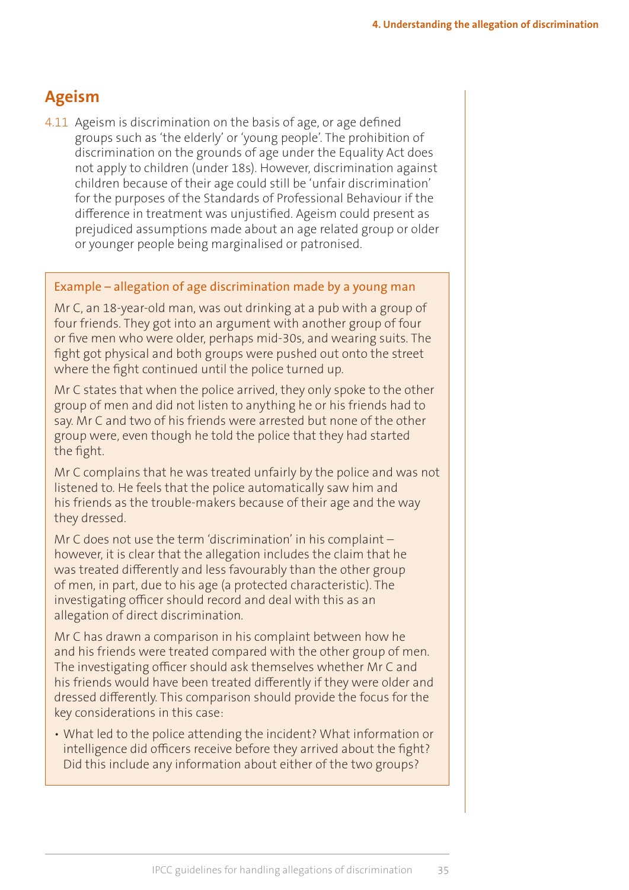## Ageism

4.11 Ageism is discrimination on the basis of age, or age defined groups such as 'the elderly' or 'young people'. The prohibition of discrimination on the grounds of age under the Equality Act does not apply to children (under 18s). However, discrimination against children because of their age could still be 'unfair discrimination' for the purposes of the Standards of Professional Behaviour if the difference in treatment was unjustified. Ageism could present as prejudiced assumptions made about an age related group or older or younger people being marginalised or patronised.

### Example – allegation of age discrimination made by a young man

Mr C, an 18-year-old man, was out drinking at a pub with a group of four friends. They got into an argument with another group of four or five men who were older, perhaps mid-30s, and wearing suits. The fight got physical and both groups were pushed out onto the street where the fight continued until the police turned up.

Mr C states that when the police arrived, they only spoke to the other group of men and did not listen to anything he or his friends had to say. Mr C and two of his friends were arrested but none of the other group were, even though he told the police that they had started the fight.

Mr C complains that he was treated unfairly by the police and was not listened to. He feels that the police automatically saw him and his friends as the trouble-makers because of their age and the way they dressed.

Mr C does not use the term 'discrimination' in his complaint – however, it is clear that the allegation includes the claim that he was treated differently and less favourably than the other group of men, in part, due to his age (a protected characteristic). The investigating officer should record and deal with this as an allegation of direct discrimination.

Mr C has drawn a comparison in his complaint between how he and his friends were treated compared with the other group of men. The investigating officer should ask themselves whether Mr C and his friends would have been treated differently if they were older and dressed differently. This comparison should provide the focus for the key considerations in this case:

- What led to the police attending the incident? What information or intelligence did officers receive before they arrived about the fight? Did this include any information about either of the two groups?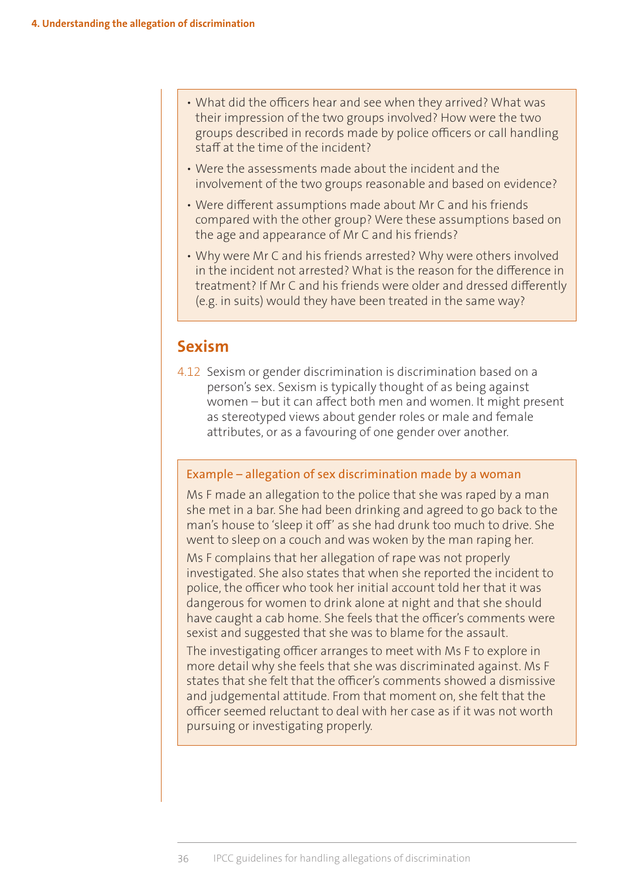- What did the officers hear and see when they arrived? What was their impression of the two groups involved? How were the two groups described in records made by police officers or call handling staff at the time of the incident?
- Were the assessments made about the incident and the involvement of the two groups reasonable and based on evidence?
- Were different assumptions made about Mr C and his friends compared with the other group? Were these assumptions based on the age and appearance of Mr C and his friends?
- Why were Mr C and his friends arrested? Why were others involved in the incident not arrested? What is the reason for the difference in treatment? If Mr C and his friends were older and dressed differently (e.g. in suits) would they have been treated in the same way?

## Sexism

4.12 Sexism or gender discrimination is discrimination based on a person's sex. Sexism is typically thought of as being against women – but it can affect both men and women. It might present as stereotyped views about gender roles or male and female attributes, or as a favouring of one gender over another.

### Example – allegation of sex discrimination made by a woman

Ms F made an allegation to the police that she was raped by a man she met in a bar. She had been drinking and agreed to go back to the man's house to 'sleep it off' as she had drunk too much to drive. She went to sleep on a couch and was woken by the man raping her.

Ms F complains that her allegation of rape was not properly investigated. She also states that when she reported the incident to police, the officer who took her initial account told her that it was dangerous for women to drink alone at night and that she should have caught a cab home. She feels that the officer's comments were sexist and suggested that she was to blame for the assault.

The investigating officer arranges to meet with Ms F to explore in more detail why she feels that she was discriminated against. Ms F states that she felt that the officer's comments showed a dismissive and judgemental attitude. From that moment on, she felt that the officer seemed reluctant to deal with her case as if it was not worth pursuing or investigating properly.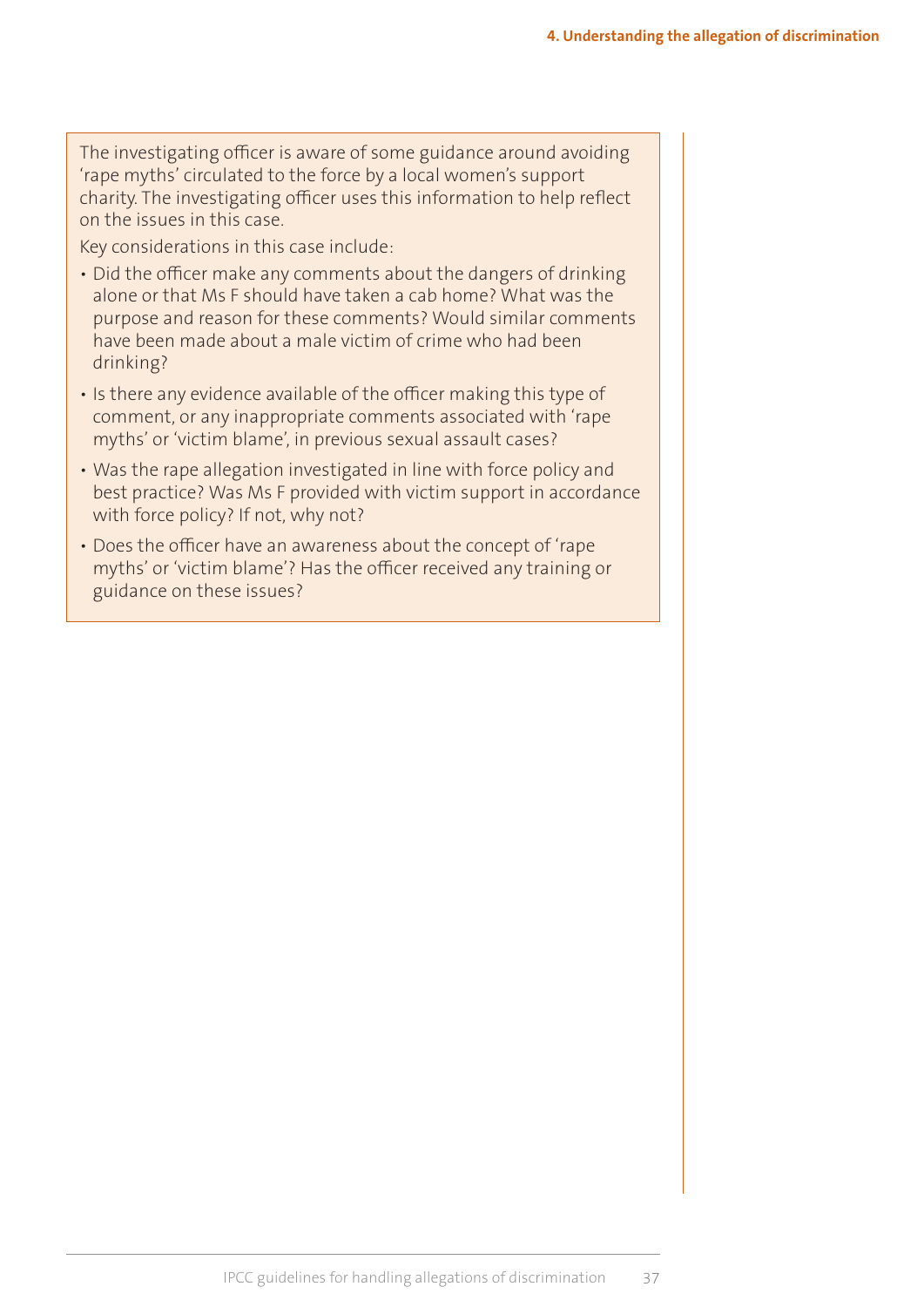The investigating officer is aware of some guidance around avoiding 'rape myths' circulated to the force by a local women's support charity. The investigating officer uses this information to help reflect on the issues in this case.

Key considerations in this case include:

- Did the officer make any comments about the dangers of drinking alone or that Ms F should have taken a cab home? What was the purpose and reason for these comments? Would similar comments have been made about a male victim of crime who had been drinking?
- Is there any evidence available of the officer making this type of comment, or any inappropriate comments associated with 'rape myths' or 'victim blame', in previous sexual assault cases?
- Was the rape allegation investigated in line with force policy and best practice? Was Ms F provided with victim support in accordance with force policy? If not, why not?
- Does the officer have an awareness about the concept of 'rape myths' or 'victim blame'? Has the officer received any training or guidance on these issues?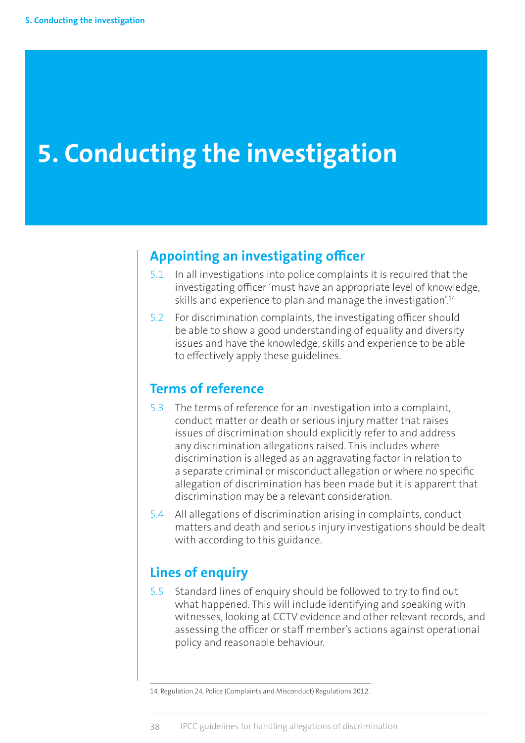# 5. Conducting the investigation

## Appointing an investigating officer

5.1 In all investigations into police complaints it is required that the investigating officer 'must have an appropriate level of knowledge, skills and experience to plan and manage the investigation'.[14]

5.2 For discrimination complaints, the investigating officer should be able to show a good understanding of equality and diversity issues and have the knowledge, skills and experience to be able to effectively apply these guidelines.

## Terms of reference

5.3 The terms of reference for an investigation into a complaint, conduct matter or death or serious injury matter that raises issues of discrimination should explicitly refer to and address any discrimination allegations raised. This includes where discrimination is alleged as an aggravating factor in relation to a separate criminal or misconduct allegation or where no specific allegation of discrimination has been made but it is apparent that discrimination may be a relevant consideration.

5.4 All allegations of discrimination arising in complaints, conduct matters and death and serious injury investigations should be dealt with according to this guidance.

## Lines of enquiry

5.5 Standard lines of enquiry should be followed to try to find out what happened. This will include identifying and speaking with witnesses, looking at CCTV evidence and other relevant records, and assessing the officer or staff member's actions against operational policy and reasonable behaviour.

14. Regulation 24, Police (Complaints and Misconduct) Regulations 2012.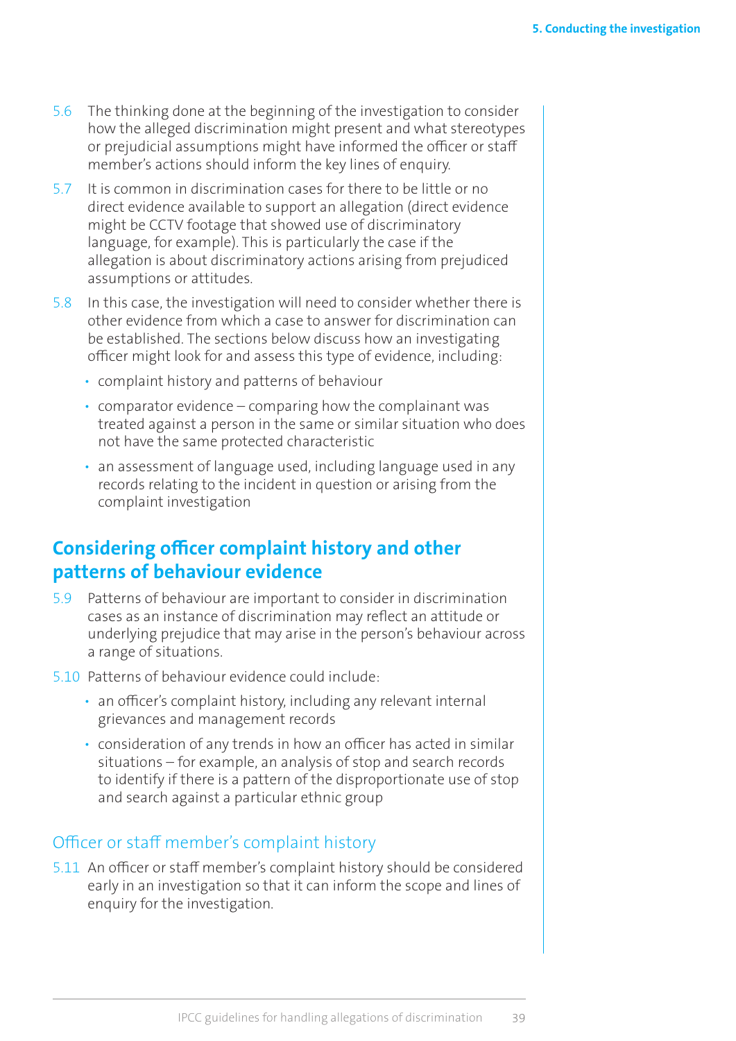5.6 The thinking done at the beginning of the investigation to consider how the alleged discrimination might present and what stereotypes or prejudicial assumptions might have informed the officer or staff member's actions should inform the key lines of enquiry.

5.7 It is common in discrimination cases for there to be little or no direct evidence available to support an allegation (direct evidence might be CCTV footage that showed use of discriminatory language, for example). This is particularly the case if the allegation is about discriminatory actions arising from prejudiced assumptions or attitudes.

5.8 In this case, the investigation will need to consider whether there is other evidence from which a case to answer for discrimination can be established. The sections below discuss how an investigating officer might look for and assess this type of evidence, including:

- complaint history and patterns of behaviour
- comparator evidence – comparing how the complainant was treated against a person in the same or similar situation who does not have the same protected characteristic
- an assessment of language used, including language used in any records relating to the incident in question or arising from the complaint investigation

## Considering officer complaint history and other patterns of behaviour evidence

5.9 Patterns of behaviour are important to consider in discrimination cases as an instance of discrimination may reflect an attitude or underlying prejudice that may arise in the person's behaviour across a range of situations.

5.10 Patterns of behaviour evidence could include:

- an officer's complaint history, including any relevant internal grievances and management records
- consideration of any trends in how an officer has acted in similar situations – for example, an analysis of stop and search records to identify if there is a pattern of the disproportionate use of stop and search against a particular ethnic group

### Officer or staff member's complaint history

5.11 An officer or staff member's complaint history should be considered early in an investigation so that it can inform the scope and lines of enquiry for the investigation.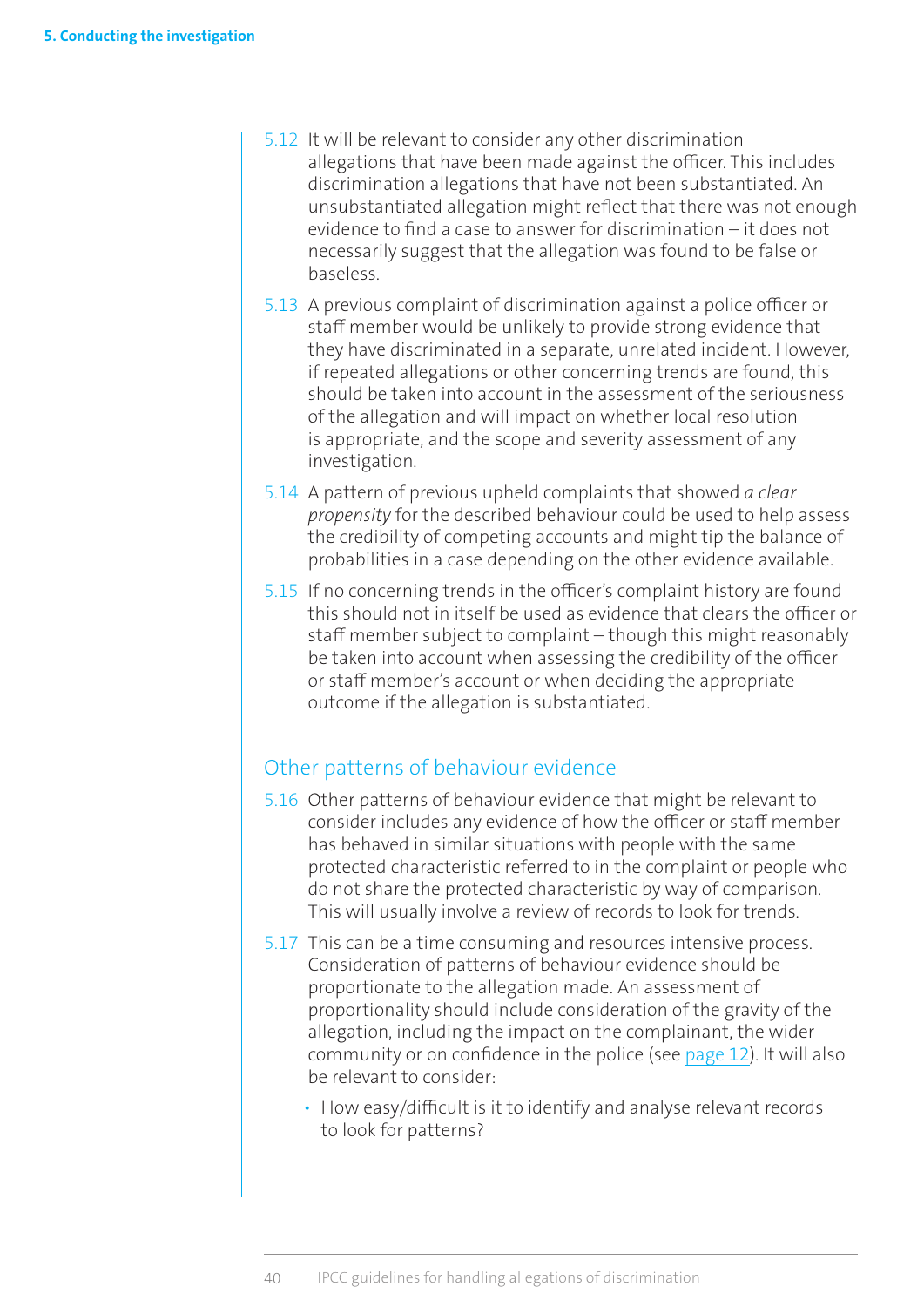5.12 It will be relevant to consider any other discrimination allegations that have been made against the officer. This includes discrimination allegations that have not been substantiated. An unsubstantiated allegation might reflect that there was not enough evidence to find a case to answer for discrimination – it does not necessarily suggest that the allegation was found to be false or baseless.

5.13 A previous complaint of discrimination against a police officer or staff member would be unlikely to provide strong evidence that they have discriminated in a separate, unrelated incident. However, if repeated allegations or other concerning trends are found, this should be taken into account in the assessment of the seriousness of the allegation and will impact on whether local resolution is appropriate, and the scope and severity assessment of any investigation.

5.14 A pattern of previous upheld complaints that showed *a clear propensity* for the described behaviour could be used to help assess the credibility of competing accounts and might tip the balance of probabilities in a case depending on the other evidence available.

5.15 If no concerning trends in the officer's complaint history are found this should not in itself be used as evidence that clears the officer or staff member subject to complaint – though this might reasonably be taken into account when assessing the credibility of the officer or staff member's account or when deciding the appropriate outcome if the allegation is substantiated.

## Other patterns of behaviour evidence

5.16 Other patterns of behaviour evidence that might be relevant to consider includes any evidence of how the officer or staff member has behaved in similar situations with people with the same protected characteristic referred to in the complaint or people who do not share the protected characteristic by way of comparison. This will usually involve a review of records to look for trends.

5.17 This can be a time consuming and resources intensive process. Consideration of patterns of behaviour evidence should be proportionate to the allegation made. An assessment of proportionality should include consideration of the gravity of the allegation, including the impact on the complainant, the wider community or on confidence in the police (see page 12). It will also be relevant to consider:

- How easy/difficult is it to identify and analyse relevant records to look for patterns?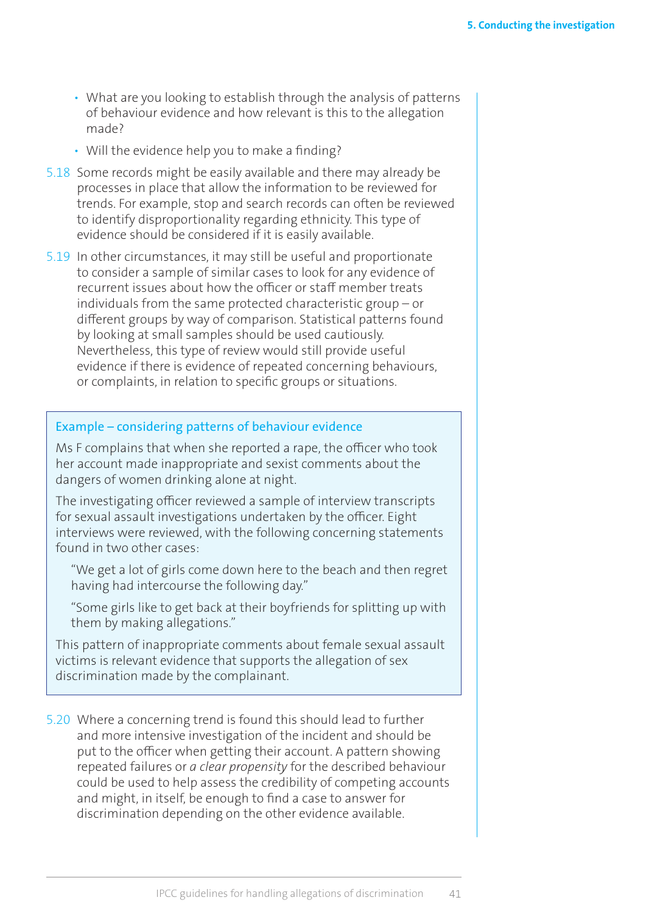- What are you looking to establish through the analysis of patterns of behaviour evidence and how relevant is this to the allegation made?
- Will the evidence help you to make a finding?

5.18 Some records might be easily available and there may already be processes in place that allow the information to be reviewed for trends. For example, stop and search records can often be reviewed to identify disproportionality regarding ethnicity. This type of evidence should be considered if it is easily available.

5.19 In other circumstances, it may still be useful and proportionate to consider a sample of similar cases to look for any evidence of recurrent issues about how the officer or staff member treats individuals from the same protected characteristic group – or different groups by way of comparison. Statistical patterns found by looking at small samples should be used cautiously. Nevertheless, this type of review would still provide useful evidence if there is evidence of repeated concerning behaviours, or complaints, in relation to specific groups or situations.

> **Example – considering patterns of behaviour evidence**
>
> Ms F complains that when she reported a rape, the officer who took her account made inappropriate and sexist comments about the dangers of women drinking alone at night.
>
> The investigating officer reviewed a sample of interview transcripts for sexual assault investigations undertaken by the officer. Eight interviews were reviewed, with the following concerning statements found in two other cases:
>
> "We get a lot of girls come down here to the beach and then regret having had intercourse the following day."
>
> "Some girls like to get back at their boyfriends for splitting up with them by making allegations."
>
> This pattern of inappropriate comments about female sexual assault victims is relevant evidence that supports the allegation of sex discrimination made by the complainant.

5.20 Where a concerning trend is found this should lead to further and more intensive investigation of the incident and should be put to the officer when getting their account. A pattern showing repeated failures or *a clear propensity* for the described behaviour could be used to help assess the credibility of competing accounts and might, in itself, be enough to find a case to answer for discrimination depending on the other evidence available.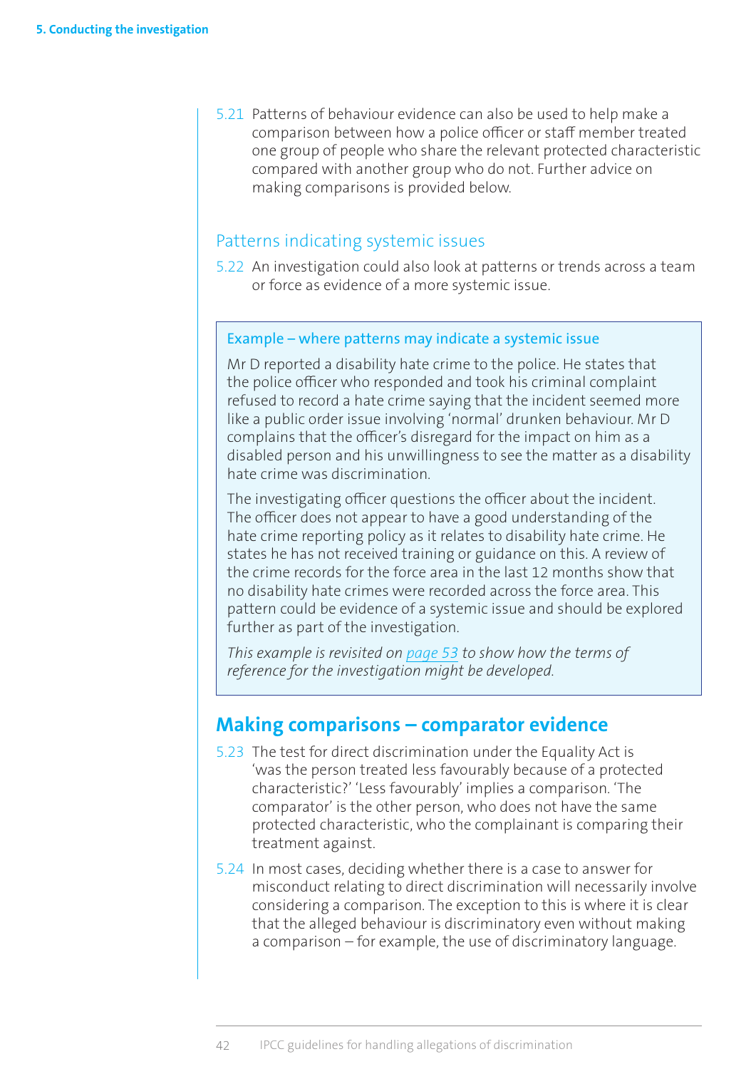5.21 Patterns of behaviour evidence can also be used to help make a comparison between how a police officer or staff member treated one group of people who share the relevant protected characteristic compared with another group who do not. Further advice on making comparisons is provided below.

### Patterns indicating systemic issues

5.22 An investigation could also look at patterns or trends across a team or force as evidence of a more systemic issue.

> **Example – where patterns may indicate a systemic issue**
>
> Mr D reported a disability hate crime to the police. He states that the police officer who responded and took his criminal complaint refused to record a hate crime saying that the incident seemed more like a public order issue involving 'normal' drunken behaviour. Mr D complains that the officer's disregard for the impact on him as a disabled person and his unwillingness to see the matter as a disability hate crime was discrimination.
>
> The investigating officer questions the officer about the incident. The officer does not appear to have a good understanding of the hate crime reporting policy as it relates to disability hate crime. He states he has not received training or guidance on this. A review of the crime records for the force area in the last 12 months show that no disability hate crimes were recorded across the force area. This pattern could be evidence of a systemic issue and should be explored further as part of the investigation.
>
> *This example is revisited on page 53 to show how the terms of reference for the investigation might be developed.*

## Making comparisons – comparator evidence

5.23 The test for direct discrimination under the Equality Act is 'was the person treated less favourably because of a protected characteristic?' 'Less favourably' implies a comparison. 'The comparator' is the other person, who does not have the same protected characteristic, who the complainant is comparing their treatment against.

5.24 In most cases, deciding whether there is a case to answer for misconduct relating to direct discrimination will necessarily involve considering a comparison. The exception to this is where it is clear that the alleged behaviour is discriminatory even without making a comparison – for example, the use of discriminatory language.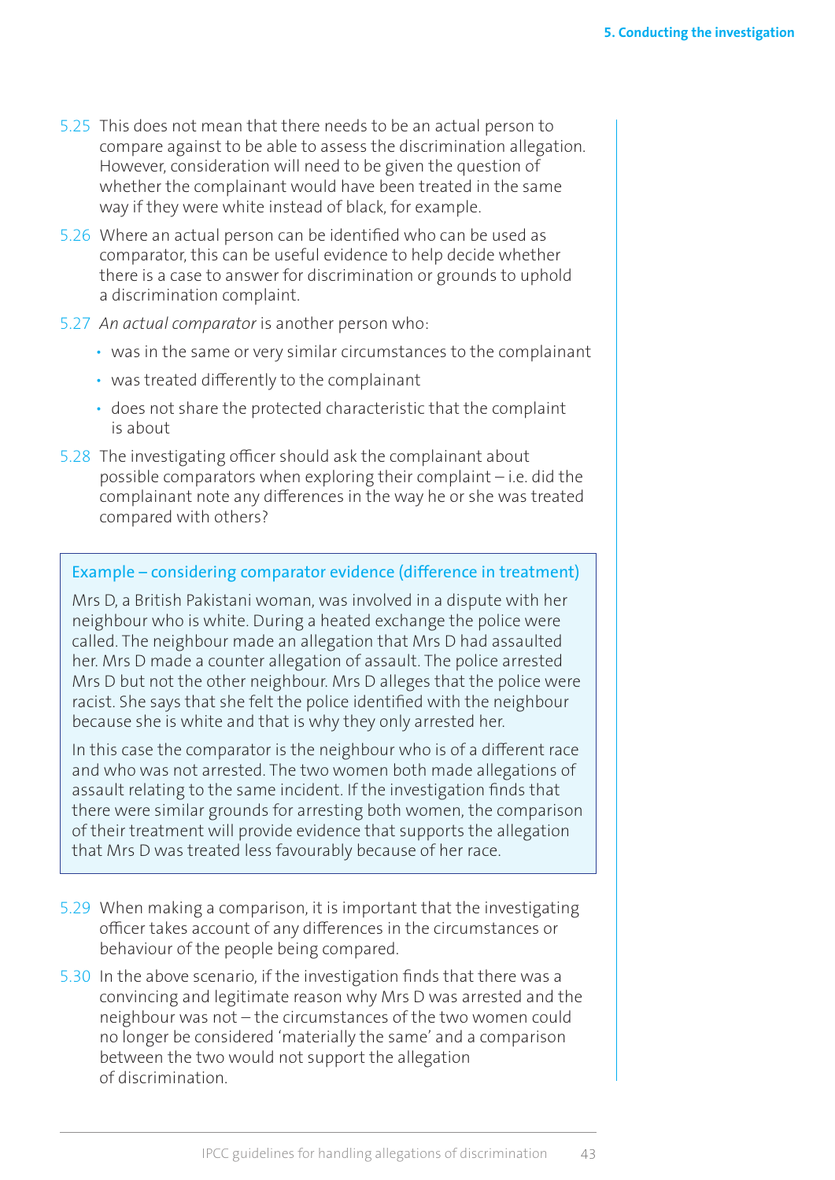5.25 This does not mean that there needs to be an actual person to compare against to be able to assess the discrimination allegation. However, consideration will need to be given the question of whether the complainant would have been treated in the same way if they were white instead of black, for example.

5.26 Where an actual person can be identified who can be used as comparator, this can be useful evidence to help decide whether there is a case to answer for discrimination or grounds to uphold a discrimination complaint.

5.27 *An actual comparator* is another person who:

- was in the same or very similar circumstances to the complainant
- was treated differently to the complainant
- does not share the protected characteristic that the complaint is about

5.28 The investigating officer should ask the complainant about possible comparators when exploring their complaint – i.e. did the complainant note any differences in the way he or she was treated compared with others?

> **Example – considering comparator evidence (difference in treatment)**
>
> Mrs D, a British Pakistani woman, was involved in a dispute with her neighbour who is white. During a heated exchange the police were called. The neighbour made an allegation that Mrs D had assaulted her. Mrs D made a counter allegation of assault. The police arrested Mrs D but not the other neighbour. Mrs D alleges that the police were racist. She says that she felt the police identified with the neighbour because she is white and that is why they only arrested her.
>
> In this case the comparator is the neighbour who is of a different race and who was not arrested. The two women both made allegations of assault relating to the same incident. If the investigation finds that there were similar grounds for arresting both women, the comparison of their treatment will provide evidence that supports the allegation that Mrs D was treated less favourably because of her race.

5.29 When making a comparison, it is important that the investigating officer takes account of any differences in the circumstances or behaviour of the people being compared.

5.30 In the above scenario, if the investigation finds that there was a convincing and legitimate reason why Mrs D was arrested and the neighbour was not – the circumstances of the two women could no longer be considered 'materially the same' and a comparison between the two would not support the allegation of discrimination.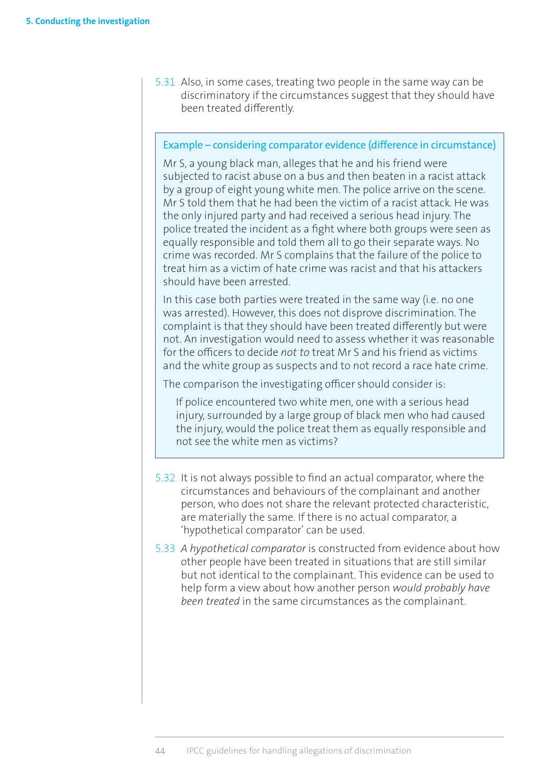5.31 Also, in some cases, treating two people in the same way can be discriminatory if the circumstances suggest that they should have been treated differently.

> **Example – considering comparator evidence (difference in circumstance)**
>
> Mr S, a young black man, alleges that he and his friend were subjected to racist abuse on a bus and then beaten in a racist attack by a group of eight young white men. The police arrive on the scene. Mr S told them that he had been the victim of a racist attack. He was the only injured party and had received a serious head injury. The police treated the incident as a fight where both groups were seen as equally responsible and told them all to go their separate ways. No crime was recorded. Mr S complains that the failure of the police to treat him as a victim of hate crime was racist and that his attackers should have been arrested.
>
> In this case both parties were treated in the same way (i.e. no one was arrested). However, this does not disprove discrimination. The complaint is that they should have been treated differently but were not. An investigation would need to assess whether it was reasonable for the officers to decide *not to* treat Mr S and his friend as victims and the white group as suspects and to not record a race hate crime.
>
> The comparison the investigating officer should consider is:
>
> If police encountered two white men, one with a serious head injury, surrounded by a large group of black men who had caused the injury, would the police treat them as equally responsible and not see the white men as victims?

5.32 It is not always possible to find an actual comparator, where the circumstances and behaviours of the complainant and another person, who does not share the relevant protected characteristic, are materially the same. If there is no actual comparator, a 'hypothetical comparator' can be used.

5.33 *A hypothetical comparator* is constructed from evidence about how other people have been treated in situations that are still similar but not identical to the complainant. This evidence can be used to help form a view about how another person *would probably have been treated* in the same circumstances as the complainant.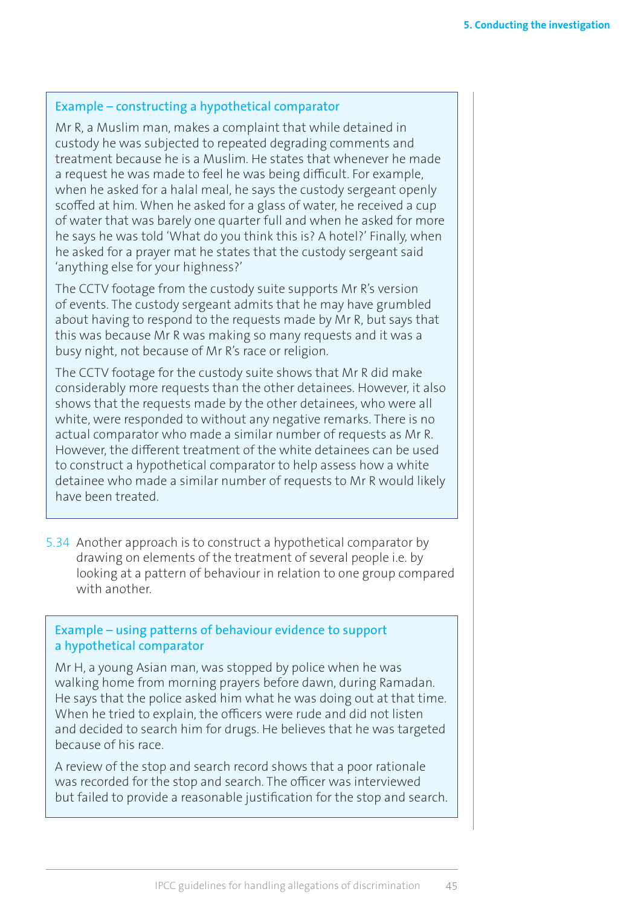### Example – constructing a hypothetical comparator

Mr R, a Muslim man, makes a complaint that while detained in custody he was subjected to repeated degrading comments and treatment because he is a Muslim. He states that whenever he made a request he was made to feel he was being difficult. For example, when he asked for a halal meal, he says the custody sergeant openly scoffed at him. When he asked for a glass of water, he received a cup of water that was barely one quarter full and when he asked for more he says he was told 'What do you think this is? A hotel?' Finally, when he asked for a prayer mat he states that the custody sergeant said 'anything else for your highness?'

The CCTV footage from the custody suite supports Mr R's version of events. The custody sergeant admits that he may have grumbled about having to respond to the requests made by Mr R, but says that this was because Mr R was making so many requests and it was a busy night, not because of Mr R's race or religion.

The CCTV footage for the custody suite shows that Mr R did make considerably more requests than the other detainees. However, it also shows that the requests made by the other detainees, who were all white, were responded to without any negative remarks. There is no actual comparator who made a similar number of requests as Mr R. However, the different treatment of the white detainees can be used to construct a hypothetical comparator to help assess how a white detainee who made a similar number of requests to Mr R would likely have been treated.

5.34 Another approach is to construct a hypothetical comparator by drawing on elements of the treatment of several people i.e. by looking at a pattern of behaviour in relation to one group compared with another.

### Example – using patterns of behaviour evidence to support a hypothetical comparator

Mr H, a young Asian man, was stopped by police when he was walking home from morning prayers before dawn, during Ramadan. He says that the police asked him what he was doing out at that time. When he tried to explain, the officers were rude and did not listen and decided to search him for drugs. He believes that he was targeted because of his race.

A review of the stop and search record shows that a poor rationale was recorded for the stop and search. The officer was interviewed but failed to provide a reasonable justification for the stop and search.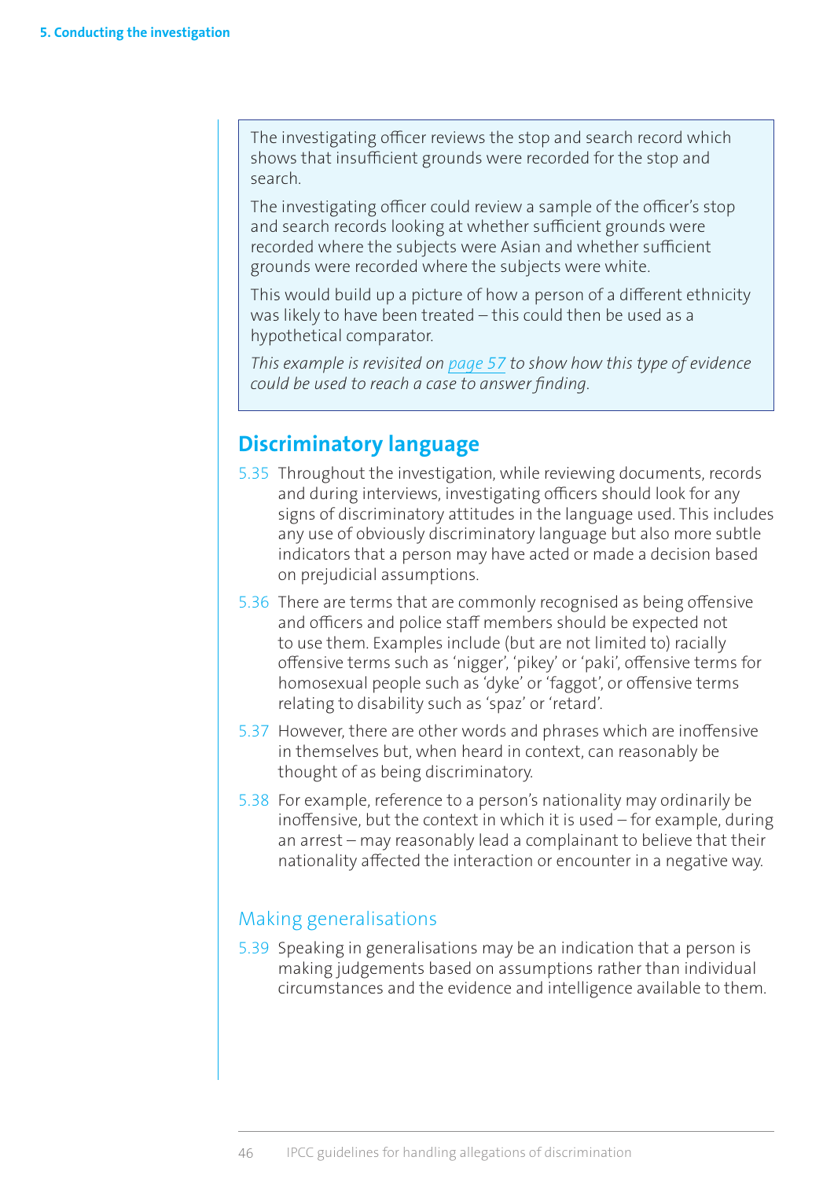The investigating officer reviews the stop and search record which shows that insufficient grounds were recorded for the stop and search.

The investigating officer could review a sample of the officer's stop and search records looking at whether sufficient grounds were recorded where the subjects were Asian and whether sufficient grounds were recorded where the subjects were white.

This would build up a picture of how a person of a different ethnicity was likely to have been treated – this could then be used as a hypothetical comparator.

*This example is revisited on page 57 to show how this type of evidence could be used to reach a case to answer finding.*

## Discriminatory language

5.35 Throughout the investigation, while reviewing documents, records and during interviews, investigating officers should look for any signs of discriminatory attitudes in the language used. This includes any use of obviously discriminatory language but also more subtle indicators that a person may have acted or made a decision based on prejudicial assumptions.

5.36 There are terms that are commonly recognised as being offensive and officers and police staff members should be expected not to use them. Examples include (but are not limited to) racially offensive terms such as 'nigger', 'pikey' or 'paki', offensive terms for homosexual people such as 'dyke' or 'faggot', or offensive terms relating to disability such as 'spaz' or 'retard'.

5.37 However, there are other words and phrases which are inoffensive in themselves but, when heard in context, can reasonably be thought of as being discriminatory.

5.38 For example, reference to a person's nationality may ordinarily be inoffensive, but the context in which it is used – for example, during an arrest – may reasonably lead a complainant to believe that their nationality affected the interaction or encounter in a negative way.

### Making generalisations

5.39 Speaking in generalisations may be an indication that a person is making judgements based on assumptions rather than individual circumstances and the evidence and intelligence available to them.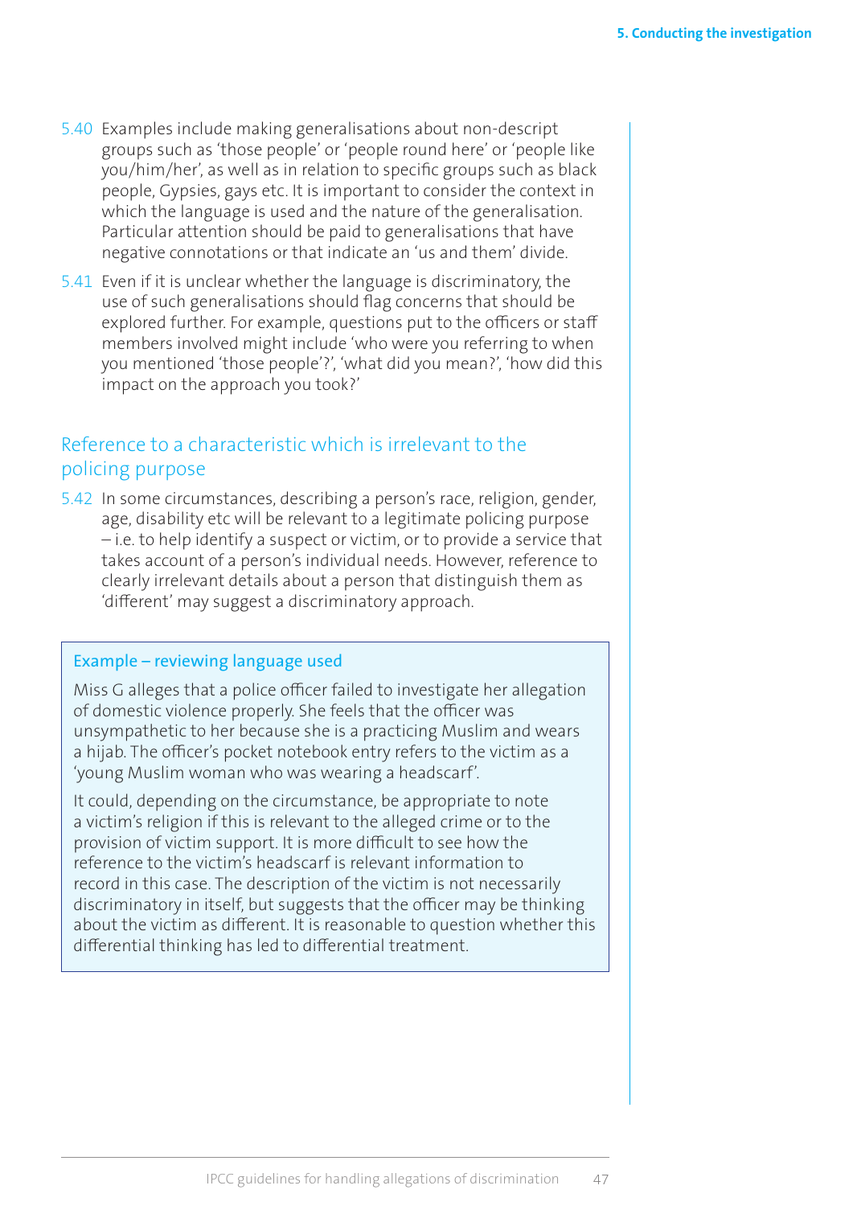5.40 Examples include making generalisations about non-descript groups such as 'those people' or 'people round here' or 'people like you/him/her', as well as in relation to specific groups such as black people, Gypsies, gays etc. It is important to consider the context in which the language is used and the nature of the generalisation. Particular attention should be paid to generalisations that have negative connotations or that indicate an 'us and them' divide.

5.41 Even if it is unclear whether the language is discriminatory, the use of such generalisations should flag concerns that should be explored further. For example, questions put to the officers or staff members involved might include 'who were you referring to when you mentioned 'those people'?', 'what did you mean?', 'how did this impact on the approach you took?'

## Reference to a characteristic which is irrelevant to the policing purpose

5.42 In some circumstances, describing a person's race, religion, gender, age, disability etc will be relevant to a legitimate policing purpose – i.e. to help identify a suspect or victim, or to provide a service that takes account of a person's individual needs. However, reference to clearly irrelevant details about a person that distinguish them as 'different' may suggest a discriminatory approach.

> **Example – reviewing language used**
>
> Miss G alleges that a police officer failed to investigate her allegation of domestic violence properly. She feels that the officer was unsympathetic to her because she is a practicing Muslim and wears a hijab. The officer's pocket notebook entry refers to the victim as a 'young Muslim woman who was wearing a headscarf'.
>
> It could, depending on the circumstance, be appropriate to note a victim's religion if this is relevant to the alleged crime or to the provision of victim support. It is more difficult to see how the reference to the victim's headscarf is relevant information to record in this case. The description of the victim is not necessarily discriminatory in itself, but suggests that the officer may be thinking about the victim as different. It is reasonable to question whether this differential thinking has led to differential treatment.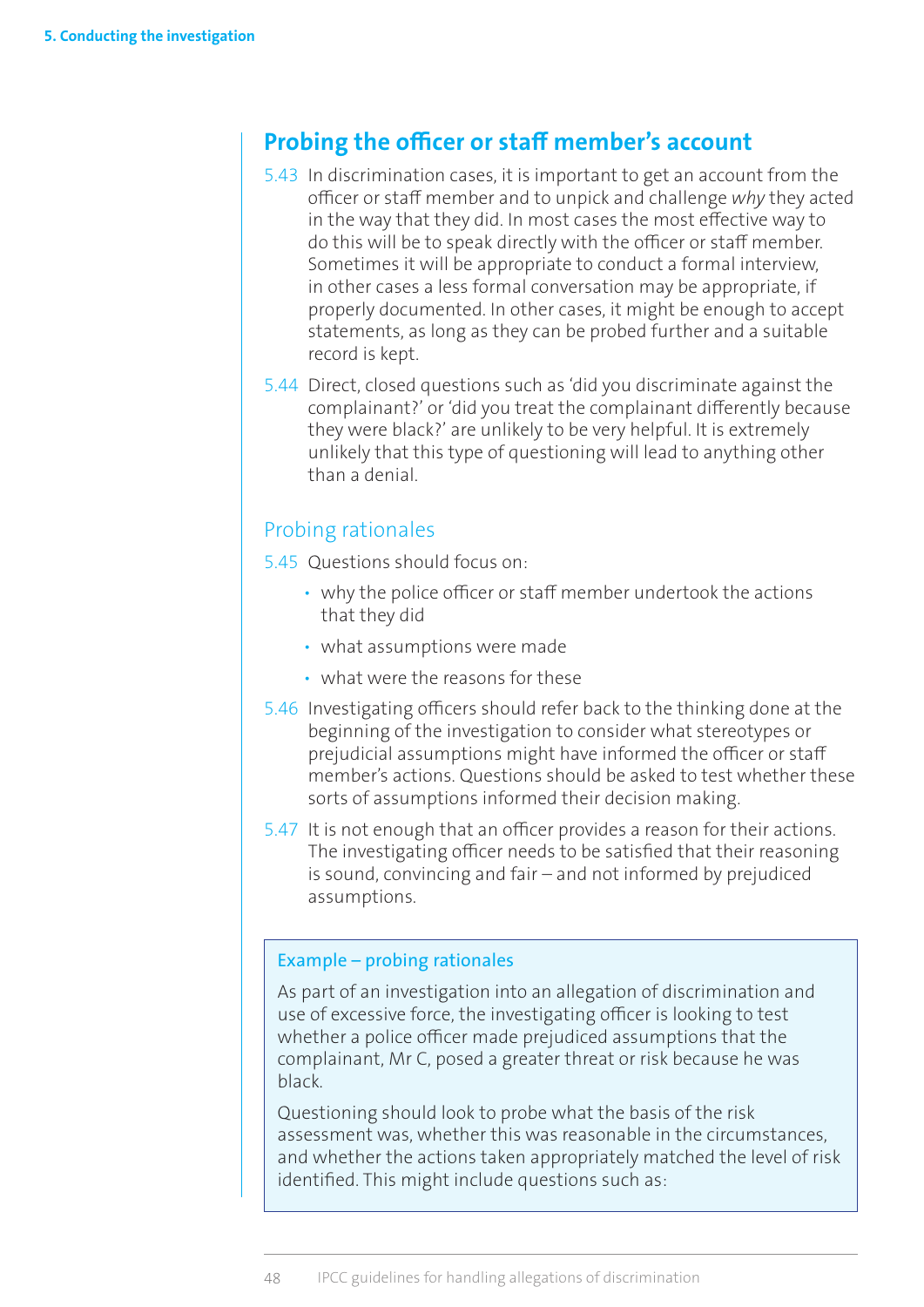## Probing the officer or staff member's account

5.43 In discrimination cases, it is important to get an account from the officer or staff member and to unpick and challenge *why* they acted in the way that they did. In most cases the most effective way to do this will be to speak directly with the officer or staff member. Sometimes it will be appropriate to conduct a formal interview, in other cases a less formal conversation may be appropriate, if properly documented. In other cases, it might be enough to accept statements, as long as they can be probed further and a suitable record is kept.

5.44 Direct, closed questions such as 'did you discriminate against the complainant?' or 'did you treat the complainant differently because they were black?' are unlikely to be very helpful. It is extremely unlikely that this type of questioning will lead to anything other than a denial.

### Probing rationales

5.45 Questions should focus on:

- why the police officer or staff member undertook the actions that they did
- what assumptions were made
- what were the reasons for these

5.46 Investigating officers should refer back to the thinking done at the beginning of the investigation to consider what stereotypes or prejudicial assumptions might have informed the officer or staff member's actions. Questions should be asked to test whether these sorts of assumptions informed their decision making.

5.47 It is not enough that an officer provides a reason for their actions. The investigating officer needs to be satisfied that their reasoning is sound, convincing and fair – and not informed by prejudiced assumptions.

> **Example – probing rationales**
>
> As part of an investigation into an allegation of discrimination and use of excessive force, the investigating officer is looking to test whether a police officer made prejudiced assumptions that the complainant, Mr C, posed a greater threat or risk because he was black.
>
> Questioning should look to probe what the basis of the risk assessment was, whether this was reasonable in the circumstances, and whether the actions taken appropriately matched the level of risk identified. This might include questions such as: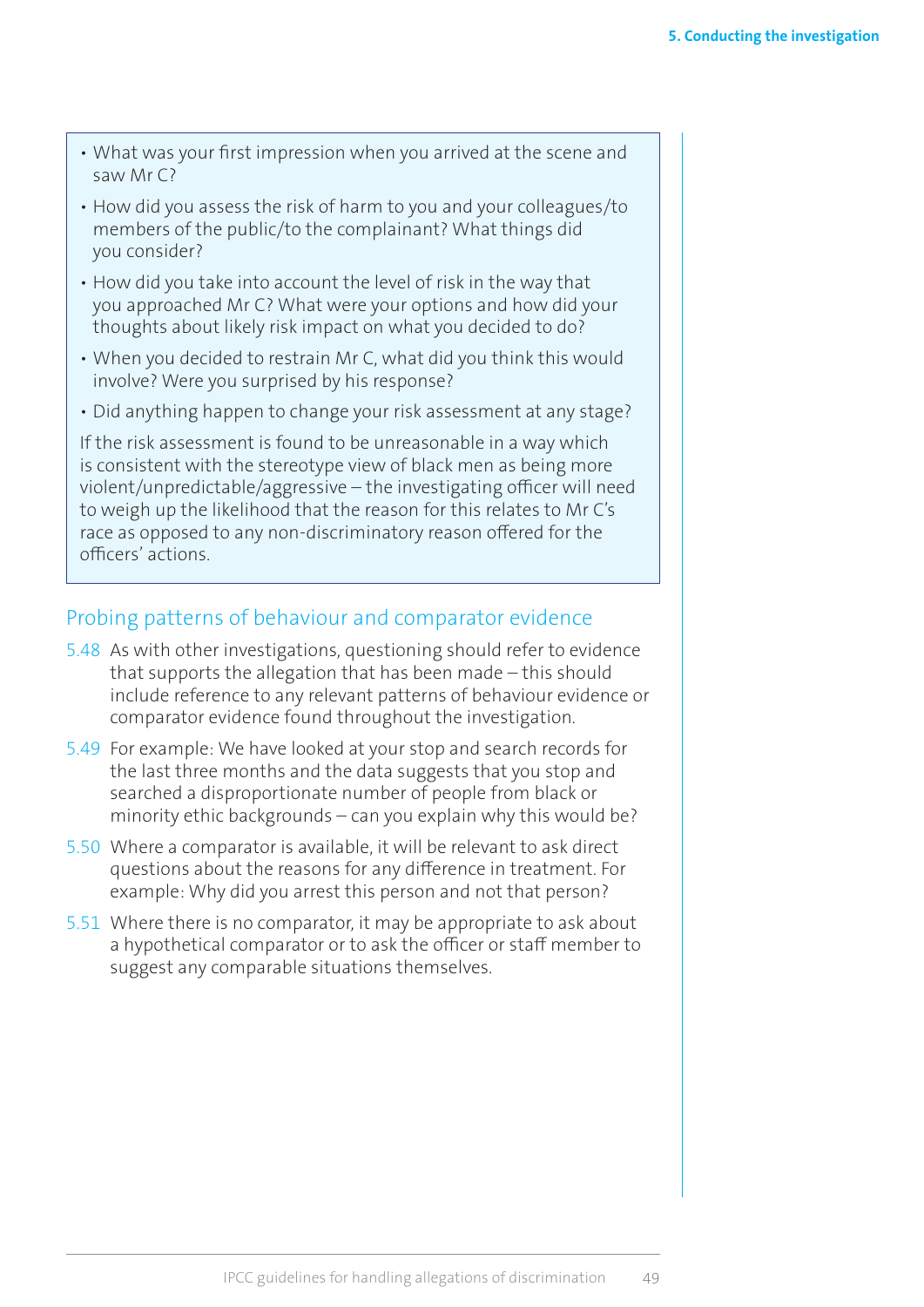- What was your first impression when you arrived at the scene and saw Mr C?
- How did you assess the risk of harm to you and your colleagues/to members of the public/to the complainant? What things did you consider?
- How did you take into account the level of risk in the way that you approached Mr C? What were your options and how did your thoughts about likely risk impact on what you decided to do?
- When you decided to restrain Mr C, what did you think this would involve? Were you surprised by his response?
- Did anything happen to change your risk assessment at any stage?

If the risk assessment is found to be unreasonable in a way which is consistent with the stereotype view of black men as being more violent/unpredictable/aggressive – the investigating officer will need to weigh up the likelihood that the reason for this relates to Mr C's race as opposed to any non-discriminatory reason offered for the officers' actions.

## Probing patterns of behaviour and comparator evidence

5.48 As with other investigations, questioning should refer to evidence that supports the allegation that has been made – this should include reference to any relevant patterns of behaviour evidence or comparator evidence found throughout the investigation.

5.49 For example: We have looked at your stop and search records for the last three months and the data suggests that you stop and searched a disproportionate number of people from black or minority ethic backgrounds – can you explain why this would be?

5.50 Where a comparator is available, it will be relevant to ask direct questions about the reasons for any difference in treatment. For example: Why did you arrest this person and not that person?

5.51 Where there is no comparator, it may be appropriate to ask about a hypothetical comparator or to ask the officer or staff member to suggest any comparable situations themselves.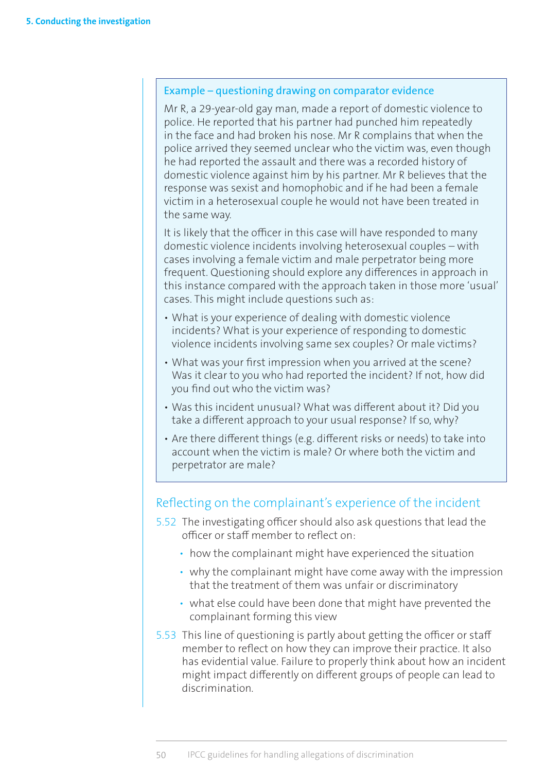### Example – questioning drawing on comparator evidence

Mr R, a 29-year-old gay man, made a report of domestic violence to police. He reported that his partner had punched him repeatedly in the face and had broken his nose. Mr R complains that when the police arrived they seemed unclear who the victim was, even though he had reported the assault and there was a recorded history of domestic violence against him by his partner. Mr R believes that the response was sexist and homophobic and if he had been a female victim in a heterosexual couple he would not have been treated in the same way.

It is likely that the officer in this case will have responded to many domestic violence incidents involving heterosexual couples – with cases involving a female victim and male perpetrator being more frequent. Questioning should explore any differences in approach in this instance compared with the approach taken in those more 'usual' cases. This might include questions such as:

- What is your experience of dealing with domestic violence incidents? What is your experience of responding to domestic violence incidents involving same sex couples? Or male victims?
- What was your first impression when you arrived at the scene? Was it clear to you who had reported the incident? If not, how did you find out who the victim was?
- Was this incident unusual? What was different about it? Did you take a different approach to your usual response? If so, why?
- Are there different things (e.g. different risks or needs) to take into account when the victim is male? Or where both the victim and perpetrator are male?

## Reflecting on the complainant's experience of the incident

5.52 The investigating officer should also ask questions that lead the officer or staff member to reflect on:

- how the complainant might have experienced the situation
- why the complainant might have come away with the impression that the treatment of them was unfair or discriminatory
- what else could have been done that might have prevented the complainant forming this view

5.53 This line of questioning is partly about getting the officer or staff member to reflect on how they can improve their practice. It also has evidential value. Failure to properly think about how an incident might impact differently on different groups of people can lead to discrimination.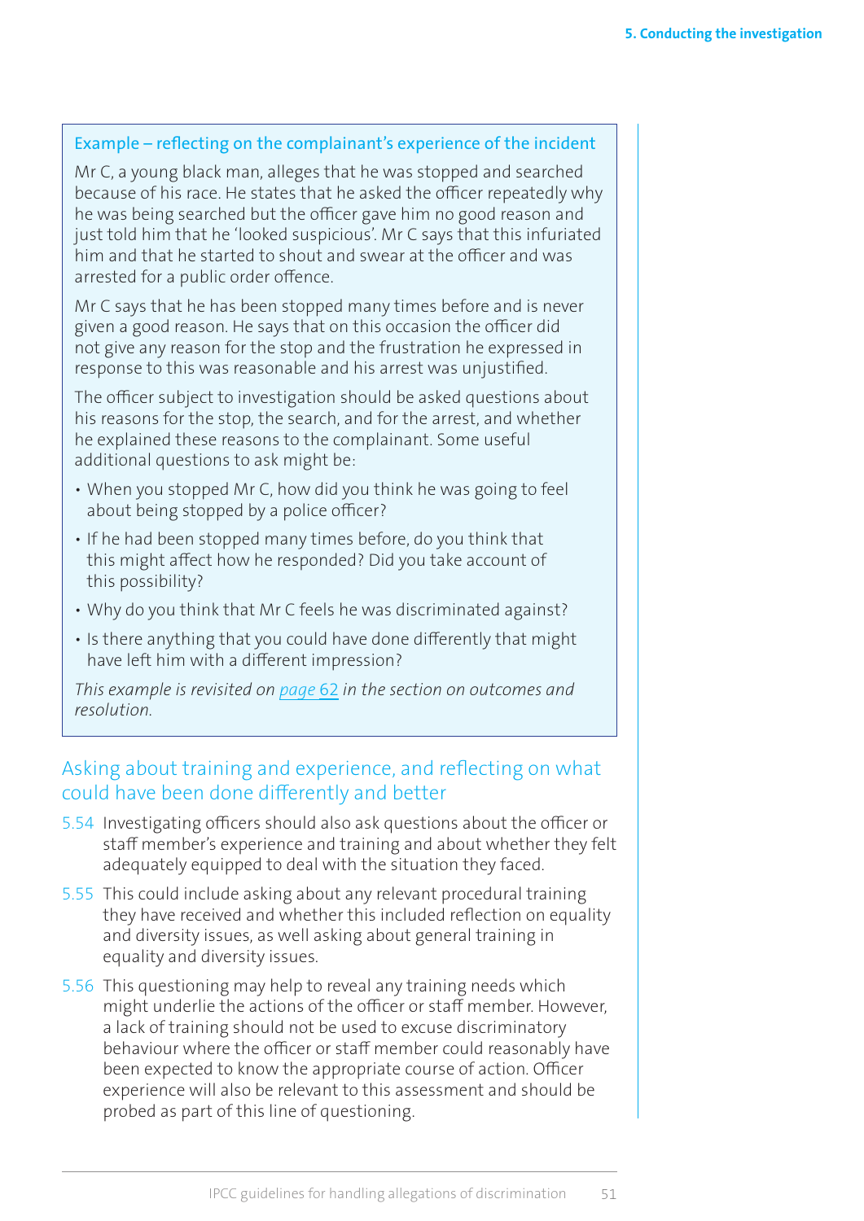### Example – reflecting on the complainant's experience of the incident

Mr C, a young black man, alleges that he was stopped and searched because of his race. He states that he asked the officer repeatedly why he was being searched but the officer gave him no good reason and just told him that he 'looked suspicious'. Mr C says that this infuriated him and that he started to shout and swear at the officer and was arrested for a public order offence.

Mr C says that he has been stopped many times before and is never given a good reason. He says that on this occasion the officer did not give any reason for the stop and the frustration he expressed in response to this was reasonable and his arrest was unjustified.

The officer subject to investigation should be asked questions about his reasons for the stop, the search, and for the arrest, and whether he explained these reasons to the complainant. Some useful additional questions to ask might be:

- When you stopped Mr C, how did you think he was going to feel about being stopped by a police officer?
- If he had been stopped many times before, do you think that this might affect how he responded? Did you take account of this possibility?
- Why do you think that Mr C feels he was discriminated against?
- Is there anything that you could have done differently that might have left him with a different impression?

*This example is revisited on page 62 in the section on outcomes and resolution.*

## Asking about training and experience, and reflecting on what could have been done differently and better

5.54 Investigating officers should also ask questions about the officer or staff member's experience and training and about whether they felt adequately equipped to deal with the situation they faced.

5.55 This could include asking about any relevant procedural training they have received and whether this included reflection on equality and diversity issues, as well asking about general training in equality and diversity issues.

5.56 This questioning may help to reveal any training needs which might underlie the actions of the officer or staff member. However, a lack of training should not be used to excuse discriminatory behaviour where the officer or staff member could reasonably have been expected to know the appropriate course of action. Officer experience will also be relevant to this assessment and should be probed as part of this line of questioning.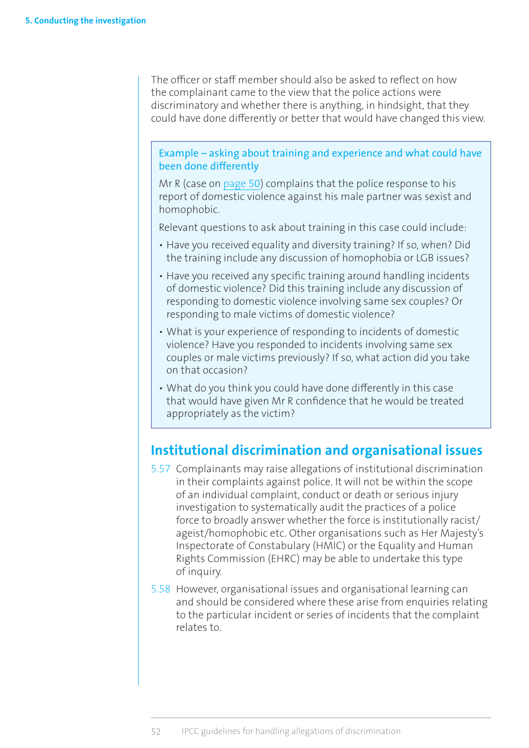The officer or staff member should also be asked to reflect on how the complainant came to the view that the police actions were discriminatory and whether there is anything, in hindsight, that they could have done differently or better that would have changed this view.

> **Example – asking about training and experience and what could have been done differently**
>
> Mr R (case on page 50) complains that the police response to his report of domestic violence against his male partner was sexist and homophobic.
>
> Relevant questions to ask about training in this case could include:
>
> - Have you received equality and diversity training? If so, when? Did the training include any discussion of homophobia or LGB issues?
> - Have you received any specific training around handling incidents of domestic violence? Did this training include any discussion of responding to domestic violence involving same sex couples? Or responding to male victims of domestic violence?
> - What is your experience of responding to incidents of domestic violence? Have you responded to incidents involving same sex couples or male victims previously? If so, what action did you take on that occasion?
> - What do you think you could have done differently in this case that would have given Mr R confidence that he would be treated appropriately as the victim?

## Institutional discrimination and organisational issues

5.57 Complainants may raise allegations of institutional discrimination in their complaints against police. It will not be within the scope of an individual complaint, conduct or death or serious injury investigation to systematically audit the practices of a police force to broadly answer whether the force is institutionally racist/ageist/homophobic etc. Other organisations such as Her Majesty's Inspectorate of Constabulary (HMIC) or the Equality and Human Rights Commission (EHRC) may be able to undertake this type of inquiry.

5.58 However, organisational issues and organisational learning can and should be considered where these arise from enquiries relating to the particular incident or series of incidents that the complaint relates to.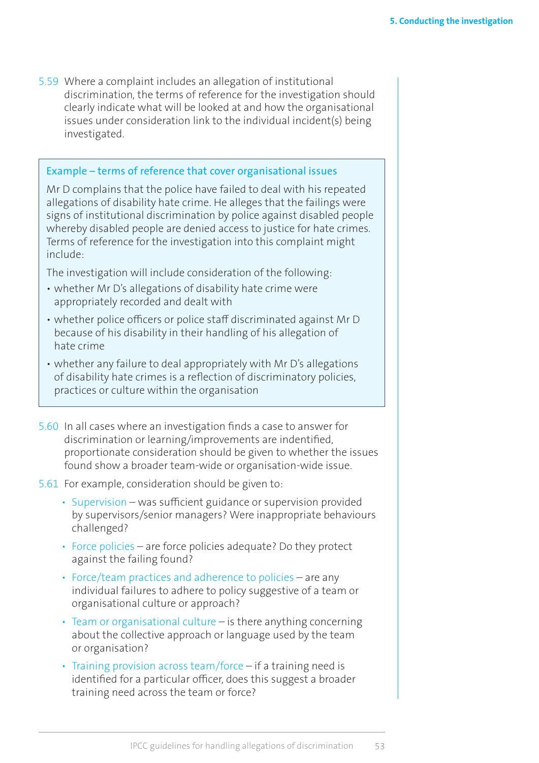5.59 Where a complaint includes an allegation of institutional discrimination, the terms of reference for the investigation should clearly indicate what will be looked at and how the organisational issues under consideration link to the individual incident(s) being investigated.

> **Example – terms of reference that cover organisational issues**
>
> Mr D complains that the police have failed to deal with his repeated allegations of disability hate crime. He alleges that the failings were signs of institutional discrimination by police against disabled people whereby disabled people are denied access to justice for hate crimes. Terms of reference for the investigation into this complaint might include:
>
> The investigation will include consideration of the following:
>
> - whether Mr D's allegations of disability hate crime were appropriately recorded and dealt with
> - whether police officers or police staff discriminated against Mr D because of his disability in their handling of his allegation of hate crime
> - whether any failure to deal appropriately with Mr D's allegations of disability hate crimes is a reflection of discriminatory policies, practices or culture within the organisation

5.60 In all cases where an investigation finds a case to answer for discrimination or learning/improvements are indentified, proportionate consideration should be given to whether the issues found show a broader team-wide or organisation-wide issue.

5.61 For example, consideration should be given to:

- Supervision – was sufficient guidance or supervision provided by supervisors/senior managers? Were inappropriate behaviours challenged?
- Force policies – are force policies adequate? Do they protect against the failing found?
- Force/team practices and adherence to policies – are any individual failures to adhere to policy suggestive of a team or organisational culture or approach?
- Team or organisational culture – is there anything concerning about the collective approach or language used by the team or organisation?
- Training provision across team/force – if a training need is identified for a particular officer, does this suggest a broader training need across the team or force?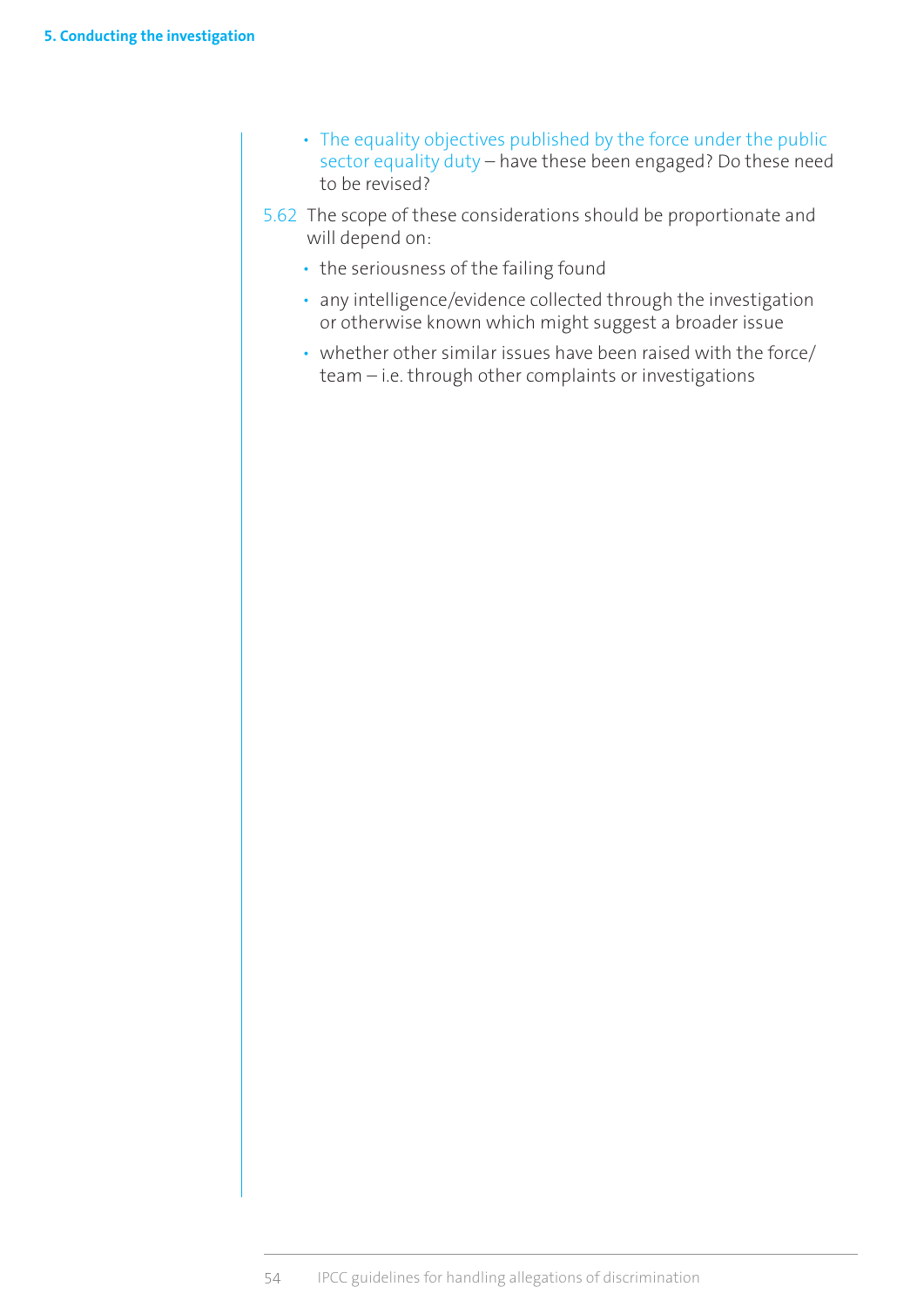- The equality objectives published by the force under the public sector equality duty – have these been engaged? Do these need to be revised?

5.62 The scope of these considerations should be proportionate and will depend on:

- the seriousness of the failing found
- any intelligence/evidence collected through the investigation or otherwise known which might suggest a broader issue
- whether other similar issues have been raised with the force/team – i.e. through other complaints or investigations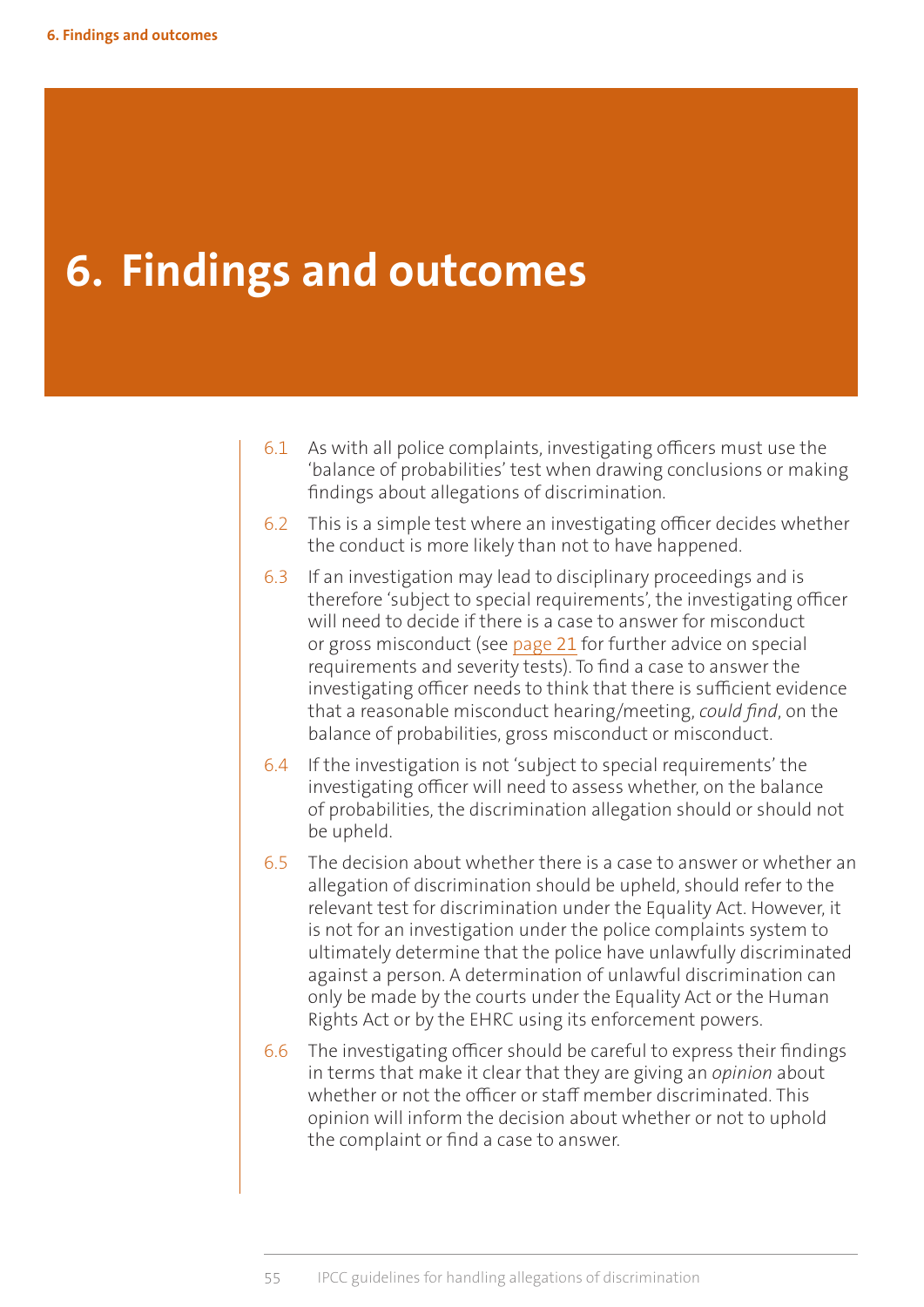# 6. Findings and outcomes

6.1 As with all police complaints, investigating officers must use the 'balance of probabilities' test when drawing conclusions or making findings about allegations of discrimination.

6.2 This is a simple test where an investigating officer decides whether the conduct is more likely than not to have happened.

6.3 If an investigation may lead to disciplinary proceedings and is therefore 'subject to special requirements', the investigating officer will need to decide if there is a case to answer for misconduct or gross misconduct (see page 21 for further advice on special requirements and severity tests). To find a case to answer the investigating officer needs to think that there is sufficient evidence that a reasonable misconduct hearing/meeting, *could find*, on the balance of probabilities, gross misconduct or misconduct.

6.4 If the investigation is not 'subject to special requirements' the investigating officer will need to assess whether, on the balance of probabilities, the discrimination allegation should or should not be upheld.

6.5 The decision about whether there is a case to answer or whether an allegation of discrimination should be upheld, should refer to the relevant test for discrimination under the Equality Act. However, it is not for an investigation under the police complaints system to ultimately determine that the police have unlawfully discriminated against a person. A determination of unlawful discrimination can only be made by the courts under the Equality Act or the Human Rights Act or by the EHRC using its enforcement powers.

6.6 The investigating officer should be careful to express their findings in terms that make it clear that they are giving an *opinion* about whether or not the officer or staff member discriminated. This opinion will inform the decision about whether or not to uphold the complaint or find a case to answer.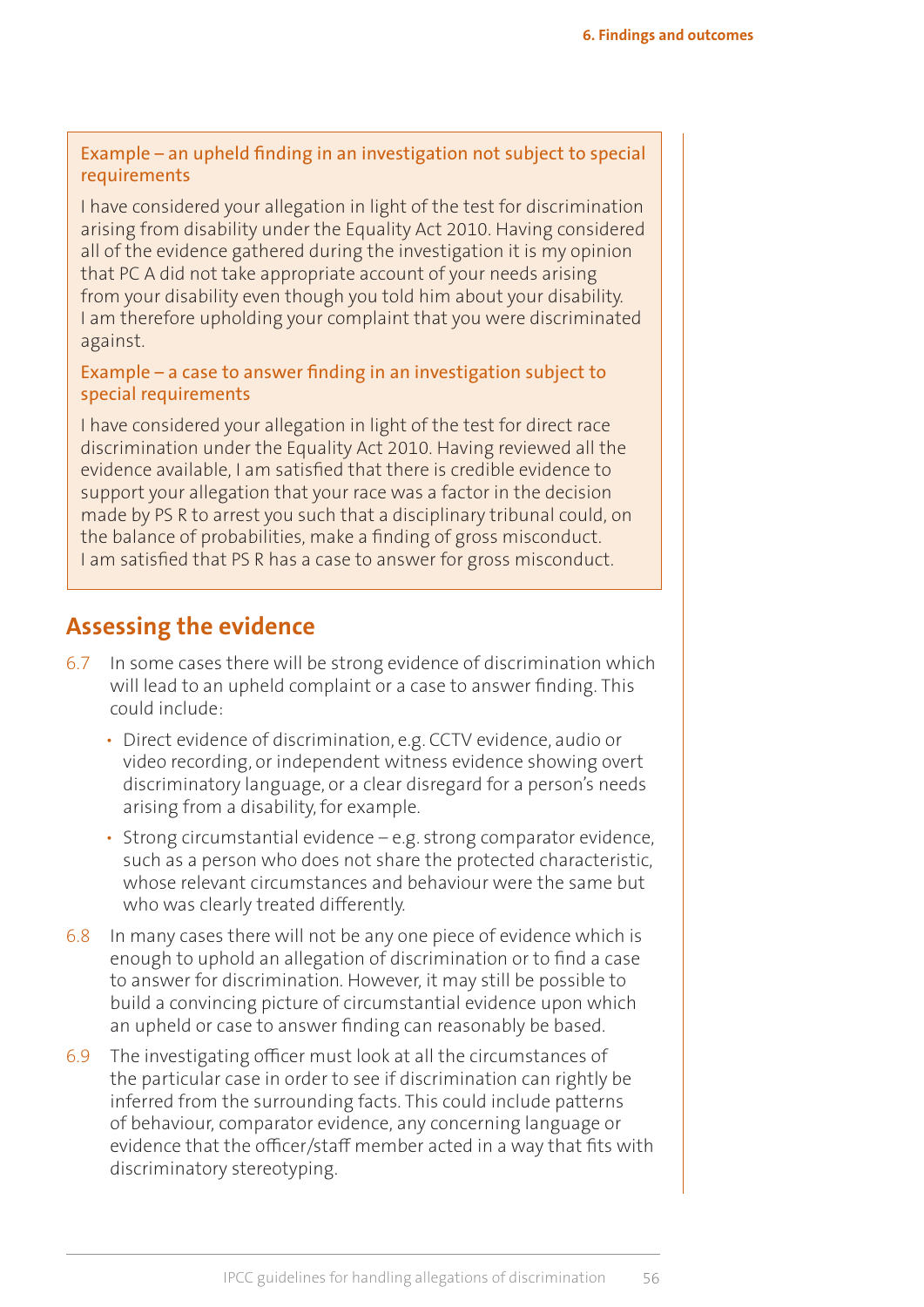Example – an upheld finding in an investigation not subject to special requirements

I have considered your allegation in light of the test for discrimination arising from disability under the Equality Act 2010. Having considered all of the evidence gathered during the investigation it is my opinion that PC A did not take appropriate account of your needs arising from your disability even though you told him about your disability. I am therefore upholding your complaint that you were discriminated against.

Example – a case to answer finding in an investigation subject to special requirements

I have considered your allegation in light of the test for direct race discrimination under the Equality Act 2010. Having reviewed all the evidence available, I am satisfied that there is credible evidence to support your allegation that your race was a factor in the decision made by PS R to arrest you such that a disciplinary tribunal could, on the balance of probabilities, make a finding of gross misconduct. I am satisfied that PS R has a case to answer for gross misconduct.

## Assessing the evidence

6.7 In some cases there will be strong evidence of discrimination which will lead to an upheld complaint or a case to answer finding. This could include:

- Direct evidence of discrimination, e.g. CCTV evidence, audio or video recording, or independent witness evidence showing overt discriminatory language, or a clear disregard for a person's needs arising from a disability, for example.
- Strong circumstantial evidence – e.g. strong comparator evidence, such as a person who does not share the protected characteristic, whose relevant circumstances and behaviour were the same but who was clearly treated differently.

6.8 In many cases there will not be any one piece of evidence which is enough to uphold an allegation of discrimination or to find a case to answer for discrimination. However, it may still be possible to build a convincing picture of circumstantial evidence upon which an upheld or case to answer finding can reasonably be based.

6.9 The investigating officer must look at all the circumstances of the particular case in order to see if discrimination can rightly be inferred from the surrounding facts. This could include patterns of behaviour, comparator evidence, any concerning language or evidence that the officer/staff member acted in a way that fits with discriminatory stereotyping.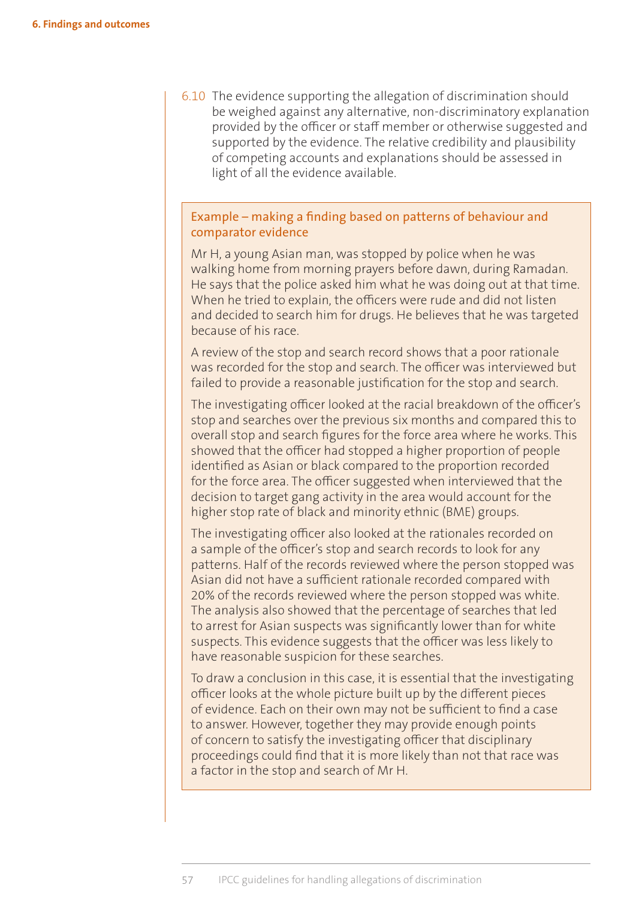6.10 The evidence supporting the allegation of discrimination should be weighed against any alternative, non-discriminatory explanation provided by the officer or staff member or otherwise suggested and supported by the evidence. The relative credibility and plausibility of competing accounts and explanations should be assessed in light of all the evidence available.

### Example – making a finding based on patterns of behaviour and comparator evidence

Mr H, a young Asian man, was stopped by police when he was walking home from morning prayers before dawn, during Ramadan. He says that the police asked him what he was doing out at that time. When he tried to explain, the officers were rude and did not listen and decided to search him for drugs. He believes that he was targeted because of his race.

A review of the stop and search record shows that a poor rationale was recorded for the stop and search. The officer was interviewed but failed to provide a reasonable justification for the stop and search.

The investigating officer looked at the racial breakdown of the officer's stop and searches over the previous six months and compared this to overall stop and search figures for the force area where he works. This showed that the officer had stopped a higher proportion of people identified as Asian or black compared to the proportion recorded for the force area. The officer suggested when interviewed that the decision to target gang activity in the area would account for the higher stop rate of black and minority ethnic (BME) groups.

The investigating officer also looked at the rationales recorded on a sample of the officer's stop and search records to look for any patterns. Half of the records reviewed where the person stopped was Asian did not have a sufficient rationale recorded compared with 20% of the records reviewed where the person stopped was white. The analysis also showed that the percentage of searches that led to arrest for Asian suspects was significantly lower than for white suspects. This evidence suggests that the officer was less likely to have reasonable suspicion for these searches.

To draw a conclusion in this case, it is essential that the investigating officer looks at the whole picture built up by the different pieces of evidence. Each on their own may not be sufficient to find a case to answer. However, together they may provide enough points of concern to satisfy the investigating officer that disciplinary proceedings could find that it is more likely than not that race was a factor in the stop and search of Mr H.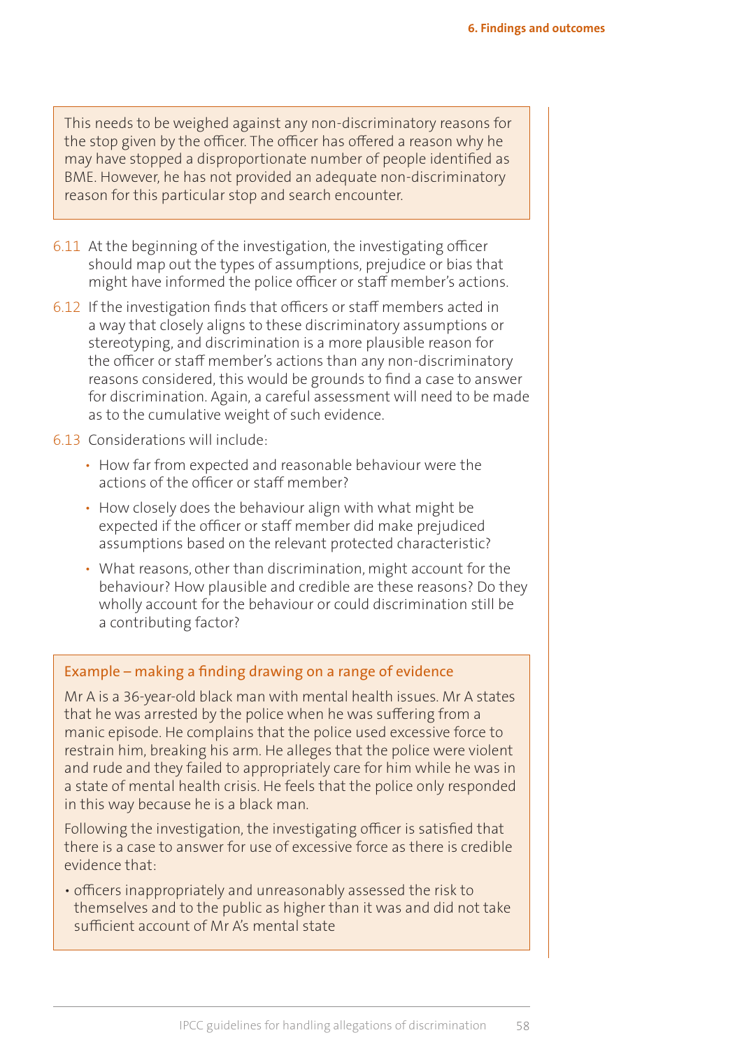This needs to be weighed against any non-discriminatory reasons for the stop given by the officer. The officer has offered a reason why he may have stopped a disproportionate number of people identified as BME. However, he has not provided an adequate non-discriminatory reason for this particular stop and search encounter.

6.11 At the beginning of the investigation, the investigating officer should map out the types of assumptions, prejudice or bias that might have informed the police officer or staff member's actions.

6.12 If the investigation finds that officers or staff members acted in a way that closely aligns to these discriminatory assumptions or stereotyping, and discrimination is a more plausible reason for the officer or staff member's actions than any non-discriminatory reasons considered, this would be grounds to find a case to answer for discrimination. Again, a careful assessment will need to be made as to the cumulative weight of such evidence.

6.13 Considerations will include:

- How far from expected and reasonable behaviour were the actions of the officer or staff member?
- How closely does the behaviour align with what might be expected if the officer or staff member did make prejudiced assumptions based on the relevant protected characteristic?
- What reasons, other than discrimination, might account for the behaviour? How plausible and credible are these reasons? Do they wholly account for the behaviour or could discrimination still be a contributing factor?

### Example – making a finding drawing on a range of evidence

Mr A is a 36-year-old black man with mental health issues. Mr A states that he was arrested by the police when he was suffering from a manic episode. He complains that the police used excessive force to restrain him, breaking his arm. He alleges that the police were violent and rude and they failed to appropriately care for him while he was in a state of mental health crisis. He feels that the police only responded in this way because he is a black man.

Following the investigation, the investigating officer is satisfied that there is a case to answer for use of excessive force as there is credible evidence that:

- officers inappropriately and unreasonably assessed the risk to themselves and to the public as higher than it was and did not take sufficient account of Mr A's mental state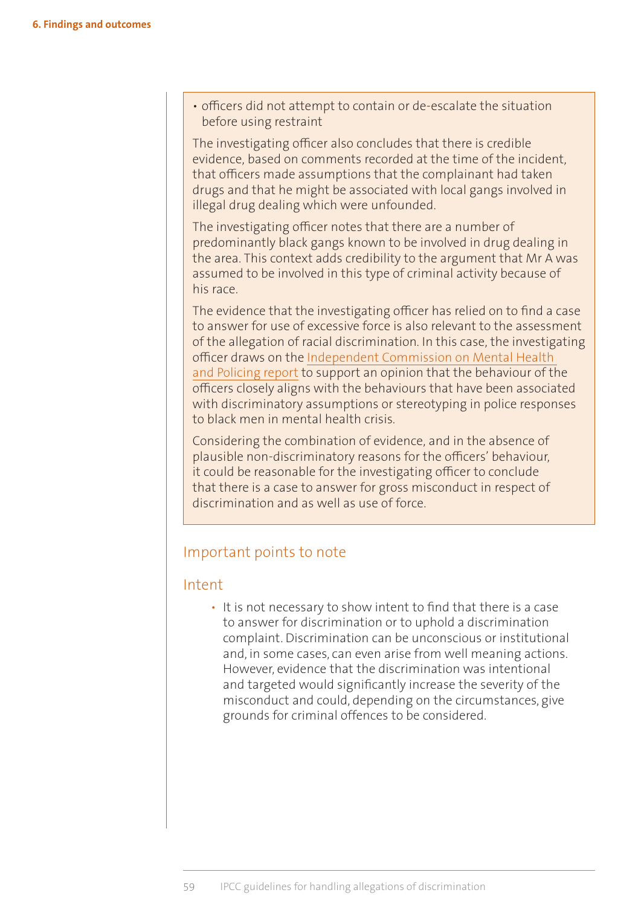- officers did not attempt to contain or de-escalate the situation before using restraint

The investigating officer also concludes that there is credible evidence, based on comments recorded at the time of the incident, that officers made assumptions that the complainant had taken drugs and that he might be associated with local gangs involved in illegal drug dealing which were unfounded.

The investigating officer notes that there are a number of predominantly black gangs known to be involved in drug dealing in the area. This context adds credibility to the argument that Mr A was assumed to be involved in this type of criminal activity because of his race.

The evidence that the investigating officer has relied on to find a case to answer for use of excessive force is also relevant to the assessment of the allegation of racial discrimination. In this case, the investigating officer draws on the Independent Commission on Mental Health and Policing report to support an opinion that the behaviour of the officers closely aligns with the behaviours that have been associated with discriminatory assumptions or stereotyping in police responses to black men in mental health crisis.

Considering the combination of evidence, and in the absence of plausible non-discriminatory reasons for the officers' behaviour, it could be reasonable for the investigating officer to conclude that there is a case to answer for gross misconduct in respect of discrimination and as well as use of force.

## Important points to note

### Intent

- It is not necessary to show intent to find that there is a case to answer for discrimination or to uphold a discrimination complaint. Discrimination can be unconscious or institutional and, in some cases, can even arise from well meaning actions. However, evidence that the discrimination was intentional and targeted would significantly increase the severity of the misconduct and could, depending on the circumstances, give grounds for criminal offences to be considered.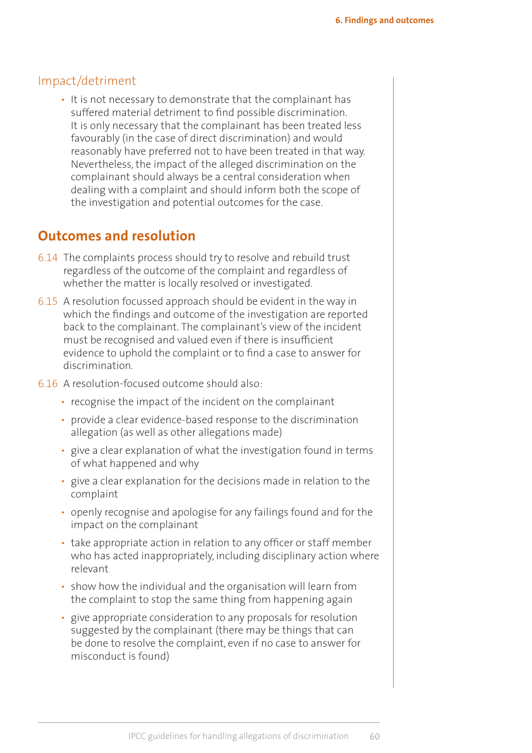### Impact/detriment

- It is not necessary to demonstrate that the complainant has suffered material detriment to find possible discrimination. It is only necessary that the complainant has been treated less favourably (in the case of direct discrimination) and would reasonably have preferred not to have been treated in that way. Nevertheless, the impact of the alleged discrimination on the complainant should always be a central consideration when dealing with a complaint and should inform both the scope of the investigation and potential outcomes for the case.

## Outcomes and resolution

6.14 The complaints process should try to resolve and rebuild trust regardless of the outcome of the complaint and regardless of whether the matter is locally resolved or investigated.

6.15 A resolution focussed approach should be evident in the way in which the findings and outcome of the investigation are reported back to the complainant. The complainant's view of the incident must be recognised and valued even if there is insufficient evidence to uphold the complaint or to find a case to answer for discrimination.

6.16 A resolution-focused outcome should also:

- recognise the impact of the incident on the complainant
- provide a clear evidence-based response to the discrimination allegation (as well as other allegations made)
- give a clear explanation of what the investigation found in terms of what happened and why
- give a clear explanation for the decisions made in relation to the complaint
- openly recognise and apologise for any failings found and for the impact on the complainant
- take appropriate action in relation to any officer or staff member who has acted inappropriately, including disciplinary action where relevant
- show how the individual and the organisation will learn from the complaint to stop the same thing from happening again
- give appropriate consideration to any proposals for resolution suggested by the complainant (there may be things that can be done to resolve the complaint, even if no case to answer for misconduct is found)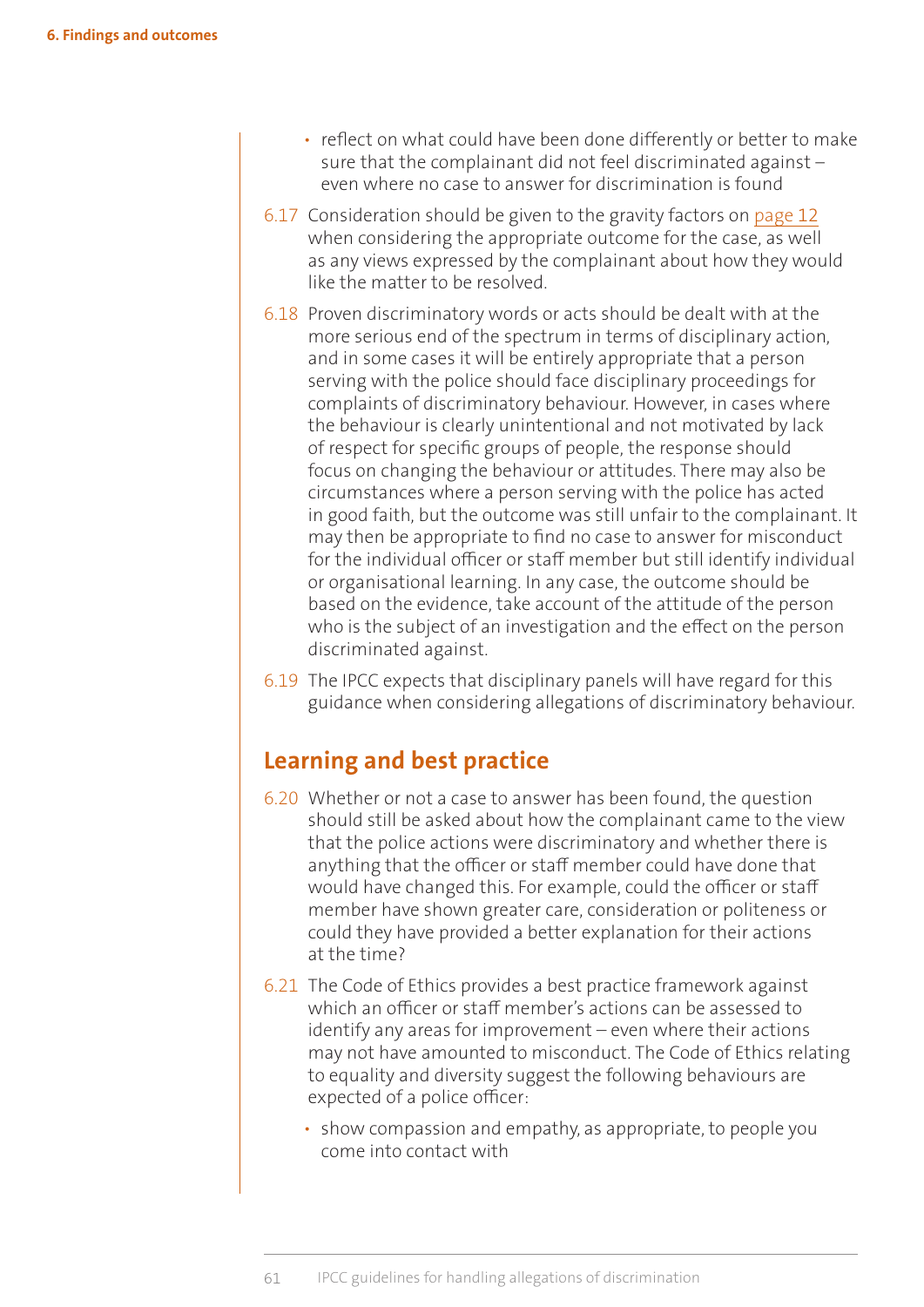- reflect on what could have been done differently or better to make sure that the complainant did not feel discriminated against – even where no case to answer for discrimination is found

6.17 Consideration should be given to the gravity factors on page 12 when considering the appropriate outcome for the case, as well as any views expressed by the complainant about how they would like the matter to be resolved.

6.18 Proven discriminatory words or acts should be dealt with at the more serious end of the spectrum in terms of disciplinary action, and in some cases it will be entirely appropriate that a person serving with the police should face disciplinary proceedings for complaints of discriminatory behaviour. However, in cases where the behaviour is clearly unintentional and not motivated by lack of respect for specific groups of people, the response should focus on changing the behaviour or attitudes. There may also be circumstances where a person serving with the police has acted in good faith, but the outcome was still unfair to the complainant. It may then be appropriate to find no case to answer for misconduct for the individual officer or staff member but still identify individual or organisational learning. In any case, the outcome should be based on the evidence, take account of the attitude of the person who is the subject of an investigation and the effect on the person discriminated against.

6.19 The IPCC expects that disciplinary panels will have regard for this guidance when considering allegations of discriminatory behaviour.

## Learning and best practice

6.20 Whether or not a case to answer has been found, the question should still be asked about how the complainant came to the view that the police actions were discriminatory and whether there is anything that the officer or staff member could have done that would have changed this. For example, could the officer or staff member have shown greater care, consideration or politeness or could they have provided a better explanation for their actions at the time?

6.21 The Code of Ethics provides a best practice framework against which an officer or staff member's actions can be assessed to identify any areas for improvement – even where their actions may not have amounted to misconduct. The Code of Ethics relating to equality and diversity suggest the following behaviours are expected of a police officer:

- show compassion and empathy, as appropriate, to people you come into contact with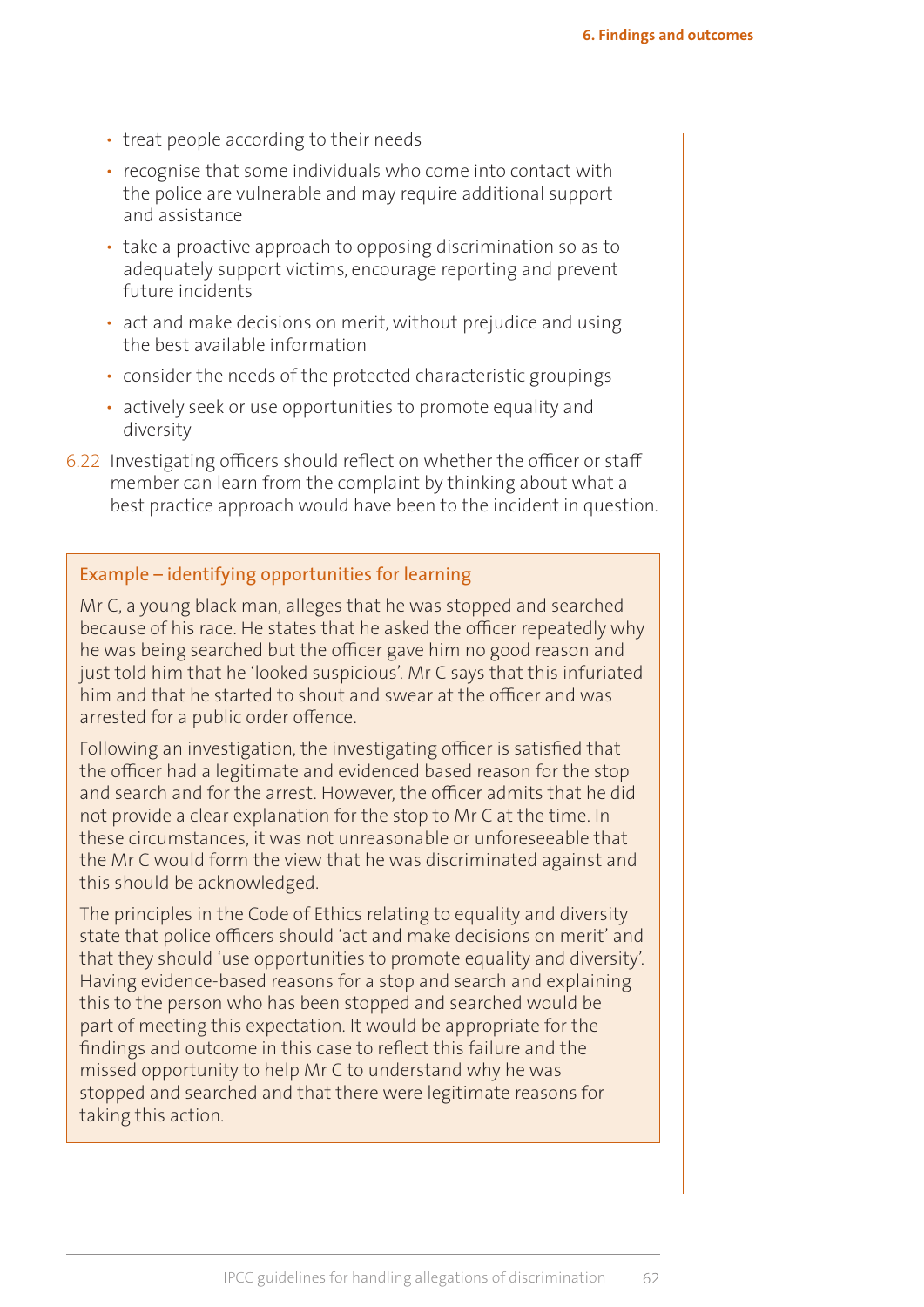- treat people according to their needs
- recognise that some individuals who come into contact with the police are vulnerable and may require additional support and assistance
- take a proactive approach to opposing discrimination so as to adequately support victims, encourage reporting and prevent future incidents
- act and make decisions on merit, without prejudice and using the best available information
- consider the needs of the protected characteristic groupings
- actively seek or use opportunities to promote equality and diversity

6.22 Investigating officers should reflect on whether the officer or staff member can learn from the complaint by thinking about what a best practice approach would have been to the incident in question.

> **Example – identifying opportunities for learning**
>
> Mr C, a young black man, alleges that he was stopped and searched because of his race. He states that he asked the officer repeatedly why he was being searched but the officer gave him no good reason and just told him that he 'looked suspicious'. Mr C says that this infuriated him and that he started to shout and swear at the officer and was arrested for a public order offence.
>
> Following an investigation, the investigating officer is satisfied that the officer had a legitimate and evidenced based reason for the stop and search and for the arrest. However, the officer admits that he did not provide a clear explanation for the stop to Mr C at the time. In these circumstances, it was not unreasonable or unforeseeable that the Mr C would form the view that he was discriminated against and this should be acknowledged.
>
> The principles in the Code of Ethics relating to equality and diversity state that police officers should 'act and make decisions on merit' and that they should 'use opportunities to promote equality and diversity'. Having evidence-based reasons for a stop and search and explaining this to the person who has been stopped and searched would be part of meeting this expectation. It would be appropriate for the findings and outcome in this case to reflect this failure and the missed opportunity to help Mr C to understand why he was stopped and searched and that there were legitimate reasons for taking this action.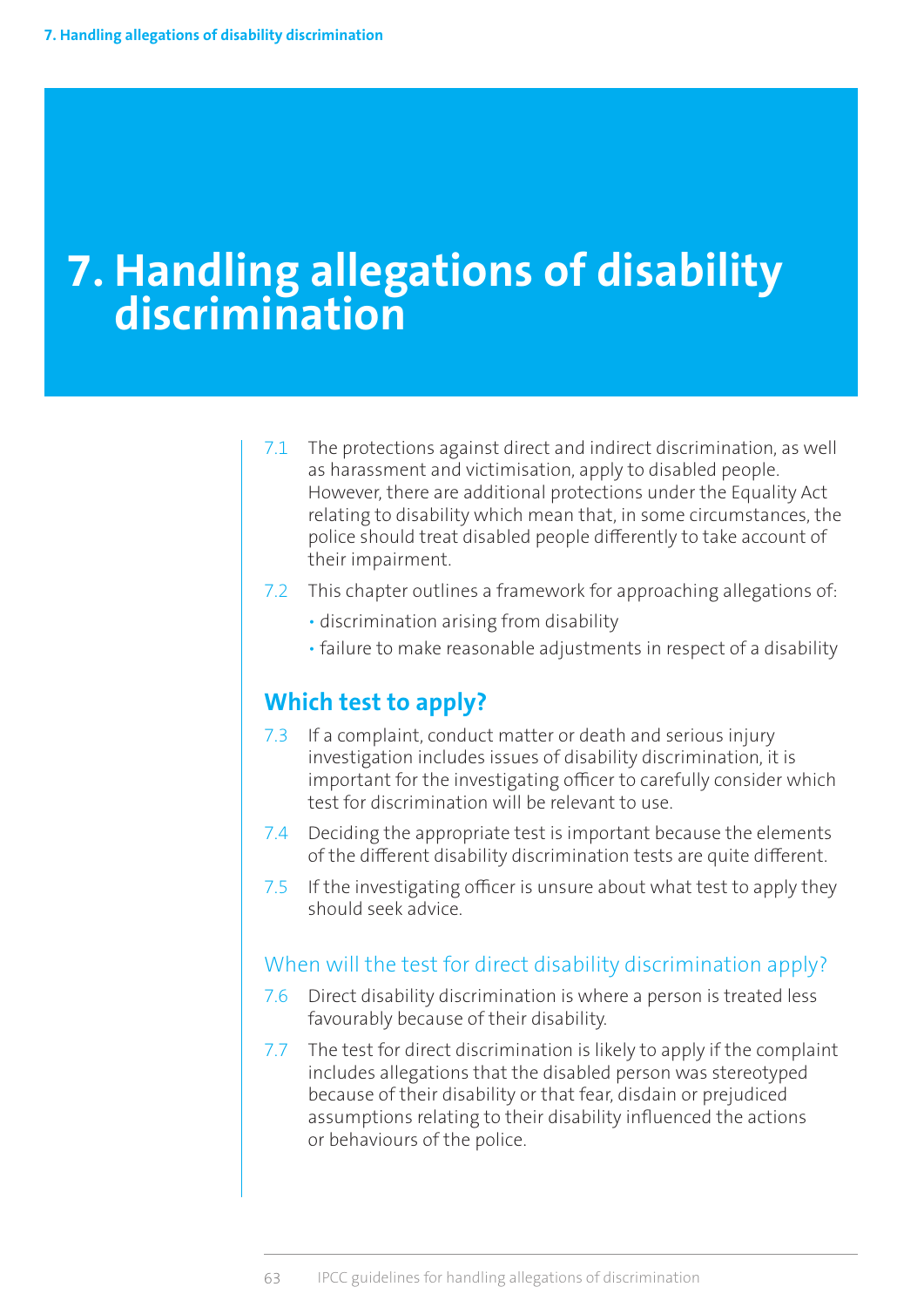# 7. Handling allegations of disability discrimination

7.1 The protections against direct and indirect discrimination, as well as harassment and victimisation, apply to disabled people. However, there are additional protections under the Equality Act relating to disability which mean that, in some circumstances, the police should treat disabled people differently to take account of their impairment.

7.2 This chapter outlines a framework for approaching allegations of:

- discrimination arising from disability
- failure to make reasonable adjustments in respect of a disability

## Which test to apply?

7.3 If a complaint, conduct matter or death and serious injury investigation includes issues of disability discrimination, it is important for the investigating officer to carefully consider which test for discrimination will be relevant to use.

7.4 Deciding the appropriate test is important because the elements of the different disability discrimination tests are quite different.

7.5 If the investigating officer is unsure about what test to apply they should seek advice.

### When will the test for direct disability discrimination apply?

7.6 Direct disability discrimination is where a person is treated less favourably because of their disability.

7.7 The test for direct discrimination is likely to apply if the complaint includes allegations that the disabled person was stereotyped because of their disability or that fear, disdain or prejudiced assumptions relating to their disability influenced the actions or behaviours of the police.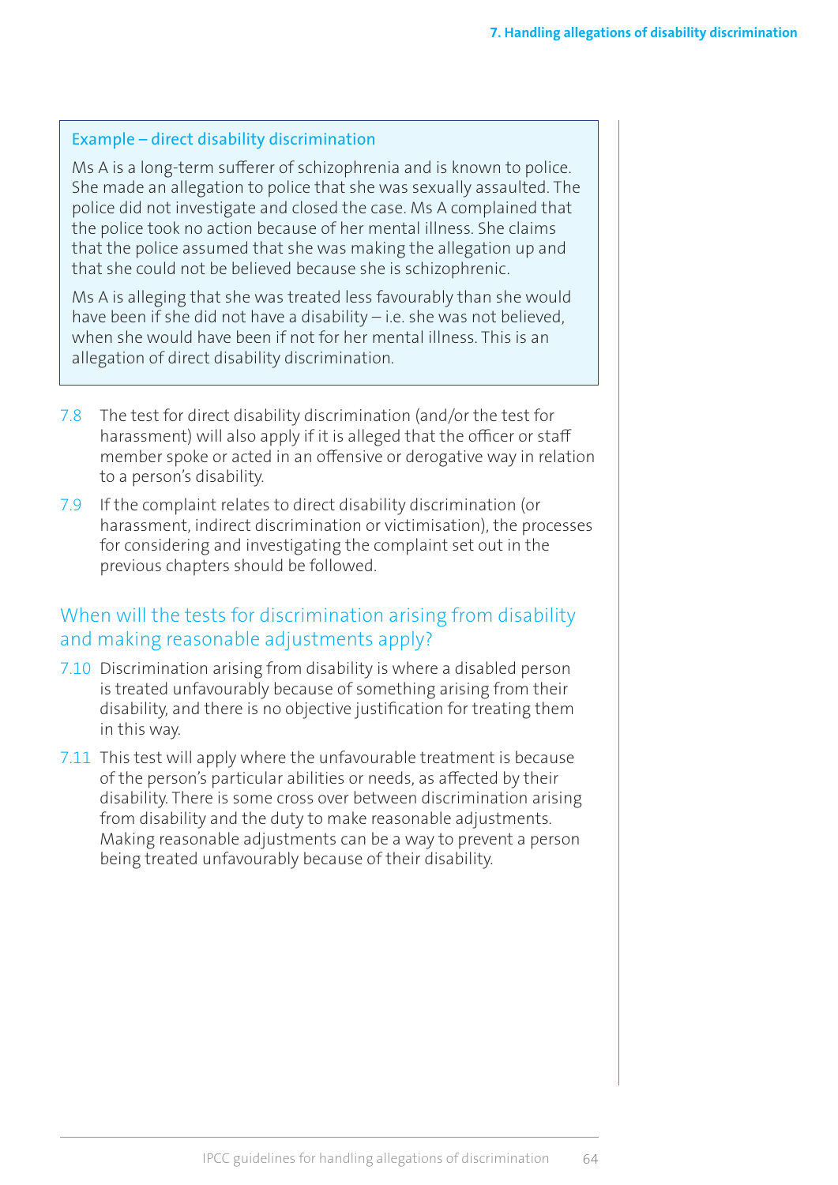**Example – direct disability discrimination**

Ms A is a long-term sufferer of schizophrenia and is known to police. She made an allegation to police that she was sexually assaulted. The police did not investigate and closed the case. Ms A complained that the police took no action because of her mental illness. She claims that the police assumed that she was making the allegation up and that she could not be believed because she is schizophrenic.

Ms A is alleging that she was treated less favourably than she would have been if she did not have a disability – i.e. she was not believed, when she would have been if not for her mental illness. This is an allegation of direct disability discrimination.

7.8 The test for direct disability discrimination (and/or the test for harassment) will also apply if it is alleged that the officer or staff member spoke or acted in an offensive or derogative way in relation to a person's disability.

7.9 If the complaint relates to direct disability discrimination (or harassment, indirect discrimination or victimisation), the processes for considering and investigating the complaint set out in the previous chapters should be followed.

## When will the tests for discrimination arising from disability and making reasonable adjustments apply?

7.10 Discrimination arising from disability is where a disabled person is treated unfavourably because of something arising from their disability, and there is no objective justification for treating them in this way.

7.11 This test will apply where the unfavourable treatment is because of the person's particular abilities or needs, as affected by their disability. There is some cross over between discrimination arising from disability and the duty to make reasonable adjustments. Making reasonable adjustments can be a way to prevent a person being treated unfavourably because of their disability.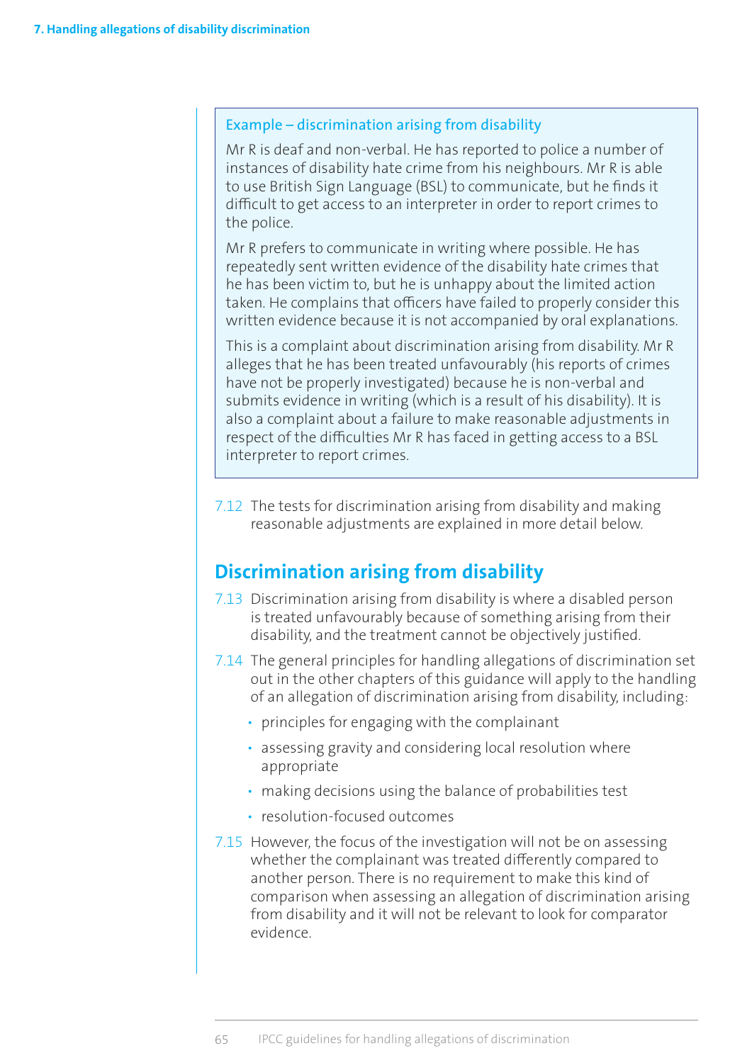> **Example – discrimination arising from disability**
>
> Mr R is deaf and non-verbal. He has reported to police a number of instances of disability hate crime from his neighbours. Mr R is able to use British Sign Language (BSL) to communicate, but he finds it difficult to get access to an interpreter in order to report crimes to the police.
>
> Mr R prefers to communicate in writing where possible. He has repeatedly sent written evidence of the disability hate crimes that he has been victim to, but he is unhappy about the limited action taken. He complains that officers have failed to properly consider this written evidence because it is not accompanied by oral explanations.
>
> This is a complaint about discrimination arising from disability. Mr R alleges that he has been treated unfavourably (his reports of crimes have not be properly investigated) because he is non-verbal and submits evidence in writing (which is a result of his disability). It is also a complaint about a failure to make reasonable adjustments in respect of the difficulties Mr R has faced in getting access to a BSL interpreter to report crimes.

7.12 The tests for discrimination arising from disability and making reasonable adjustments are explained in more detail below.

## Discrimination arising from disability

7.13 Discrimination arising from disability is where a disabled person is treated unfavourably because of something arising from their disability, and the treatment cannot be objectively justified.

7.14 The general principles for handling allegations of discrimination set out in the other chapters of this guidance will apply to the handling of an allegation of discrimination arising from disability, including:

- principles for engaging with the complainant
- assessing gravity and considering local resolution where appropriate
- making decisions using the balance of probabilities test
- resolution-focused outcomes

7.15 However, the focus of the investigation will not be on assessing whether the complainant was treated differently compared to another person. There is no requirement to make this kind of comparison when assessing an allegation of discrimination arising from disability and it will not be relevant to look for comparator evidence.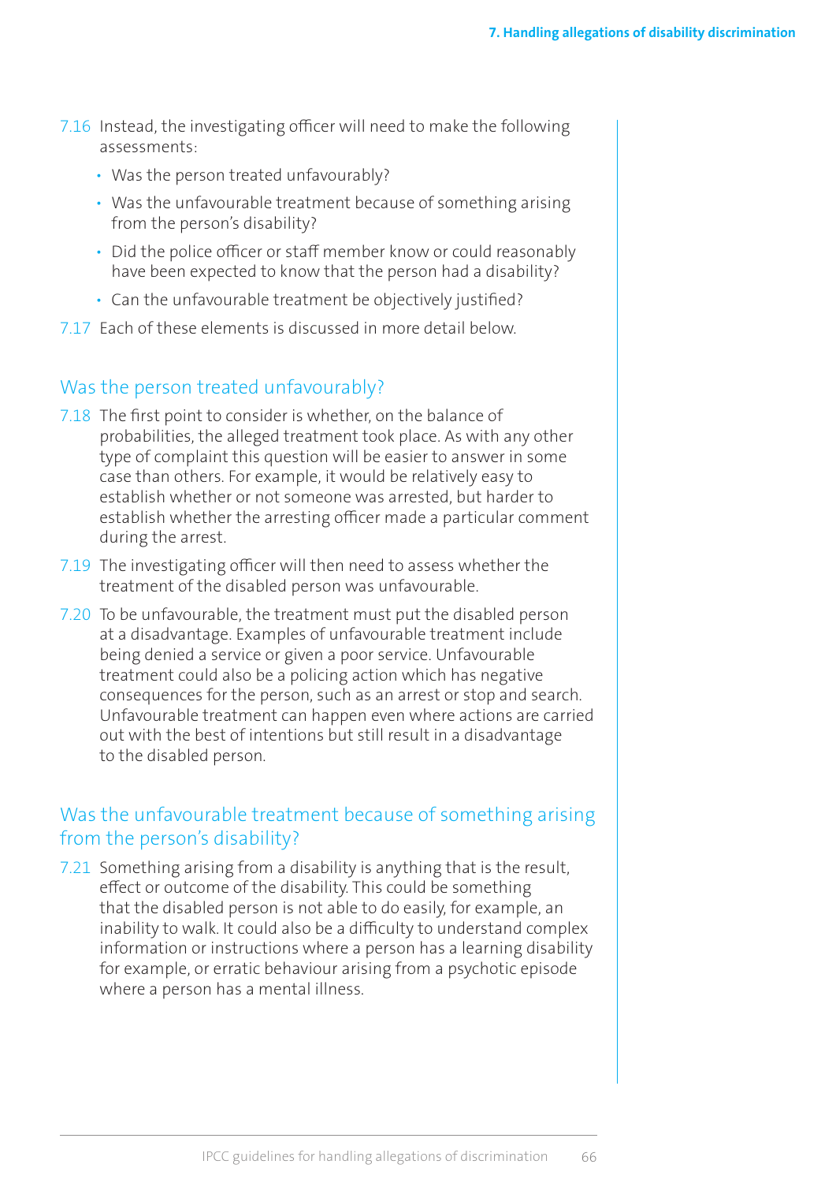7.16 Instead, the investigating officer will need to make the following assessments:

- Was the person treated unfavourably?
- Was the unfavourable treatment because of something arising from the person's disability?
- Did the police officer or staff member know or could reasonably have been expected to know that the person had a disability?
- Can the unfavourable treatment be objectively justified?

7.17 Each of these elements is discussed in more detail below.

## Was the person treated unfavourably?

7.18 The first point to consider is whether, on the balance of probabilities, the alleged treatment took place. As with any other type of complaint this question will be easier to answer in some case than others. For example, it would be relatively easy to establish whether or not someone was arrested, but harder to establish whether the arresting officer made a particular comment during the arrest.

7.19 The investigating officer will then need to assess whether the treatment of the disabled person was unfavourable.

7.20 To be unfavourable, the treatment must put the disabled person at a disadvantage. Examples of unfavourable treatment include being denied a service or given a poor service. Unfavourable treatment could also be a policing action which has negative consequences for the person, such as an arrest or stop and search. Unfavourable treatment can happen even where actions are carried out with the best of intentions but still result in a disadvantage to the disabled person.

## Was the unfavourable treatment because of something arising from the person's disability?

7.21 Something arising from a disability is anything that is the result, effect or outcome of the disability. This could be something that the disabled person is not able to do easily, for example, an inability to walk. It could also be a difficulty to understand complex information or instructions where a person has a learning disability for example, or erratic behaviour arising from a psychotic episode where a person has a mental illness.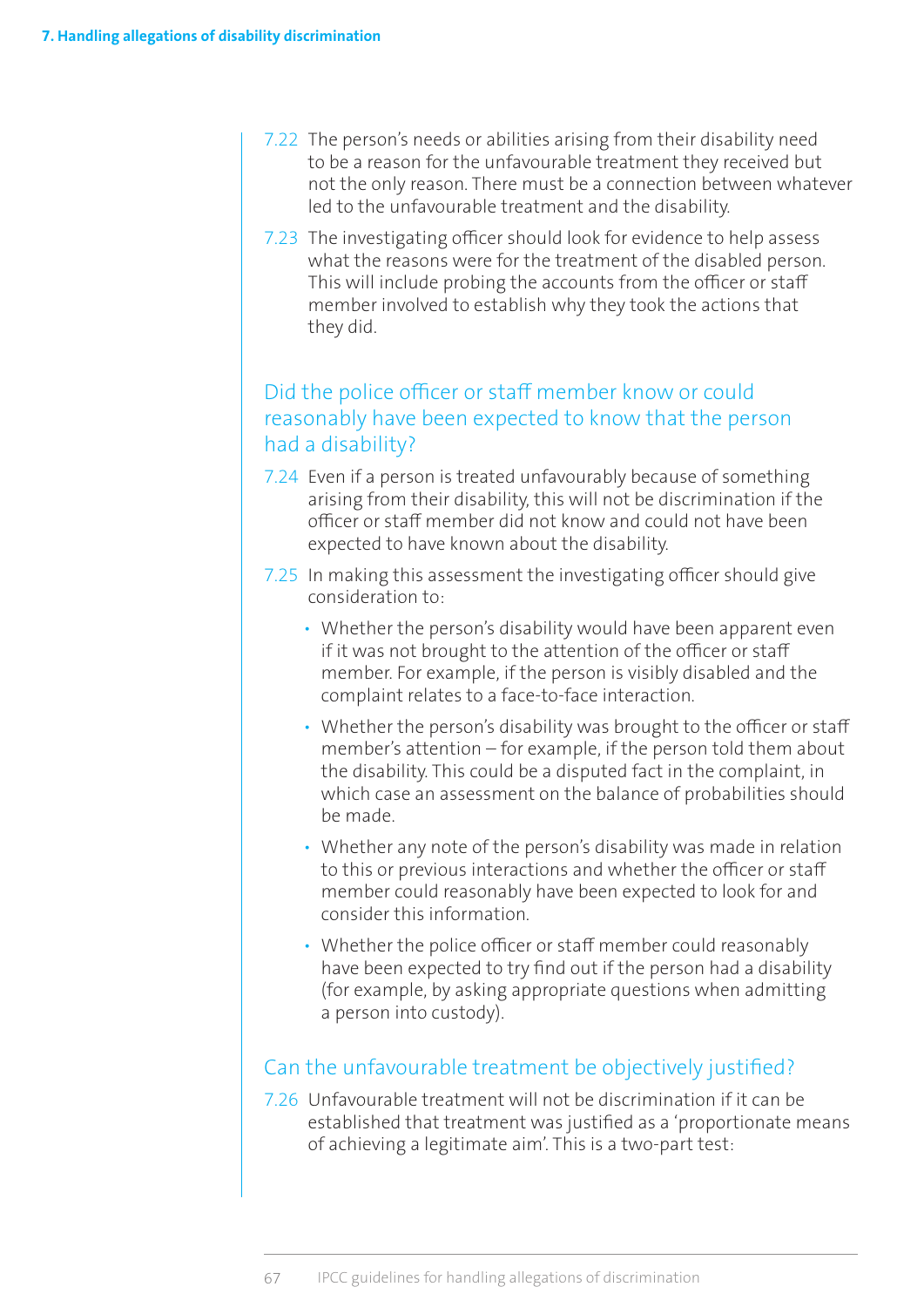7.22 The person's needs or abilities arising from their disability need to be a reason for the unfavourable treatment they received but not the only reason. There must be a connection between whatever led to the unfavourable treatment and the disability.

7.23 The investigating officer should look for evidence to help assess what the reasons were for the treatment of the disabled person. This will include probing the accounts from the officer or staff member involved to establish why they took the actions that they did.

### Did the police officer or staff member know or could reasonably have been expected to know that the person had a disability?

7.24 Even if a person is treated unfavourably because of something arising from their disability, this will not be discrimination if the officer or staff member did not know and could not have been expected to have known about the disability.

7.25 In making this assessment the investigating officer should give consideration to:

- Whether the person's disability would have been apparent even if it was not brought to the attention of the officer or staff member. For example, if the person is visibly disabled and the complaint relates to a face-to-face interaction.
- Whether the person's disability was brought to the officer or staff member's attention – for example, if the person told them about the disability. This could be a disputed fact in the complaint, in which case an assessment on the balance of probabilities should be made.
- Whether any note of the person's disability was made in relation to this or previous interactions and whether the officer or staff member could reasonably have been expected to look for and consider this information.
- Whether the police officer or staff member could reasonably have been expected to try find out if the person had a disability (for example, by asking appropriate questions when admitting a person into custody).

### Can the unfavourable treatment be objectively justified?

7.26 Unfavourable treatment will not be discrimination if it can be established that treatment was justified as a 'proportionate means of achieving a legitimate aim'. This is a two-part test: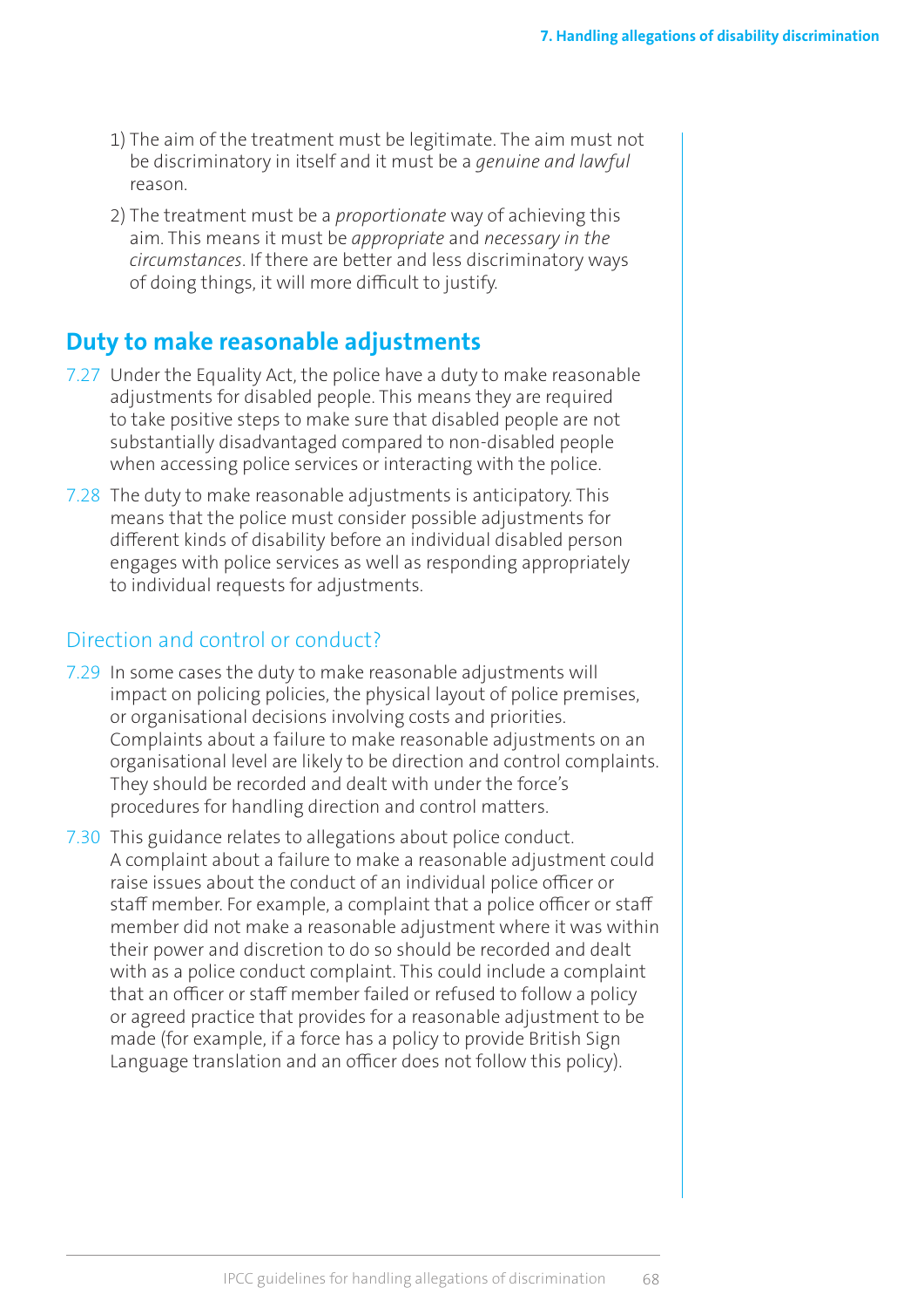1) The aim of the treatment must be legitimate. The aim must not be discriminatory in itself and it must be a *genuine and lawful* reason.

2) The treatment must be a *proportionate* way of achieving this aim. This means it must be *appropriate* and *necessary in the circumstances*. If there are better and less discriminatory ways of doing things, it will more difficult to justify.

## Duty to make reasonable adjustments

7.27 Under the Equality Act, the police have a duty to make reasonable adjustments for disabled people. This means they are required to take positive steps to make sure that disabled people are not substantially disadvantaged compared to non-disabled people when accessing police services or interacting with the police.

7.28 The duty to make reasonable adjustments is anticipatory. This means that the police must consider possible adjustments for different kinds of disability before an individual disabled person engages with police services as well as responding appropriately to individual requests for adjustments.

### Direction and control or conduct?

7.29 In some cases the duty to make reasonable adjustments will impact on policing policies, the physical layout of police premises, or organisational decisions involving costs and priorities. Complaints about a failure to make reasonable adjustments on an organisational level are likely to be direction and control complaints. They should be recorded and dealt with under the force's procedures for handling direction and control matters.

7.30 This guidance relates to allegations about police conduct. A complaint about a failure to make a reasonable adjustment could raise issues about the conduct of an individual police officer or staff member. For example, a complaint that a police officer or staff member did not make a reasonable adjustment where it was within their power and discretion to do so should be recorded and dealt with as a police conduct complaint. This could include a complaint that an officer or staff member failed or refused to follow a policy or agreed practice that provides for a reasonable adjustment to be made (for example, if a force has a policy to provide British Sign Language translation and an officer does not follow this policy).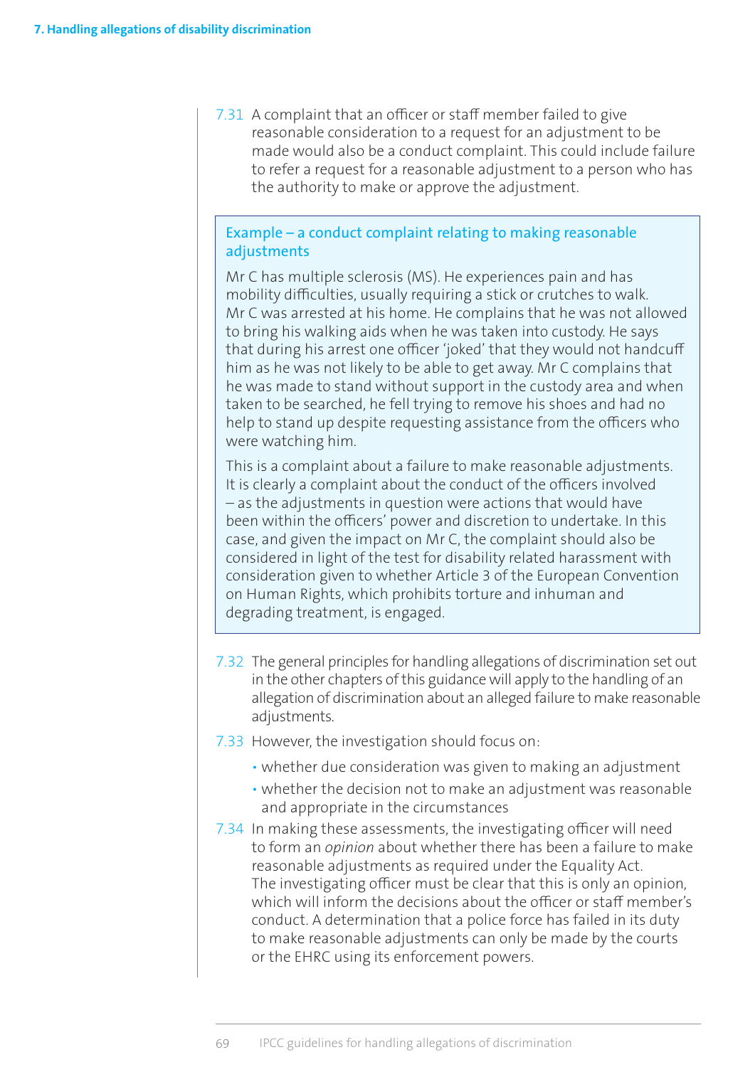7.31 A complaint that an officer or staff member failed to give reasonable consideration to a request for an adjustment to be made would also be a conduct complaint. This could include failure to refer a request for a reasonable adjustment to a person who has the authority to make or approve the adjustment.

> **Example – a conduct complaint relating to making reasonable adjustments**
>
> Mr C has multiple sclerosis (MS). He experiences pain and has mobility difficulties, usually requiring a stick or crutches to walk. Mr C was arrested at his home. He complains that he was not allowed to bring his walking aids when he was taken into custody. He says that during his arrest one officer 'joked' that they would not handcuff him as he was not likely to be able to get away. Mr C complains that he was made to stand without support in the custody area and when taken to be searched, he fell trying to remove his shoes and had no help to stand up despite requesting assistance from the officers who were watching him.
>
> This is a complaint about a failure to make reasonable adjustments. It is clearly a complaint about the conduct of the officers involved – as the adjustments in question were actions that would have been within the officers' power and discretion to undertake. In this case, and given the impact on Mr C, the complaint should also be considered in light of the test for disability related harassment with consideration given to whether Article 3 of the European Convention on Human Rights, which prohibits torture and inhuman and degrading treatment, is engaged.

7.32 The general principles for handling allegations of discrimination set out in the other chapters of this guidance will apply to the handling of an allegation of discrimination about an alleged failure to make reasonable adjustments.

7.33 However, the investigation should focus on:

- whether due consideration was given to making an adjustment
- whether the decision not to make an adjustment was reasonable and appropriate in the circumstances

7.34 In making these assessments, the investigating officer will need to form an *opinion* about whether there has been a failure to make reasonable adjustments as required under the Equality Act. The investigating officer must be clear that this is only an opinion, which will inform the decisions about the officer or staff member's conduct. A determination that a police force has failed in its duty to make reasonable adjustments can only be made by the courts or the EHRC using its enforcement powers.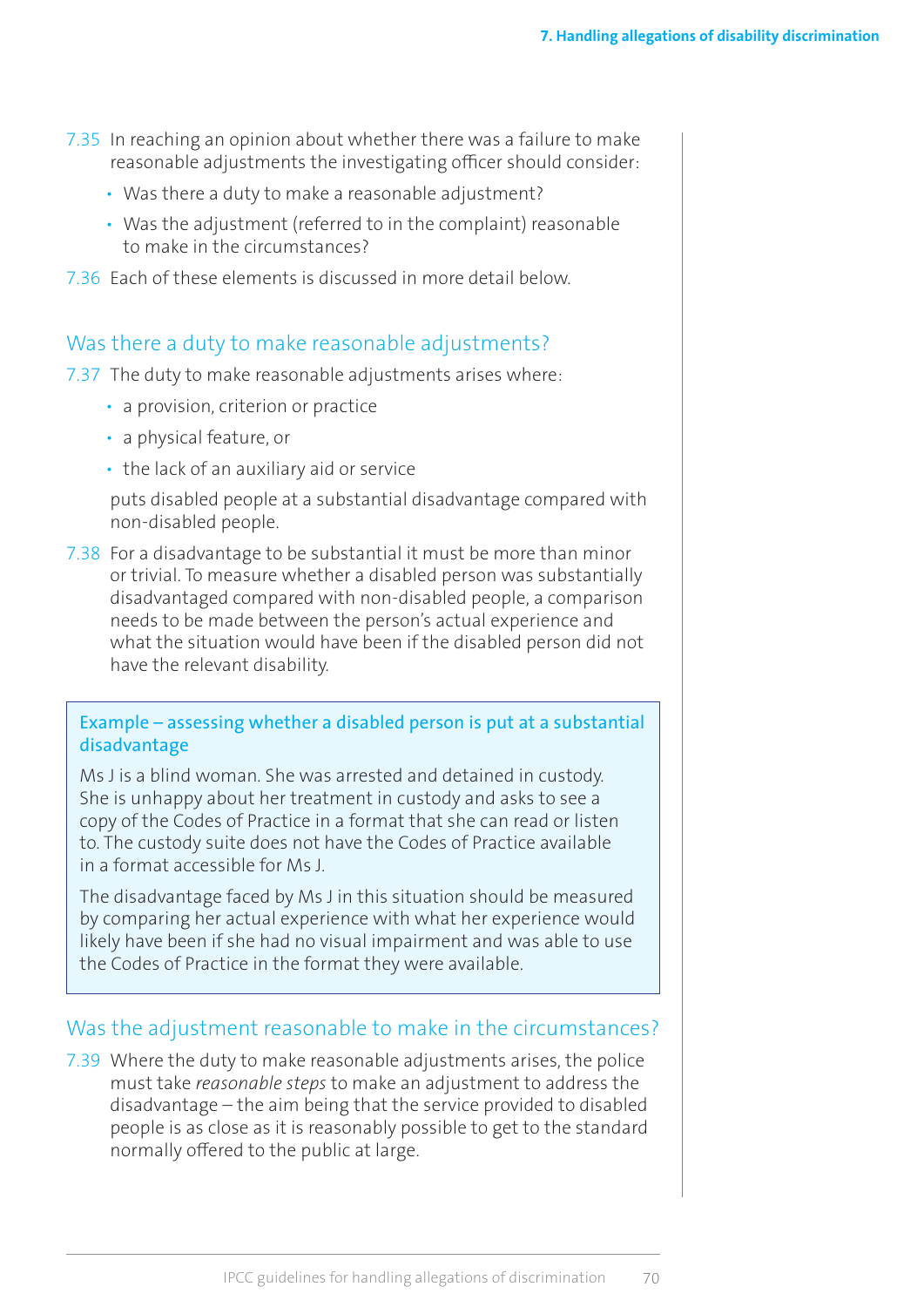7.35 In reaching an opinion about whether there was a failure to make reasonable adjustments the investigating officer should consider:

- Was there a duty to make a reasonable adjustment?
- Was the adjustment (referred to in the complaint) reasonable to make in the circumstances?

7.36 Each of these elements is discussed in more detail below.

## Was there a duty to make reasonable adjustments?

7.37 The duty to make reasonable adjustments arises where:

- a provision, criterion or practice
- a physical feature, or
- the lack of an auxiliary aid or service

puts disabled people at a substantial disadvantage compared with non-disabled people.

7.38 For a disadvantage to be substantial it must be more than minor or trivial. To measure whether a disabled person was substantially disadvantaged compared with non-disabled people, a comparison needs to be made between the person's actual experience and what the situation would have been if the disabled person did not have the relevant disability.

> **Example – assessing whether a disabled person is put at a substantial disadvantage**
>
> Ms J is a blind woman. She was arrested and detained in custody. She is unhappy about her treatment in custody and asks to see a copy of the Codes of Practice in a format that she can read or listen to. The custody suite does not have the Codes of Practice available in a format accessible for Ms J.
>
> The disadvantage faced by Ms J in this situation should be measured by comparing her actual experience with what her experience would likely have been if she had no visual impairment and was able to use the Codes of Practice in the format they were available.

## Was the adjustment reasonable to make in the circumstances?

7.39 Where the duty to make reasonable adjustments arises, the police must take *reasonable steps* to make an adjustment to address the disadvantage – the aim being that the service provided to disabled people is as close as it is reasonably possible to get to the standard normally offered to the public at large.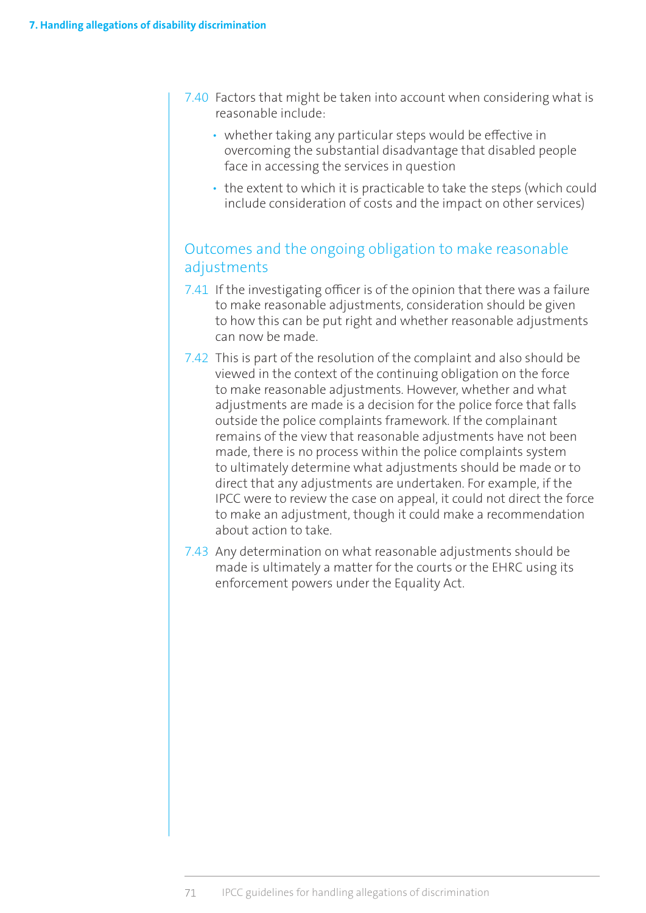7.40 Factors that might be taken into account when considering what is reasonable include:

- whether taking any particular steps would be effective in overcoming the substantial disadvantage that disabled people face in accessing the services in question
- the extent to which it is practicable to take the steps (which could include consideration of costs and the impact on other services)

## Outcomes and the ongoing obligation to make reasonable adjustments

7.41 If the investigating officer is of the opinion that there was a failure to make reasonable adjustments, consideration should be given to how this can be put right and whether reasonable adjustments can now be made.

7.42 This is part of the resolution of the complaint and also should be viewed in the context of the continuing obligation on the force to make reasonable adjustments. However, whether and what adjustments are made is a decision for the police force that falls outside the police complaints framework. If the complainant remains of the view that reasonable adjustments have not been made, there is no process within the police complaints system to ultimately determine what adjustments should be made or to direct that any adjustments are undertaken. For example, if the IPCC were to review the case on appeal, it could not direct the force to make an adjustment, though it could make a recommendation about action to take.

7.43 Any determination on what reasonable adjustments should be made is ultimately a matter for the courts or the EHRC using its enforcement powers under the Equality Act.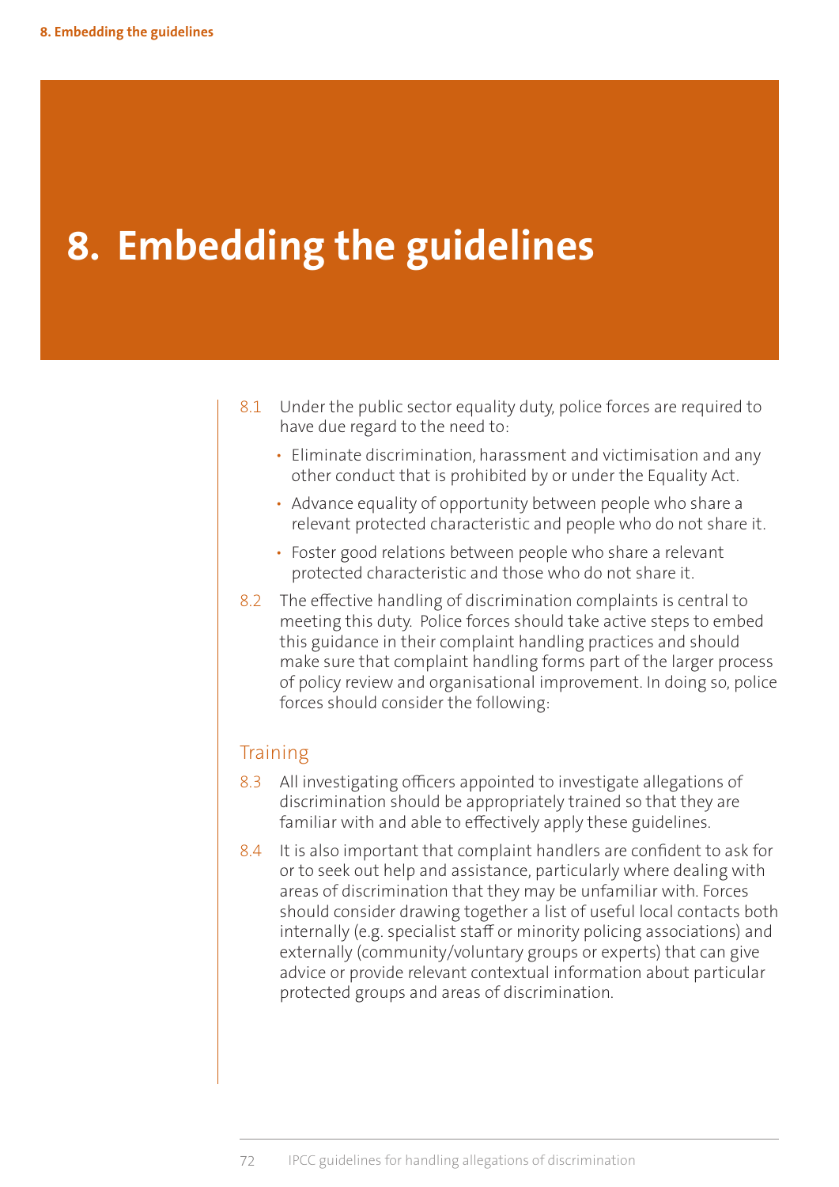# 8. Embedding the guidelines

8.1 Under the public sector equality duty, police forces are required to have due regard to the need to:

- Eliminate discrimination, harassment and victimisation and any other conduct that is prohibited by or under the Equality Act.
- Advance equality of opportunity between people who share a relevant protected characteristic and people who do not share it.
- Foster good relations between people who share a relevant protected characteristic and those who do not share it.

8.2 The effective handling of discrimination complaints is central to meeting this duty. Police forces should take active steps to embed this guidance in their complaint handling practices and should make sure that complaint handling forms part of the larger process of policy review and organisational improvement. In doing so, police forces should consider the following:

## Training

8.3 All investigating officers appointed to investigate allegations of discrimination should be appropriately trained so that they are familiar with and able to effectively apply these guidelines.

8.4 It is also important that complaint handlers are confident to ask for or to seek out help and assistance, particularly where dealing with areas of discrimination that they may be unfamiliar with. Forces should consider drawing together a list of useful local contacts both internally (e.g. specialist staff or minority policing associations) and externally (community/voluntary groups or experts) that can give advice or provide relevant contextual information about particular protected groups and areas of discrimination.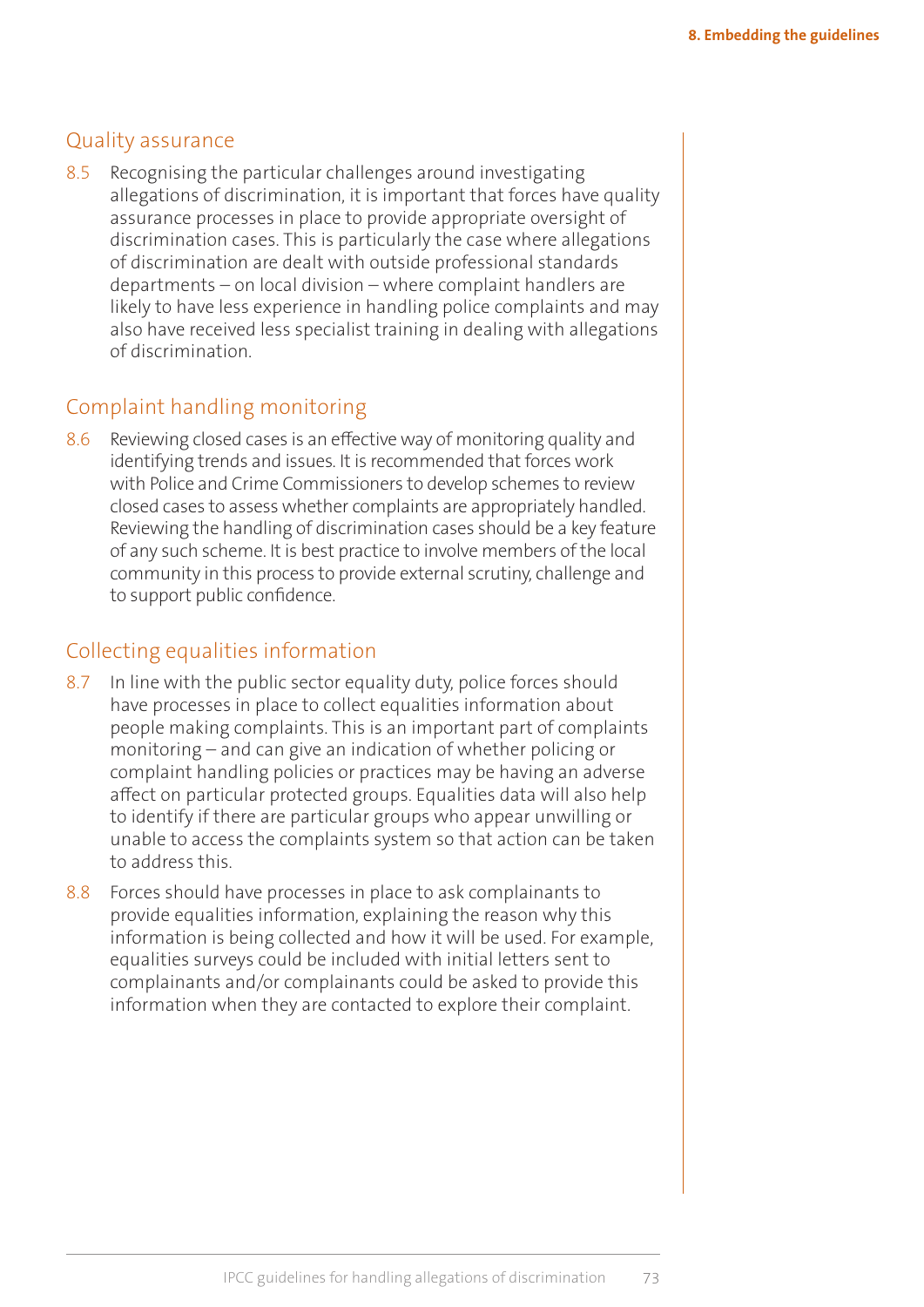## Quality assurance

8.5 Recognising the particular challenges around investigating allegations of discrimination, it is important that forces have quality assurance processes in place to provide appropriate oversight of discrimination cases. This is particularly the case where allegations of discrimination are dealt with outside professional standards departments – on local division – where complaint handlers are likely to have less experience in handling police complaints and may also have received less specialist training in dealing with allegations of discrimination.

## Complaint handling monitoring

8.6 Reviewing closed cases is an effective way of monitoring quality and identifying trends and issues. It is recommended that forces work with Police and Crime Commissioners to develop schemes to review closed cases to assess whether complaints are appropriately handled. Reviewing the handling of discrimination cases should be a key feature of any such scheme. It is best practice to involve members of the local community in this process to provide external scrutiny, challenge and to support public confidence.

## Collecting equalities information

8.7 In line with the public sector equality duty, police forces should have processes in place to collect equalities information about people making complaints. This is an important part of complaints monitoring – and can give an indication of whether policing or complaint handling policies or practices may be having an adverse affect on particular protected groups. Equalities data will also help to identify if there are particular groups who appear unwilling or unable to access the complaints system so that action can be taken to address this.

8.8 Forces should have processes in place to ask complainants to provide equalities information, explaining the reason why this information is being collected and how it will be used. For example, equalities surveys could be included with initial letters sent to complainants and/or complainants could be asked to provide this information when they are contacted to explore their complaint.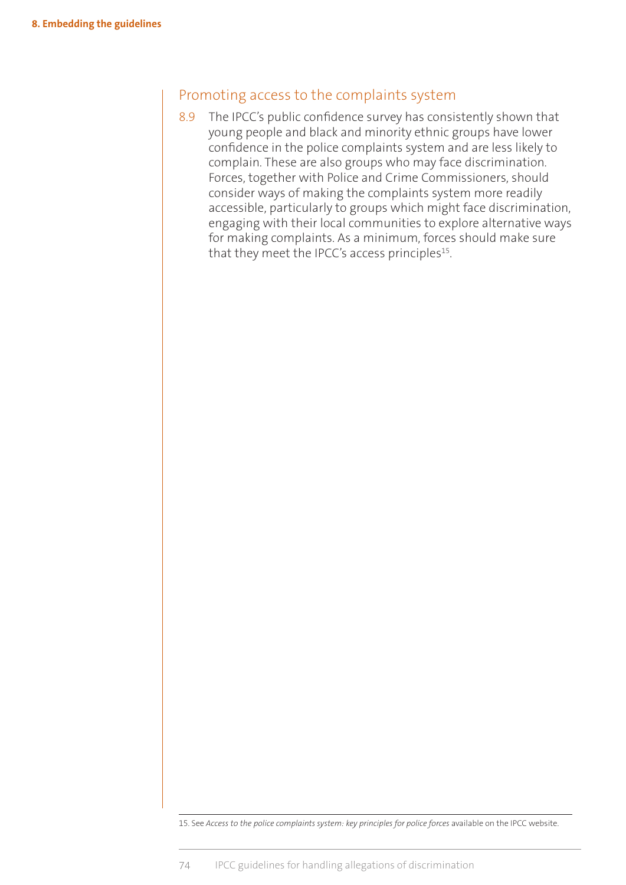## Promoting access to the complaints system

8.9 The IPCC's public confidence survey has consistently shown that young people and black and minority ethnic groups have lower confidence in the police complaints system and are less likely to complain. These are also groups who may face discrimination. Forces, together with Police and Crime Commissioners, should consider ways of making the complaints system more readily accessible, particularly to groups which might face discrimination, engaging with their local communities to explore alternative ways for making complaints. As a minimum, forces should make sure that they meet the IPCC's access principles[15].

15. See *Access to the police complaints system: key principles for police forces* available on the IPCC website.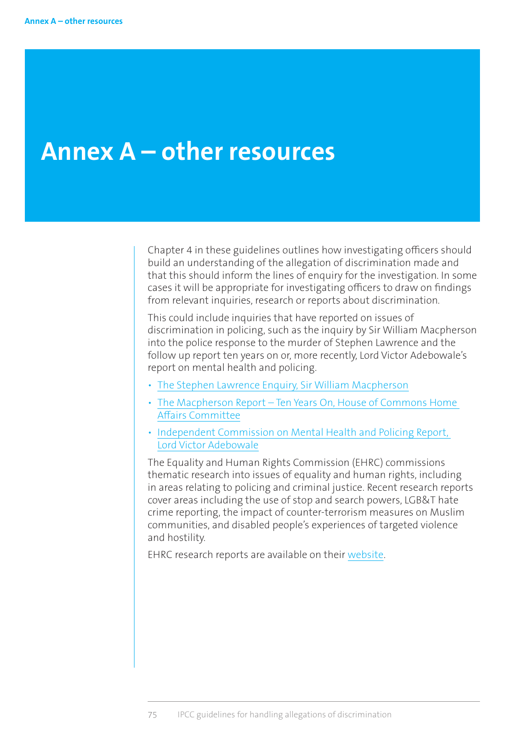# Annex A – other resources

Chapter 4 in these guidelines outlines how investigating officers should build an understanding of the allegation of discrimination made and that this should inform the lines of enquiry for the investigation. In some cases it will be appropriate for investigating officers to draw on findings from relevant inquiries, research or reports about discrimination.

This could include inquiries that have reported on issues of discrimination in policing, such as the inquiry by Sir William Macpherson into the police response to the murder of Stephen Lawrence and the follow up report ten years on or, more recently, Lord Victor Adebowale's report on mental health and policing.

- The Stephen Lawrence Enquiry, Sir William Macpherson
- The Macpherson Report – Ten Years On, House of Commons Home Affairs Committee
- Independent Commission on Mental Health and Policing Report, Lord Victor Adebowale

The Equality and Human Rights Commission (EHRC) commissions thematic research into issues of equality and human rights, including in areas relating to policing and criminal justice. Recent research reports cover areas including the use of stop and search powers, LGB&T hate crime reporting, the impact of counter-terrorism measures on Muslim communities, and disabled people's experiences of targeted violence and hostility.

EHRC research reports are available on their website.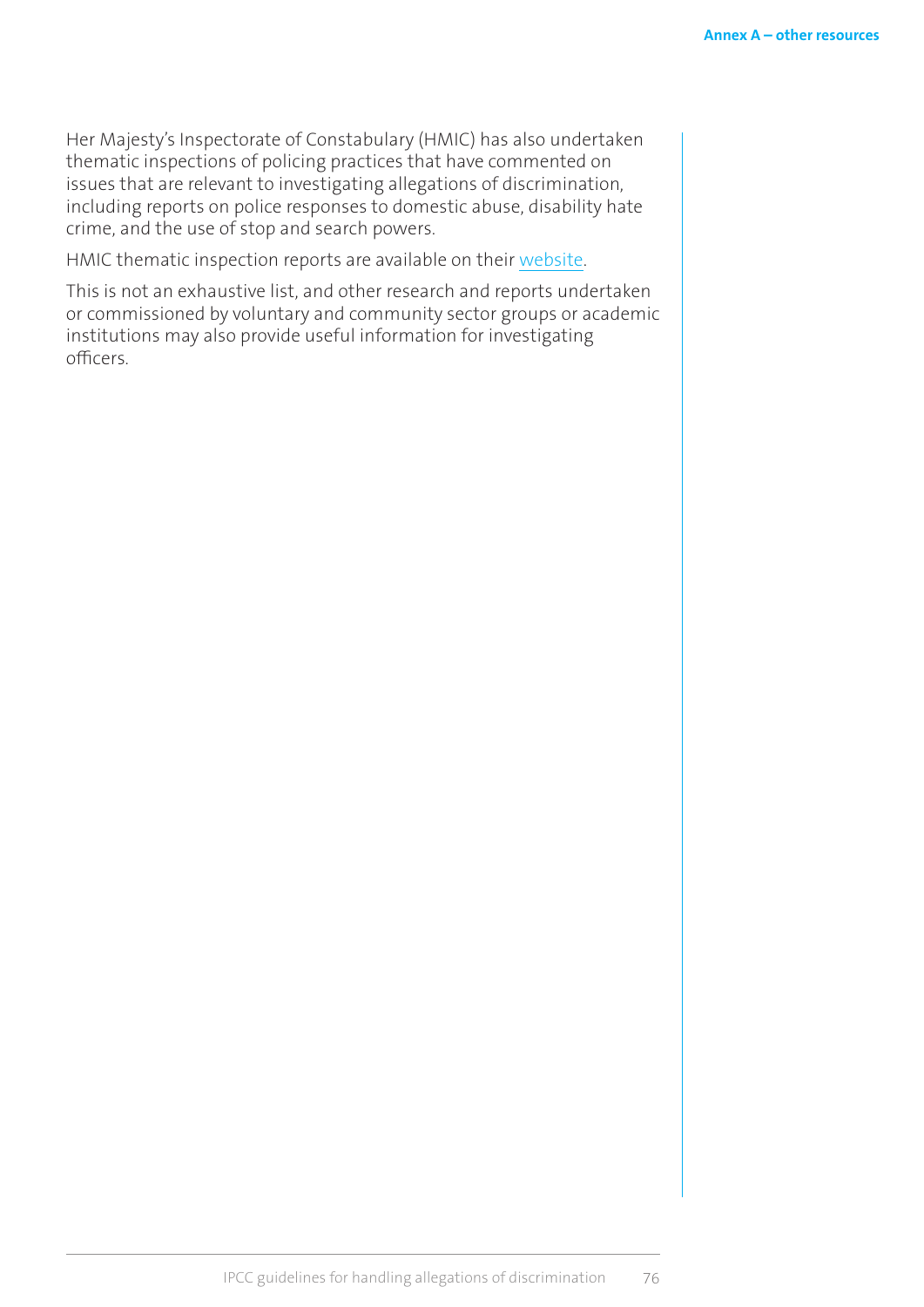Her Majesty's Inspectorate of Constabulary (HMIC) has also undertaken thematic inspections of policing practices that have commented on issues that are relevant to investigating allegations of discrimination, including reports on police responses to domestic abuse, disability hate crime, and the use of stop and search powers.

HMIC thematic inspection reports are available on their website.

This is not an exhaustive list, and other research and reports undertaken or commissioned by voluntary and community sector groups or academic institutions may also provide useful information for investigating officers.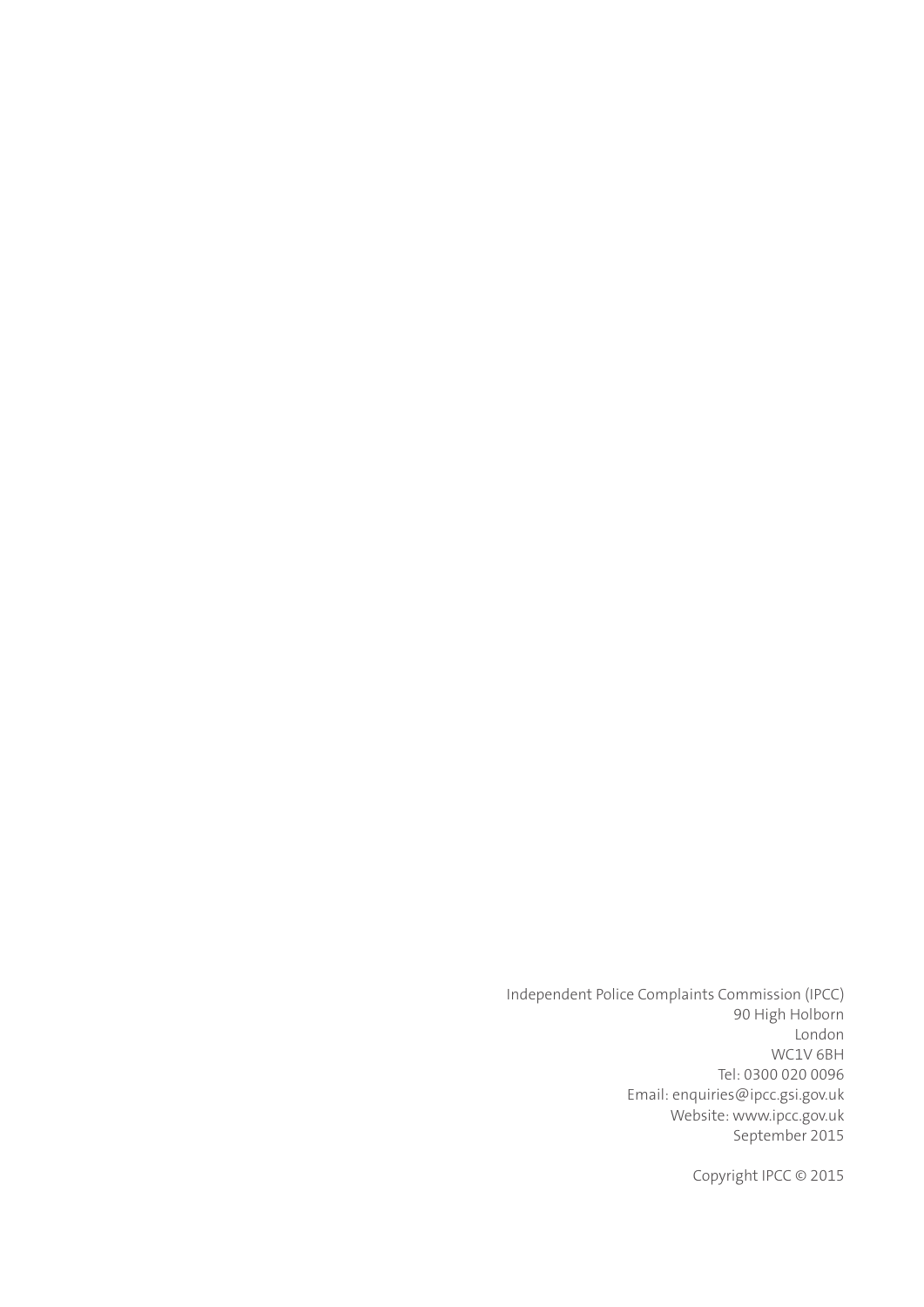Independent Police Complaints Commission (IPCC)
90 High Holborn
London
WC1V 6BH
Tel: 0300 020 0096
Email: enquiries@ipcc.gsi.gov.uk
Website: www.ipcc.gov.uk
September 2015

Copyright IPCC © 2015